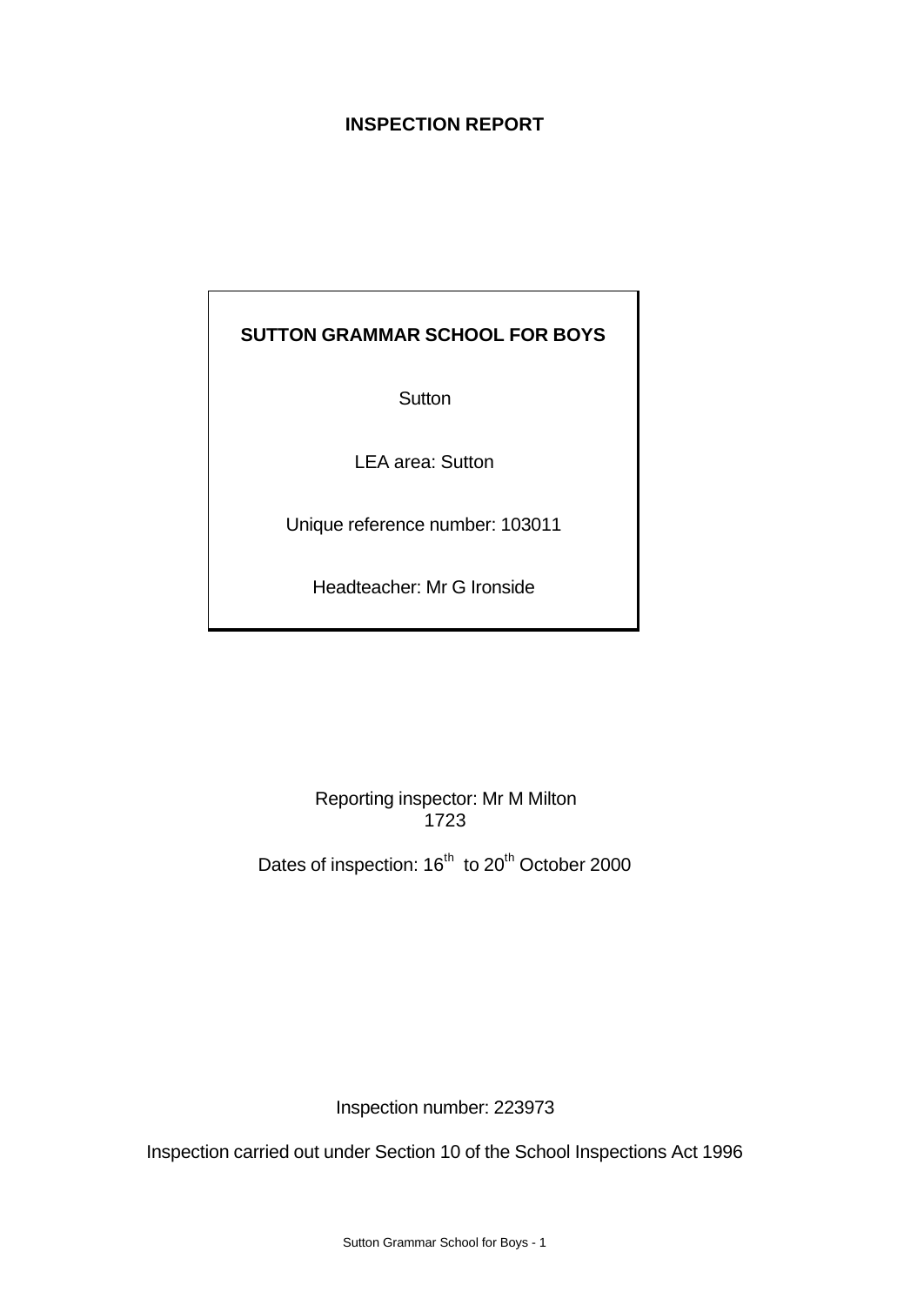# INSPECTION REPORT

**SUTTON GRAMMAR SCHOOL FOR BOYS**

Sutton

LEA area: Sutton

Unique reference number: 103011

Headteacher: Mr G Ironside

Reporting inspector: Mr M Milton
1723

Dates of inspection: 16th to 20th October 2000

Inspection number: 223973

Inspection carried out under Section 10 of the School Inspections Act 1996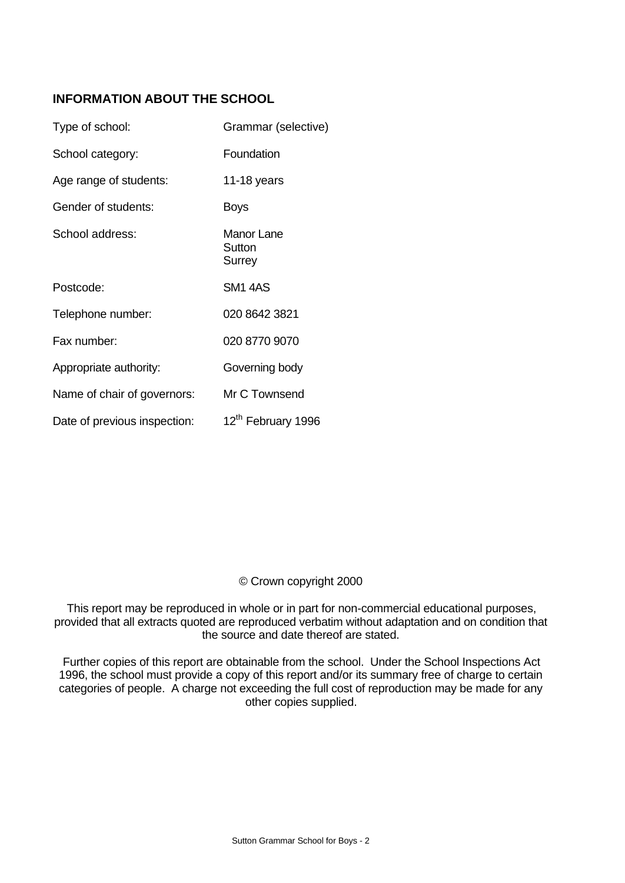## INFORMATION ABOUT THE SCHOOL

| | |
|---|---|
| Type of school: | Grammar (selective) |
| School category: | Foundation |
| Age range of students: | 11-18 years |
| Gender of students: | Boys |
| School address: | Manor Lane<br>Sutton<br>Surrey |
| Postcode: | SM1 4AS |
| Telephone number: | 020 8642 3821 |
| Fax number: | 020 8770 9070 |
| Appropriate authority: | Governing body |
| Name of chair of governors: | Mr C Townsend |
| Date of previous inspection: | 12th February 1996 |

© Crown copyright 2000

This report may be reproduced in whole or in part for non-commercial educational purposes, provided that all extracts quoted are reproduced verbatim without adaptation and on condition that the source and date thereof are stated.

Further copies of this report are obtainable from the school. Under the School Inspections Act 1996, the school must provide a copy of this report and/or its summary free of charge to certain categories of people. A charge not exceeding the full cost of reproduction may be made for any other copies supplied.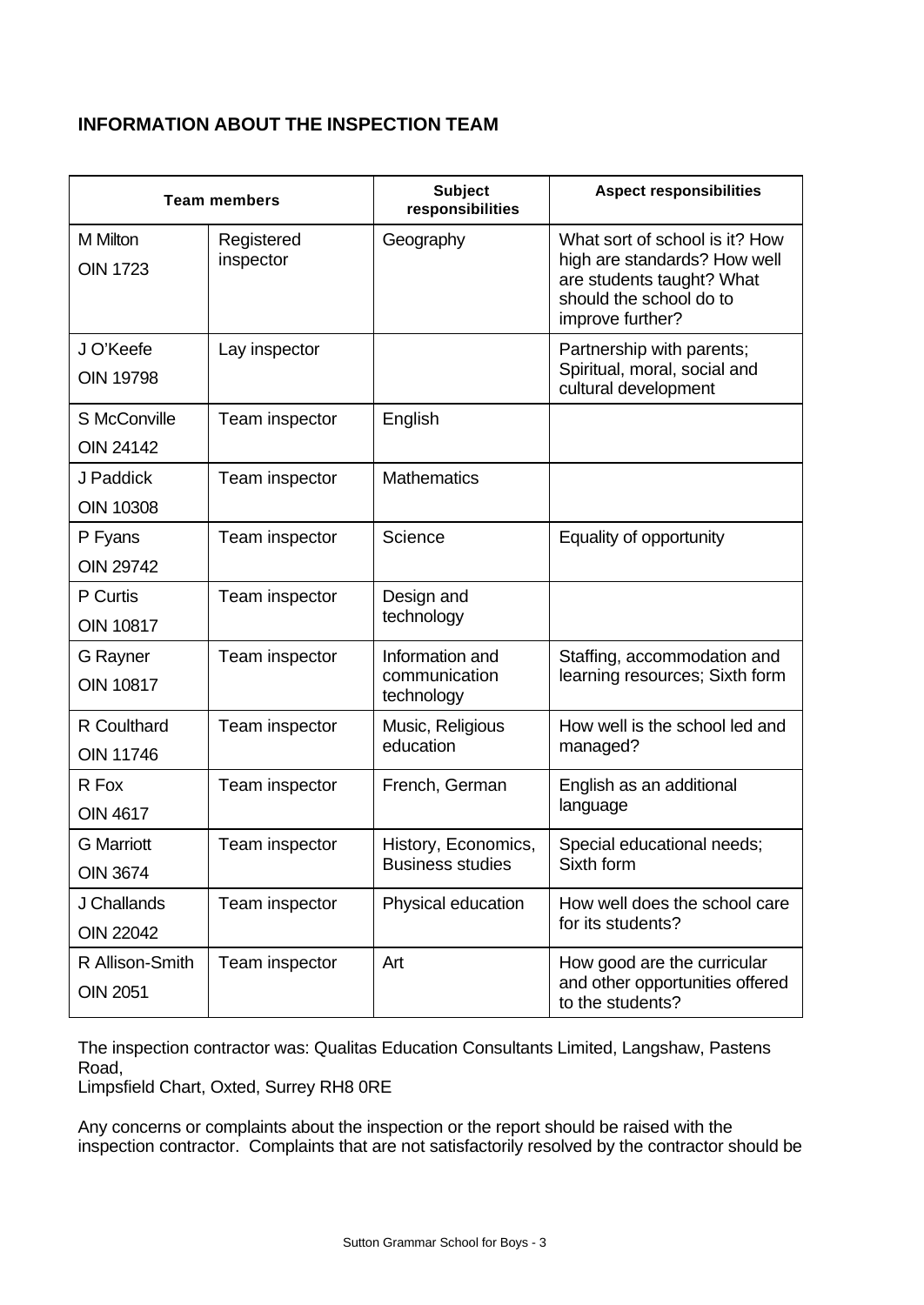## INFORMATION ABOUT THE INSPECTION TEAM

| Team members | | Subject responsibilities | Aspect responsibilities |
|---|---|---|---|
| M Milton<br>OIN 1723 | Registered inspector | Geography | What sort of school is it? How high are standards? How well are students taught? What should the school do to improve further? |
| J O'Keefe<br>OIN 19798 | Lay inspector | | Partnership with parents; Spiritual, moral, social and cultural development |
| S McConville<br>OIN 24142 | Team inspector | English | |
| J Paddick<br>OIN 10308 | Team inspector | Mathematics | |
| P Fyans<br>OIN 29742 | Team inspector | Science | Equality of opportunity |
| P Curtis<br>OIN 10817 | Team inspector | Design and technology | |
| G Rayner<br>OIN 10817 | Team inspector | Information and communication technology | Staffing, accommodation and learning resources; Sixth form |
| R Coulthard<br>OIN 11746 | Team inspector | Music, Religious education | How well is the school led and managed? |
| R Fox<br>OIN 4617 | Team inspector | French, German | English as an additional language |
| G Marriott<br>OIN 3674 | Team inspector | History, Economics, Business studies | Special educational needs; Sixth form |
| J Challands<br>OIN 22042 | Team inspector | Physical education | How well does the school care for its students? |
| R Allison-Smith<br>OIN 2051 | Team inspector | Art | How good are the curricular and other opportunities offered to the students? |

The inspection contractor was: Qualitas Education Consultants Limited, Langshaw, Pastens Road,
Limpsfield Chart, Oxted, Surrey RH8 0RE

Any concerns or complaints about the inspection or the report should be raised with the inspection contractor. Complaints that are not satisfactorily resolved by the contractor should be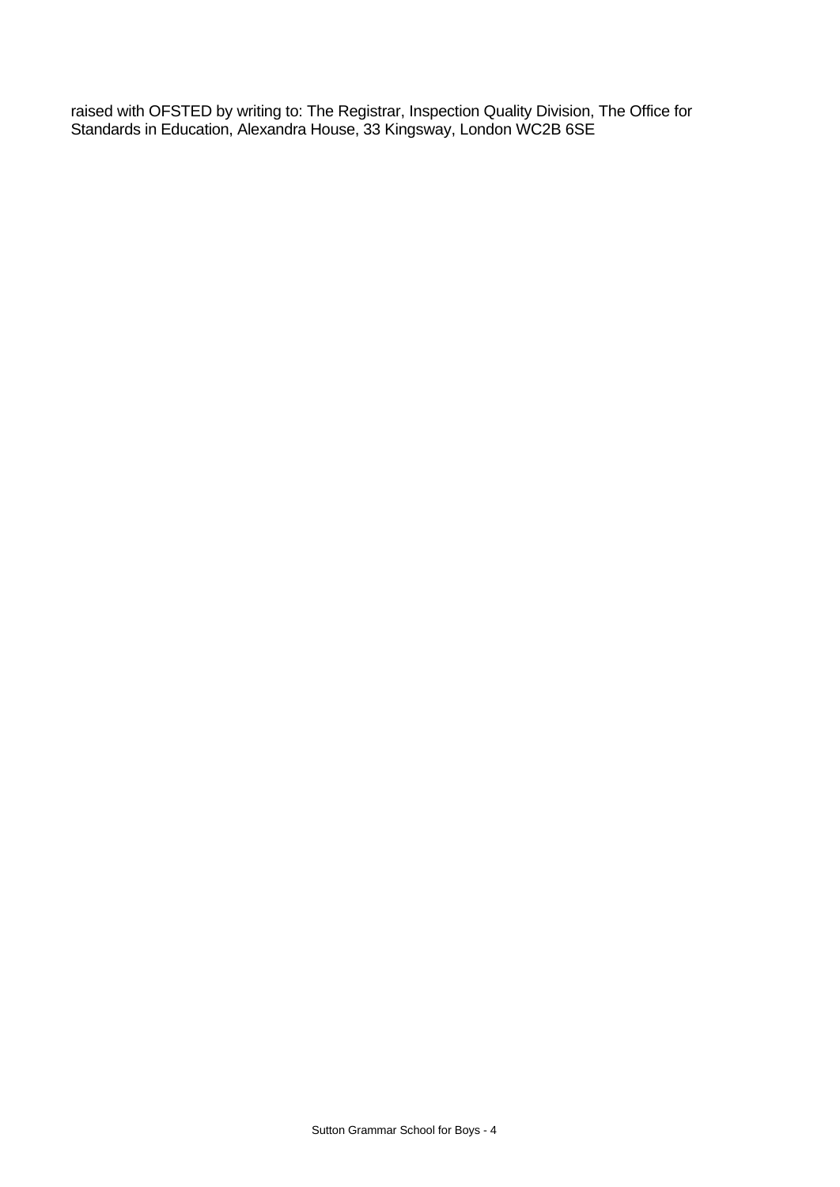raised with OFSTED by writing to: The Registrar, Inspection Quality Division, The Office for Standards in Education, Alexandra House, 33 Kingsway, London WC2B 6SE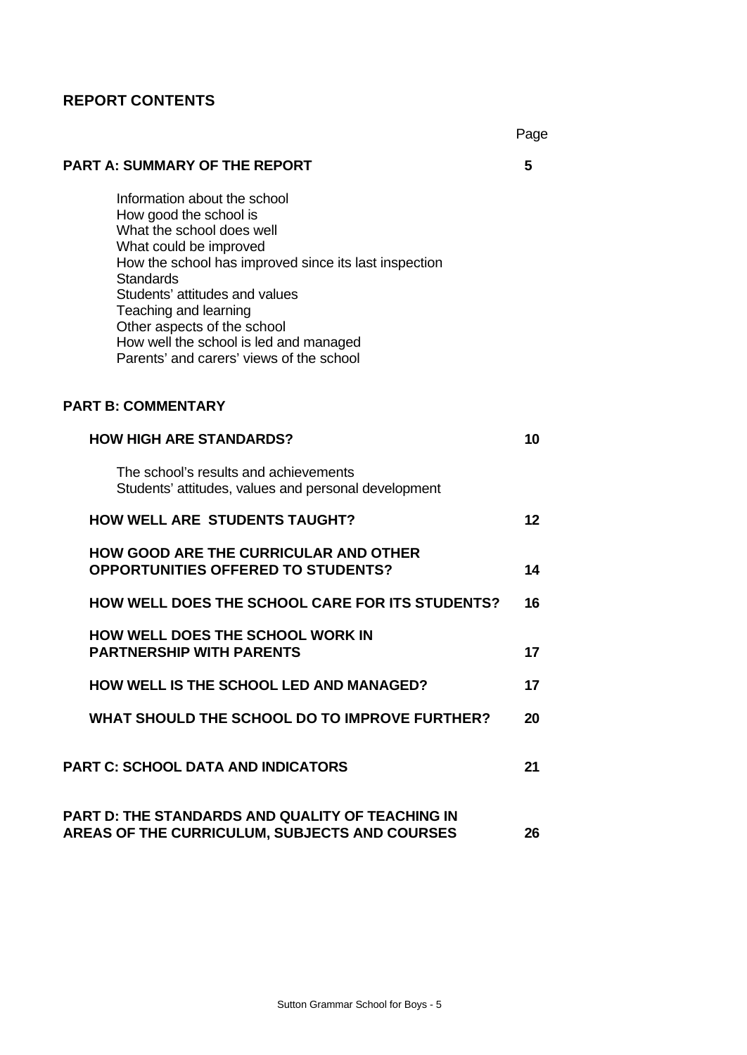## REPORT CONTENTS

| | Page |
|---|---|
| **PART A: SUMMARY OF THE REPORT** | **5** |
| Information about the school<br>How good the school is<br>What the school does well<br>What could be improved<br>How the school has improved since its last inspection<br>Standards<br>Students' attitudes and values<br>Teaching and learning<br>Other aspects of the school<br>How well the school is led and managed<br>Parents' and carers' views of the school | |
| **PART B: COMMENTARY** | |
| **HOW HIGH ARE STANDARDS?** | **10** |
| The school's results and achievements<br>Students' attitudes, values and personal development | |
| **HOW WELL ARE STUDENTS TAUGHT?** | **12** |
| **HOW GOOD ARE THE CURRICULAR AND OTHER OPPORTUNITIES OFFERED TO STUDENTS?** | **14** |
| **HOW WELL DOES THE SCHOOL CARE FOR ITS STUDENTS?** | **16** |
| **HOW WELL DOES THE SCHOOL WORK IN PARTNERSHIP WITH PARENTS** | **17** |
| **HOW WELL IS THE SCHOOL LED AND MANAGED?** | **17** |
| **WHAT SHOULD THE SCHOOL DO TO IMPROVE FURTHER?** | **20** |
| **PART C: SCHOOL DATA AND INDICATORS** | **21** |
| **PART D: THE STANDARDS AND QUALITY OF TEACHING IN AREAS OF THE CURRICULUM, SUBJECTS AND COURSES** | **26** |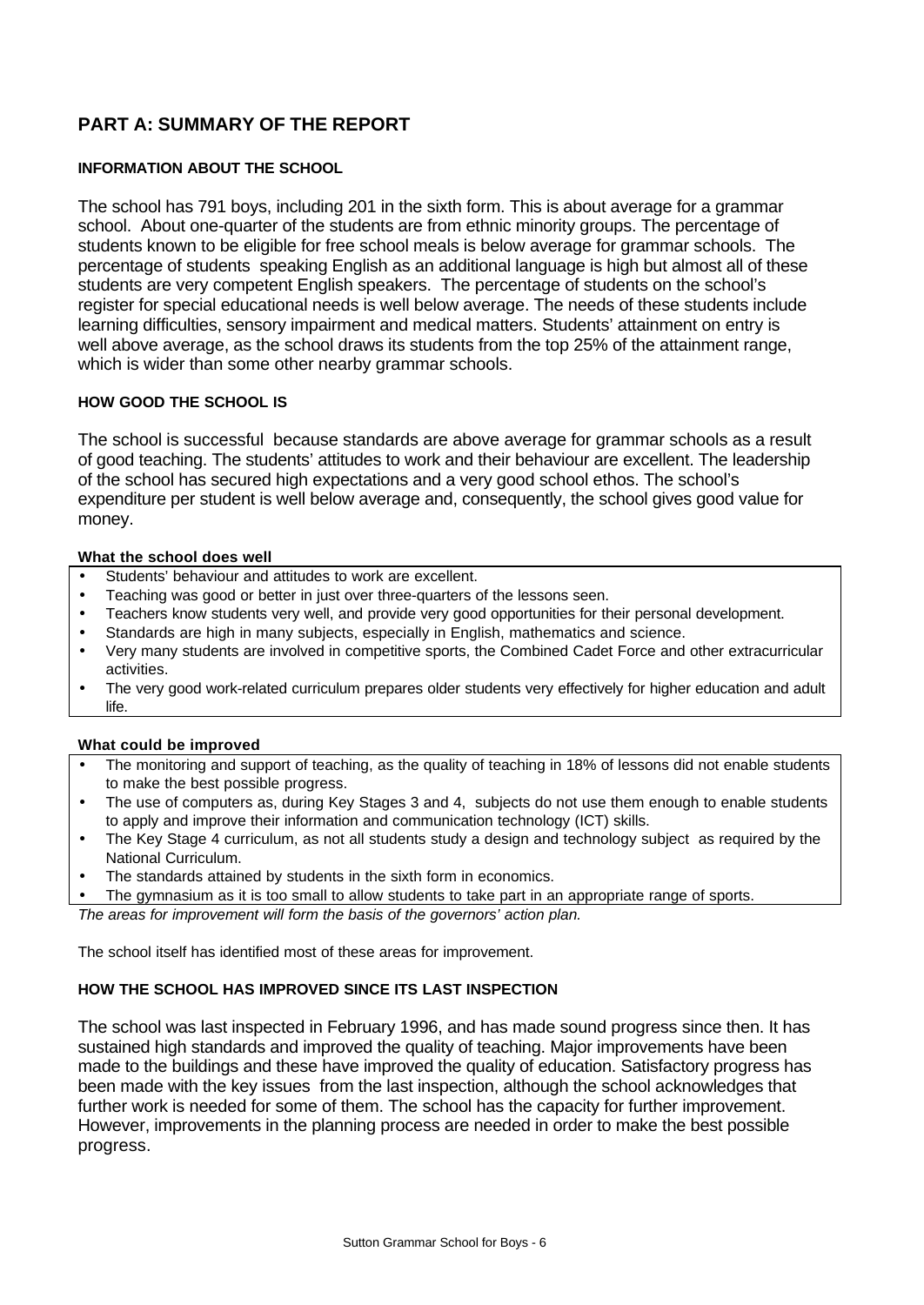## PART A: SUMMARY OF THE REPORT

### INFORMATION ABOUT THE SCHOOL

The school has 791 boys, including 201 in the sixth form. This is about average for a grammar school. About one-quarter of the students are from ethnic minority groups. The percentage of students known to be eligible for free school meals is below average for grammar schools. The percentage of students speaking English as an additional language is high but almost all of these students are very competent English speakers. The percentage of students on the school's register for special educational needs is well below average. The needs of these students include learning difficulties, sensory impairment and medical matters. Students' attainment on entry is well above average, as the school draws its students from the top 25% of the attainment range, which is wider than some other nearby grammar schools.

### HOW GOOD THE SCHOOL IS

The school is successful because standards are above average for grammar schools as a result of good teaching. The students' attitudes to work and their behaviour are excellent. The leadership of the school has secured high expectations and a very good school ethos. The school's expenditure per student is well below average and, consequently, the school gives good value for money.

**What the school does well**

- Students' behaviour and attitudes to work are excellent.
- Teaching was good or better in just over three-quarters of the lessons seen.
- Teachers know students very well, and provide very good opportunities for their personal development.
- Standards are high in many subjects, especially in English, mathematics and science.
- Very many students are involved in competitive sports, the Combined Cadet Force and other extracurricular activities.
- The very good work-related curriculum prepares older students very effectively for higher education and adult life.

**What could be improved**

- The monitoring and support of teaching, as the quality of teaching in 18% of lessons did not enable students to make the best possible progress.
- The use of computers as, during Key Stages 3 and 4, subjects do not use them enough to enable students to apply and improve their information and communication technology (ICT) skills.
- The Key Stage 4 curriculum, as not all students study a design and technology subject as required by the National Curriculum.
- The standards attained by students in the sixth form in economics.
- The gymnasium as it is too small to allow students to take part in an appropriate range of sports.

*The areas for improvement will form the basis of the governors' action plan.*

The school itself has identified most of these areas for improvement.

### HOW THE SCHOOL HAS IMPROVED SINCE ITS LAST INSPECTION

The school was last inspected in February 1996, and has made sound progress since then. It has sustained high standards and improved the quality of teaching. Major improvements have been made to the buildings and these have improved the quality of education. Satisfactory progress has been made with the key issues from the last inspection, although the school acknowledges that further work is needed for some of them. The school has the capacity for further improvement. However, improvements in the planning process are needed in order to make the best possible progress.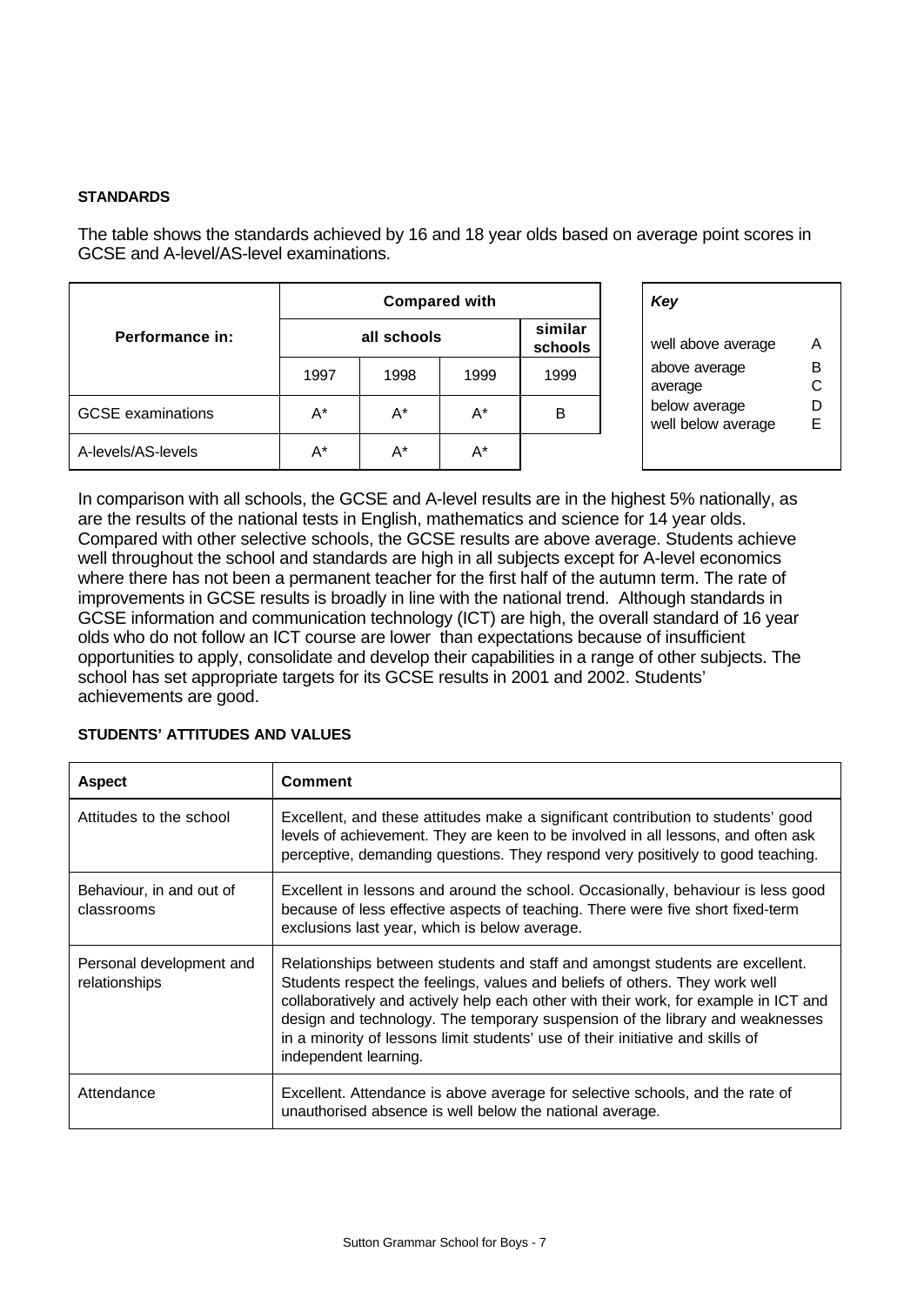**STANDARDS**

The table shows the standards achieved by 16 and 18 year olds based on average point scores in GCSE and A-level/AS-level examinations.

| Performance in: | Compared with | | | |
|---|---|---|---|---|
| | all schools | | | similar schools |
| | 1997 | 1998 | 1999 | 1999 |
| GCSE examinations | A* | A* | A* | B |
| A-levels/AS-levels | A* | A* | A* | |

| *Key* | |
|---|---|
| well above average | A |
| above average | B |
| average | C |
| below average | D |
| well below average | E |

In comparison with all schools, the GCSE and A-level results are in the highest 5% nationally, as are the results of the national tests in English, mathematics and science for 14 year olds. Compared with other selective schools, the GCSE results are above average. Students achieve well throughout the school and standards are high in all subjects except for A-level economics where there has not been a permanent teacher for the first half of the autumn term. The rate of improvements in GCSE results is broadly in line with the national trend. Although standards in GCSE information and communication technology (ICT) are high, the overall standard of 16 year olds who do not follow an ICT course are lower than expectations because of insufficient opportunities to apply, consolidate and develop their capabilities in a range of other subjects. The school has set appropriate targets for its GCSE results in 2001 and 2002. Students' achievements are good.

**STUDENTS' ATTITUDES AND VALUES**

| Aspect | Comment |
|---|---|
| Attitudes to the school | Excellent, and these attitudes make a significant contribution to students' good levels of achievement. They are keen to be involved in all lessons, and often ask perceptive, demanding questions. They respond very positively to good teaching. |
| Behaviour, in and out of classrooms | Excellent in lessons and around the school. Occasionally, behaviour is less good because of less effective aspects of teaching. There were five short fixed-term exclusions last year, which is below average. |
| Personal development and relationships | Relationships between students and staff and amongst students are excellent. Students respect the feelings, values and beliefs of others. They work well collaboratively and actively help each other with their work, for example in ICT and design and technology. The temporary suspension of the library and weaknesses in a minority of lessons limit students' use of their initiative and skills of independent learning. |
| Attendance | Excellent. Attendance is above average for selective schools, and the rate of unauthorised absence is well below the national average. |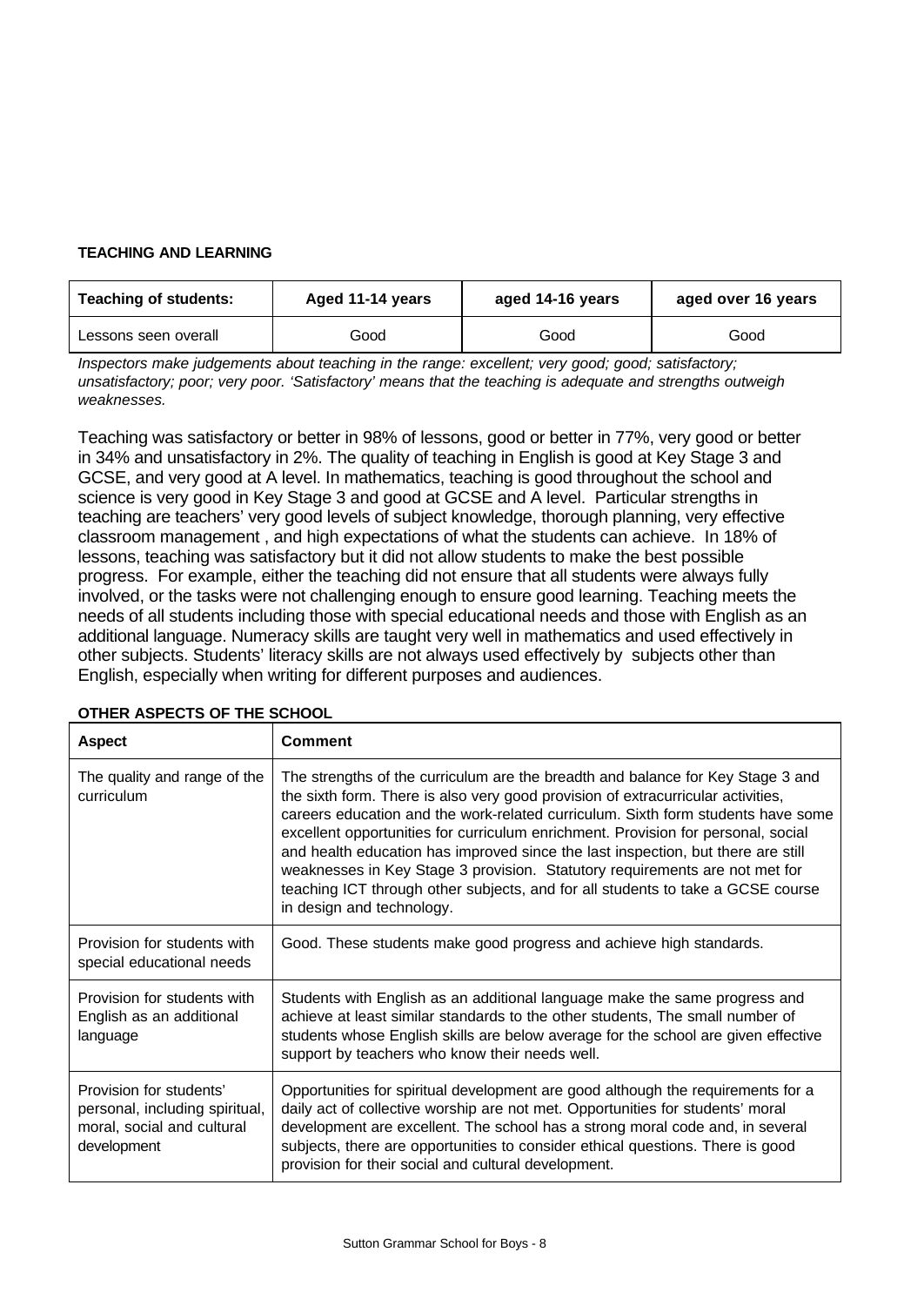**TEACHING AND LEARNING**

| Teaching of students: | Aged 11-14 years | aged 14-16 years | aged over 16 years |
| --- | --- | --- | --- |
| Lessons seen overall | Good | Good | Good |

*Inspectors make judgements about teaching in the range: excellent; very good; good; satisfactory; unsatisfactory; poor; very poor. 'Satisfactory' means that the teaching is adequate and strengths outweigh weaknesses.*

Teaching was satisfactory or better in 98% of lessons, good or better in 77%, very good or better in 34% and unsatisfactory in 2%. The quality of teaching in English is good at Key Stage 3 and GCSE, and very good at A level. In mathematics, teaching is good throughout the school and science is very good in Key Stage 3 and good at GCSE and A level. Particular strengths in teaching are teachers' very good levels of subject knowledge, thorough planning, very effective classroom management , and high expectations of what the students can achieve. In 18% of lessons, teaching was satisfactory but it did not allow students to make the best possible progress. For example, either the teaching did not ensure that all students were always fully involved, or the tasks were not challenging enough to ensure good learning. Teaching meets the needs of all students including those with special educational needs and those with English as an additional language. Numeracy skills are taught very well in mathematics and used effectively in other subjects. Students' literacy skills are not always used effectively by subjects other than English, especially when writing for different purposes and audiences.

**OTHER ASPECTS OF THE SCHOOL**

| Aspect | Comment |
| --- | --- |
| The quality and range of the curriculum | The strengths of the curriculum are the breadth and balance for Key Stage 3 and the sixth form. There is also very good provision of extracurricular activities, careers education and the work-related curriculum. Sixth form students have some excellent opportunities for curriculum enrichment. Provision for personal, social and health education has improved since the last inspection, but there are still weaknesses in Key Stage 3 provision. Statutory requirements are not met for teaching ICT through other subjects, and for all students to take a GCSE course in design and technology. |
| Provision for students with special educational needs | Good. These students make good progress and achieve high standards. |
| Provision for students with English as an additional language | Students with English as an additional language make the same progress and achieve at least similar standards to the other students, The small number of students whose English skills are below average for the school are given effective support by teachers who know their needs well. |
| Provision for students' personal, including spiritual, moral, social and cultural development | Opportunities for spiritual development are good although the requirements for a daily act of collective worship are not met. Opportunities for students' moral development are excellent. The school has a strong moral code and, in several subjects, there are opportunities to consider ethical questions. There is good provision for their social and cultural development. |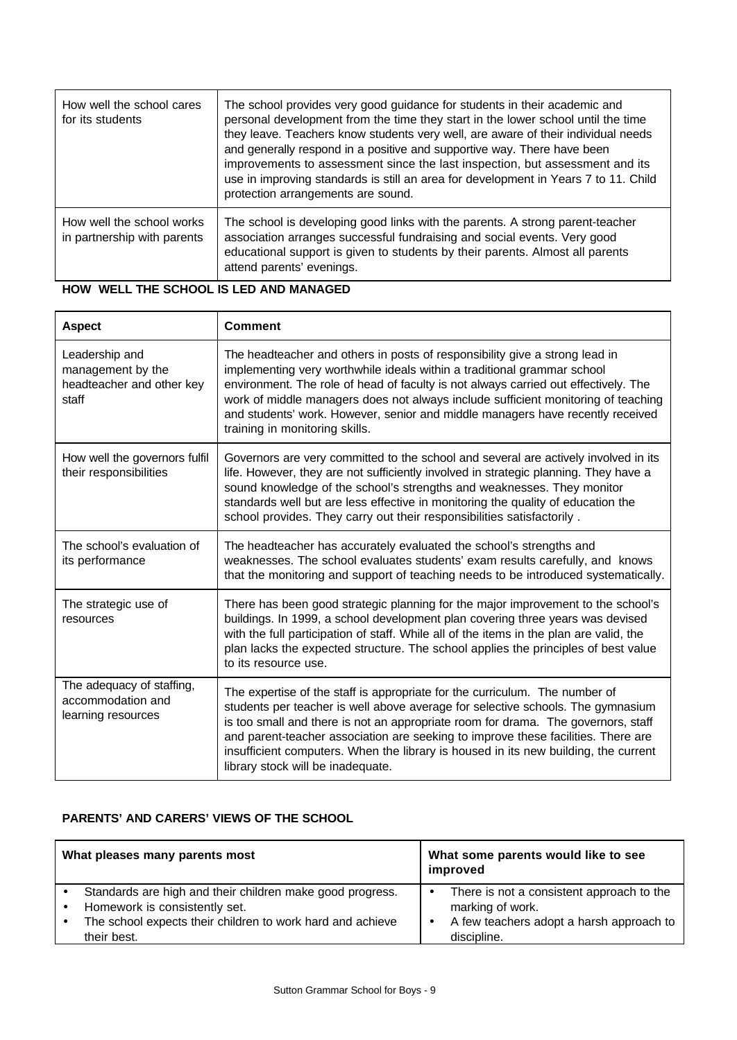| | |
|---|---|
| How well the school cares for its students | The school provides very good guidance for students in their academic and personal development from the time they start in the lower school until the time they leave. Teachers know students very well, are aware of their individual needs and generally respond in a positive and supportive way. There have been improvements to assessment since the last inspection, but assessment and its use in improving standards is still an area for development in Years 7 to 11. Child protection arrangements are sound. |
| How well the school works in partnership with parents | The school is developing good links with the parents. A strong parent-teacher association arranges successful fundraising and social events. Very good educational support is given to students by their parents. Almost all parents attend parents' evenings. |

**HOW WELL THE SCHOOL IS LED AND MANAGED**

| Aspect | Comment |
|---|---|
| Leadership and management by the headteacher and other key staff | The headteacher and others in posts of responsibility give a strong lead in implementing very worthwhile ideals within a traditional grammar school environment. The role of head of faculty is not always carried out effectively. The work of middle managers does not always include sufficient monitoring of teaching and students' work. However, senior and middle managers have recently received training in monitoring skills. |
| How well the governors fulfil their responsibilities | Governors are very committed to the school and several are actively involved in its life. However, they are not sufficiently involved in strategic planning. They have a sound knowledge of the school's strengths and weaknesses. They monitor standards well but are less effective in monitoring the quality of education the school provides. They carry out their responsibilities satisfactorily . |
| The school's evaluation of its performance | The headteacher has accurately evaluated the school's strengths and weaknesses. The school evaluates students' exam results carefully, and knows that the monitoring and support of teaching needs to be introduced systematically. |
| The strategic use of resources | There has been good strategic planning for the major improvement to the school's buildings. In 1999, a school development plan covering three years was devised with the full participation of staff. While all of the items in the plan are valid, the plan lacks the expected structure. The school applies the principles of best value to its resource use. |
| The adequacy of staffing, accommodation and learning resources | The expertise of the staff is appropriate for the curriculum. The number of students per teacher is well above average for selective schools. The gymnasium is too small and there is not an appropriate room for drama. The governors, staff and parent-teacher association are seeking to improve these facilities. There are insufficient computers. When the library is housed in its new building, the current library stock will be inadequate. |

**PARENTS' AND CARERS' VIEWS OF THE SCHOOL**

| What pleases many parents most | What some parents would like to see improved |
|---|---|
| • Standards are high and their children make good progress.<br>• Homework is consistently set.<br>• The school expects their children to work hard and achieve their best. | • There is not a consistent approach to the marking of work.<br>• A few teachers adopt a harsh approach to discipline. |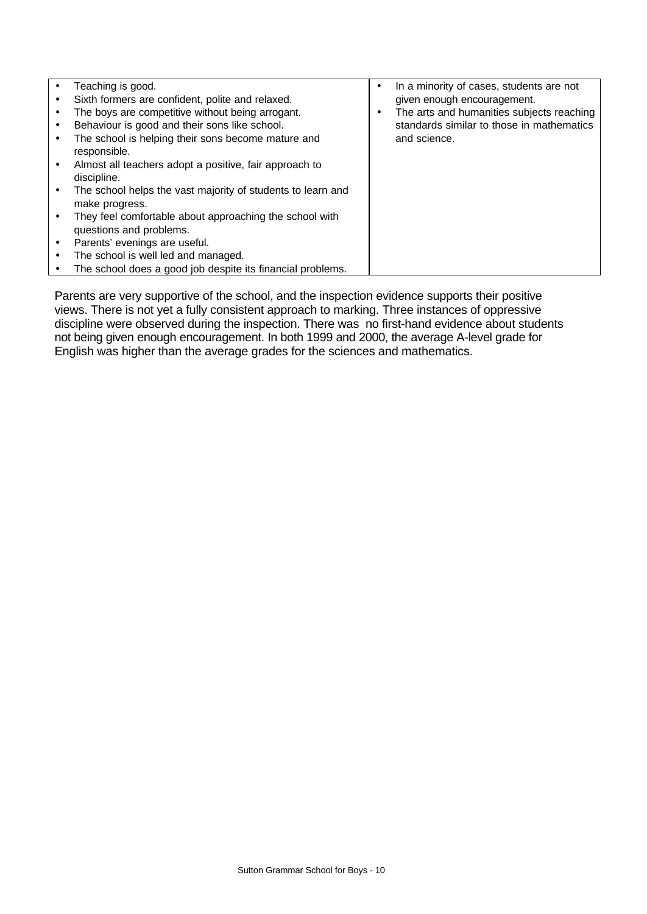| | |
|---|---|
| • Teaching is good.<br>• Sixth formers are confident, polite and relaxed.<br>• The boys are competitive without being arrogant.<br>• Behaviour is good and their sons like school.<br>• The school is helping their sons become mature and responsible.<br>• Almost all teachers adopt a positive, fair approach to discipline.<br>• The school helps the vast majority of students to learn and make progress.<br>• They feel comfortable about approaching the school with questions and problems.<br>• Parents' evenings are useful.<br>• The school is well led and managed.<br>• The school does a good job despite its financial problems. | • In a minority of cases, students are not given enough encouragement.<br>• The arts and humanities subjects reaching standards similar to those in mathematics and science. |

Parents are very supportive of the school, and the inspection evidence supports their positive views. There is not yet a fully consistent approach to marking. Three instances of oppressive discipline were observed during the inspection. There was no first-hand evidence about students not being given enough encouragement. In both 1999 and 2000, the average A-level grade for English was higher than the average grades for the sciences and mathematics.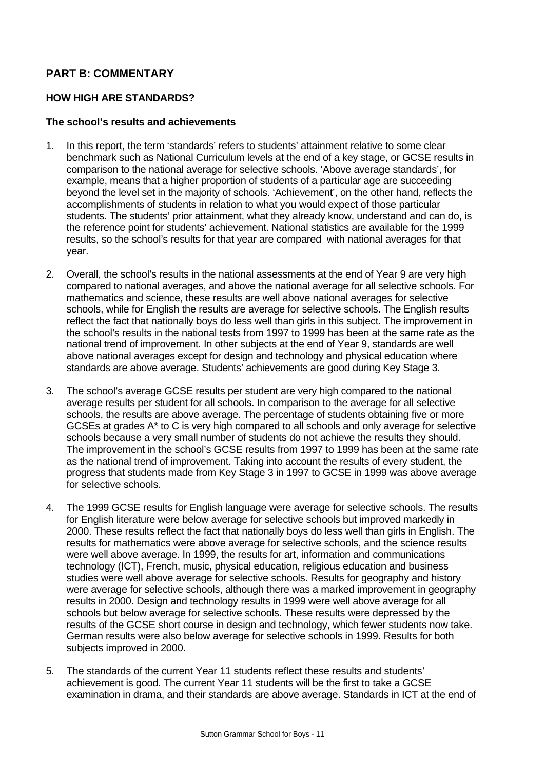## PART B: COMMENTARY

### HOW HIGH ARE STANDARDS?

#### The school's results and achievements

1. In this report, the term 'standards' refers to students' attainment relative to some clear benchmark such as National Curriculum levels at the end of a key stage, or GCSE results in comparison to the national average for selective schools. 'Above average standards', for example, means that a higher proportion of students of a particular age are succeeding beyond the level set in the majority of schools. 'Achievement', on the other hand, reflects the accomplishments of students in relation to what you would expect of those particular students. The students' prior attainment, what they already know, understand and can do, is the reference point for students' achievement. National statistics are available for the 1999 results, so the school's results for that year are compared with national averages for that year.

2. Overall, the school's results in the national assessments at the end of Year 9 are very high compared to national averages, and above the national average for all selective schools. For mathematics and science, these results are well above national averages for selective schools, while for English the results are average for selective schools. The English results reflect the fact that nationally boys do less well than girls in this subject. The improvement in the school's results in the national tests from 1997 to 1999 has been at the same rate as the national trend of improvement. In other subjects at the end of Year 9, standards are well above national averages except for design and technology and physical education where standards are above average. Students' achievements are good during Key Stage 3.

3. The school's average GCSE results per student are very high compared to the national average results per student for all schools. In comparison to the average for all selective schools, the results are above average. The percentage of students obtaining five or more GCSEs at grades A* to C is very high compared to all schools and only average for selective schools because a very small number of students do not achieve the results they should. The improvement in the school's GCSE results from 1997 to 1999 has been at the same rate as the national trend of improvement. Taking into account the results of every student, the progress that students made from Key Stage 3 in 1997 to GCSE in 1999 was above average for selective schools.

4. The 1999 GCSE results for English language were average for selective schools. The results for English literature were below average for selective schools but improved markedly in 2000. These results reflect the fact that nationally boys do less well than girls in English. The results for mathematics were above average for selective schools, and the science results were well above average. In 1999, the results for art, information and communications technology (ICT), French, music, physical education, religious education and business studies were well above average for selective schools. Results for geography and history were average for selective schools, although there was a marked improvement in geography results in 2000. Design and technology results in 1999 were well above average for all schools but below average for selective schools. These results were depressed by the results of the GCSE short course in design and technology, which fewer students now take. German results were also below average for selective schools in 1999. Results for both subjects improved in 2000.

5. The standards of the current Year 11 students reflect these results and students' achievement is good. The current Year 11 students will be the first to take a GCSE examination in drama, and their standards are above average. Standards in ICT at the end of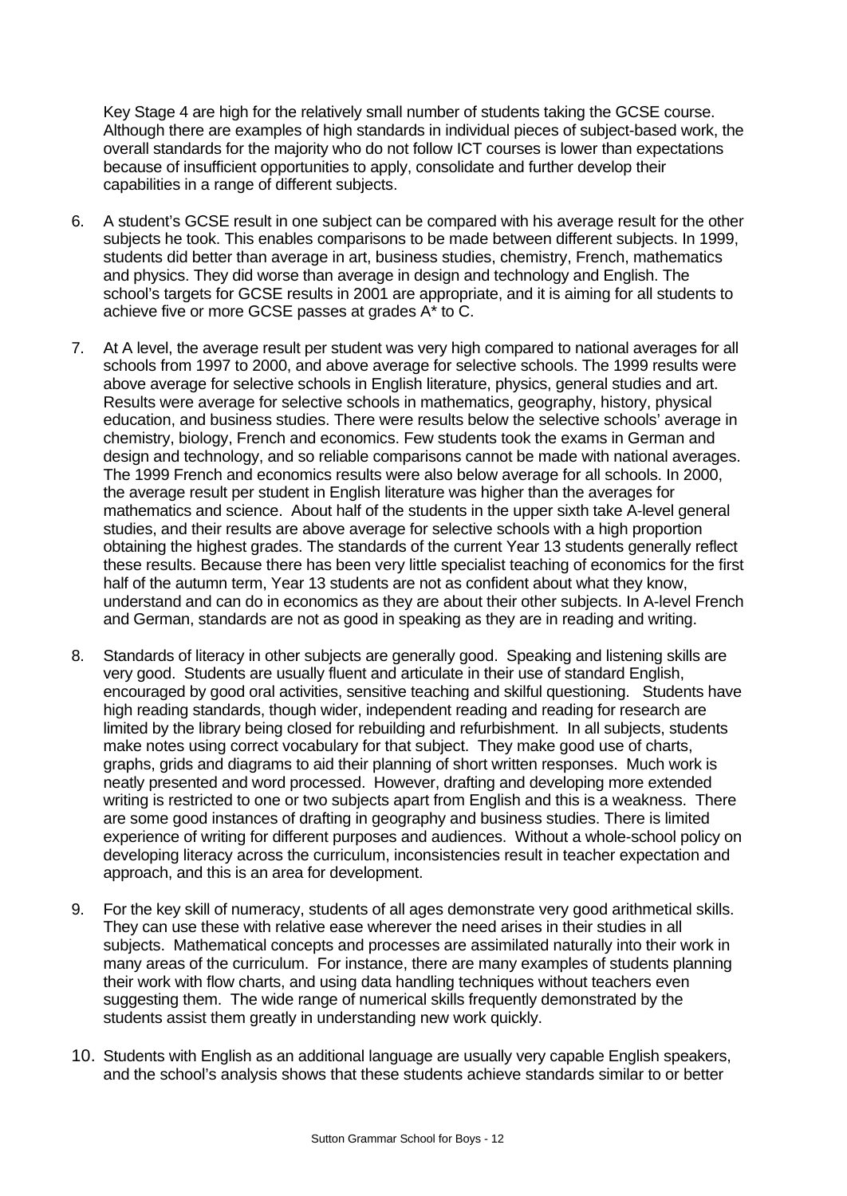Key Stage 4 are high for the relatively small number of students taking the GCSE course. Although there are examples of high standards in individual pieces of subject-based work, the overall standards for the majority who do not follow ICT courses is lower than expectations because of insufficient opportunities to apply, consolidate and further develop their capabilities in a range of different subjects.

6. A student's GCSE result in one subject can be compared with his average result for the other subjects he took. This enables comparisons to be made between different subjects. In 1999, students did better than average in art, business studies, chemistry, French, mathematics and physics. They did worse than average in design and technology and English. The school's targets for GCSE results in 2001 are appropriate, and it is aiming for all students to achieve five or more GCSE passes at grades A* to C.

7. At A level, the average result per student was very high compared to national averages for all schools from 1997 to 2000, and above average for selective schools. The 1999 results were above average for selective schools in English literature, physics, general studies and art. Results were average for selective schools in mathematics, geography, history, physical education, and business studies. There were results below the selective schools' average in chemistry, biology, French and economics. Few students took the exams in German and design and technology, and so reliable comparisons cannot be made with national averages. The 1999 French and economics results were also below average for all schools. In 2000, the average result per student in English literature was higher than the averages for mathematics and science. About half of the students in the upper sixth take A-level general studies, and their results are above average for selective schools with a high proportion obtaining the highest grades. The standards of the current Year 13 students generally reflect these results. Because there has been very little specialist teaching of economics for the first half of the autumn term, Year 13 students are not as confident about what they know, understand and can do in economics as they are about their other subjects. In A-level French and German, standards are not as good in speaking as they are in reading and writing.

8. Standards of literacy in other subjects are generally good. Speaking and listening skills are very good. Students are usually fluent and articulate in their use of standard English, encouraged by good oral activities, sensitive teaching and skilful questioning. Students have high reading standards, though wider, independent reading and reading for research are limited by the library being closed for rebuilding and refurbishment. In all subjects, students make notes using correct vocabulary for that subject. They make good use of charts, graphs, grids and diagrams to aid their planning of short written responses. Much work is neatly presented and word processed. However, drafting and developing more extended writing is restricted to one or two subjects apart from English and this is a weakness. There are some good instances of drafting in geography and business studies. There is limited experience of writing for different purposes and audiences. Without a whole-school policy on developing literacy across the curriculum, inconsistencies result in teacher expectation and approach, and this is an area for development.

9. For the key skill of numeracy, students of all ages demonstrate very good arithmetical skills. They can use these with relative ease wherever the need arises in their studies in all subjects. Mathematical concepts and processes are assimilated naturally into their work in many areas of the curriculum. For instance, there are many examples of students planning their work with flow charts, and using data handling techniques without teachers even suggesting them. The wide range of numerical skills frequently demonstrated by the students assist them greatly in understanding new work quickly.

10. Students with English as an additional language are usually very capable English speakers, and the school's analysis shows that these students achieve standards similar to or better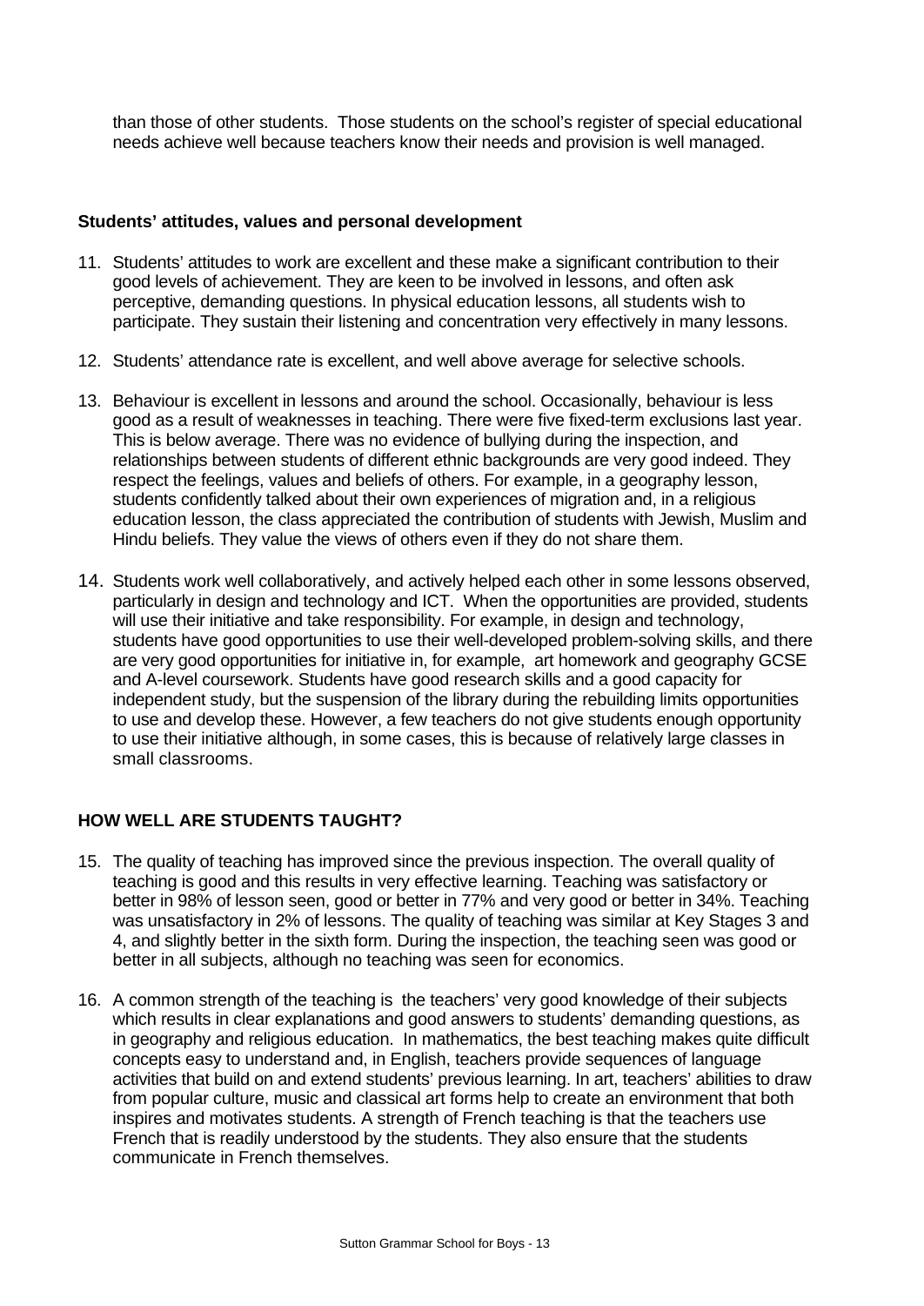than those of other students. Those students on the school's register of special educational needs achieve well because teachers know their needs and provision is well managed.

**Students' attitudes, values and personal development**

11. Students' attitudes to work are excellent and these make a significant contribution to their good levels of achievement. They are keen to be involved in lessons, and often ask perceptive, demanding questions. In physical education lessons, all students wish to participate. They sustain their listening and concentration very effectively in many lessons.

12. Students' attendance rate is excellent, and well above average for selective schools.

13. Behaviour is excellent in lessons and around the school. Occasionally, behaviour is less good as a result of weaknesses in teaching. There were five fixed-term exclusions last year. This is below average. There was no evidence of bullying during the inspection, and relationships between students of different ethnic backgrounds are very good indeed. They respect the feelings, values and beliefs of others. For example, in a geography lesson, students confidently talked about their own experiences of migration and, in a religious education lesson, the class appreciated the contribution of students with Jewish, Muslim and Hindu beliefs. They value the views of others even if they do not share them.

14. Students work well collaboratively, and actively helped each other in some lessons observed, particularly in design and technology and ICT. When the opportunities are provided, students will use their initiative and take responsibility. For example, in design and technology, students have good opportunities to use their well-developed problem-solving skills, and there are very good opportunities for initiative in, for example, art homework and geography GCSE and A-level coursework. Students have good research skills and a good capacity for independent study, but the suspension of the library during the rebuilding limits opportunities to use and develop these. However, a few teachers do not give students enough opportunity to use their initiative although, in some cases, this is because of relatively large classes in small classrooms.

## HOW WELL ARE STUDENTS TAUGHT?

15. The quality of teaching has improved since the previous inspection. The overall quality of teaching is good and this results in very effective learning. Teaching was satisfactory or better in 98% of lesson seen, good or better in 77% and very good or better in 34%. Teaching was unsatisfactory in 2% of lessons. The quality of teaching was similar at Key Stages 3 and 4, and slightly better in the sixth form. During the inspection, the teaching seen was good or better in all subjects, although no teaching was seen for economics.

16. A common strength of the teaching is the teachers' very good knowledge of their subjects which results in clear explanations and good answers to students' demanding questions, as in geography and religious education. In mathematics, the best teaching makes quite difficult concepts easy to understand and, in English, teachers provide sequences of language activities that build on and extend students' previous learning. In art, teachers' abilities to draw from popular culture, music and classical art forms help to create an environment that both inspires and motivates students. A strength of French teaching is that the teachers use French that is readily understood by the students. They also ensure that the students communicate in French themselves.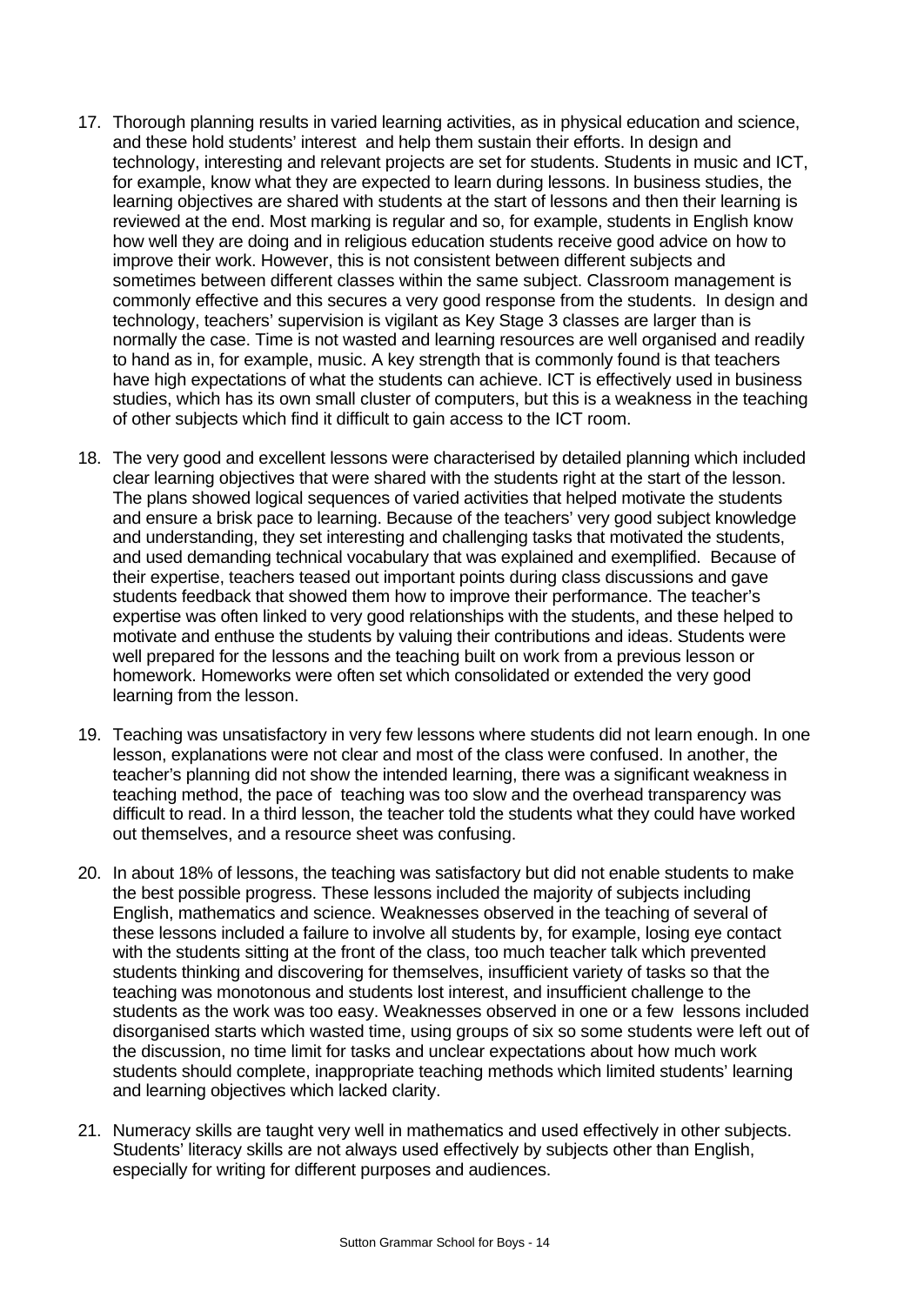17. Thorough planning results in varied learning activities, as in physical education and science, and these hold students' interest and help them sustain their efforts. In design and technology, interesting and relevant projects are set for students. Students in music and ICT, for example, know what they are expected to learn during lessons. In business studies, the learning objectives are shared with students at the start of lessons and then their learning is reviewed at the end. Most marking is regular and so, for example, students in English know how well they are doing and in religious education students receive good advice on how to improve their work. However, this is not consistent between different subjects and sometimes between different classes within the same subject. Classroom management is commonly effective and this secures a very good response from the students. In design and technology, teachers' supervision is vigilant as Key Stage 3 classes are larger than is normally the case. Time is not wasted and learning resources are well organised and readily to hand as in, for example, music. A key strength that is commonly found is that teachers have high expectations of what the students can achieve. ICT is effectively used in business studies, which has its own small cluster of computers, but this is a weakness in the teaching of other subjects which find it difficult to gain access to the ICT room.

18. The very good and excellent lessons were characterised by detailed planning which included clear learning objectives that were shared with the students right at the start of the lesson. The plans showed logical sequences of varied activities that helped motivate the students and ensure a brisk pace to learning. Because of the teachers' very good subject knowledge and understanding, they set interesting and challenging tasks that motivated the students, and used demanding technical vocabulary that was explained and exemplified. Because of their expertise, teachers teased out important points during class discussions and gave students feedback that showed them how to improve their performance. The teacher's expertise was often linked to very good relationships with the students, and these helped to motivate and enthuse the students by valuing their contributions and ideas. Students were well prepared for the lessons and the teaching built on work from a previous lesson or homework. Homeworks were often set which consolidated or extended the very good learning from the lesson.

19. Teaching was unsatisfactory in very few lessons where students did not learn enough. In one lesson, explanations were not clear and most of the class were confused. In another, the teacher's planning did not show the intended learning, there was a significant weakness in teaching method, the pace of teaching was too slow and the overhead transparency was difficult to read. In a third lesson, the teacher told the students what they could have worked out themselves, and a resource sheet was confusing.

20. In about 18% of lessons, the teaching was satisfactory but did not enable students to make the best possible progress. These lessons included the majority of subjects including English, mathematics and science. Weaknesses observed in the teaching of several of these lessons included a failure to involve all students by, for example, losing eye contact with the students sitting at the front of the class, too much teacher talk which prevented students thinking and discovering for themselves, insufficient variety of tasks so that the teaching was monotonous and students lost interest, and insufficient challenge to the students as the work was too easy. Weaknesses observed in one or a few lessons included disorganised starts which wasted time, using groups of six so some students were left out of the discussion, no time limit for tasks and unclear expectations about how much work students should complete, inappropriate teaching methods which limited students' learning and learning objectives which lacked clarity.

21. Numeracy skills are taught very well in mathematics and used effectively in other subjects. Students' literacy skills are not always used effectively by subjects other than English, especially for writing for different purposes and audiences.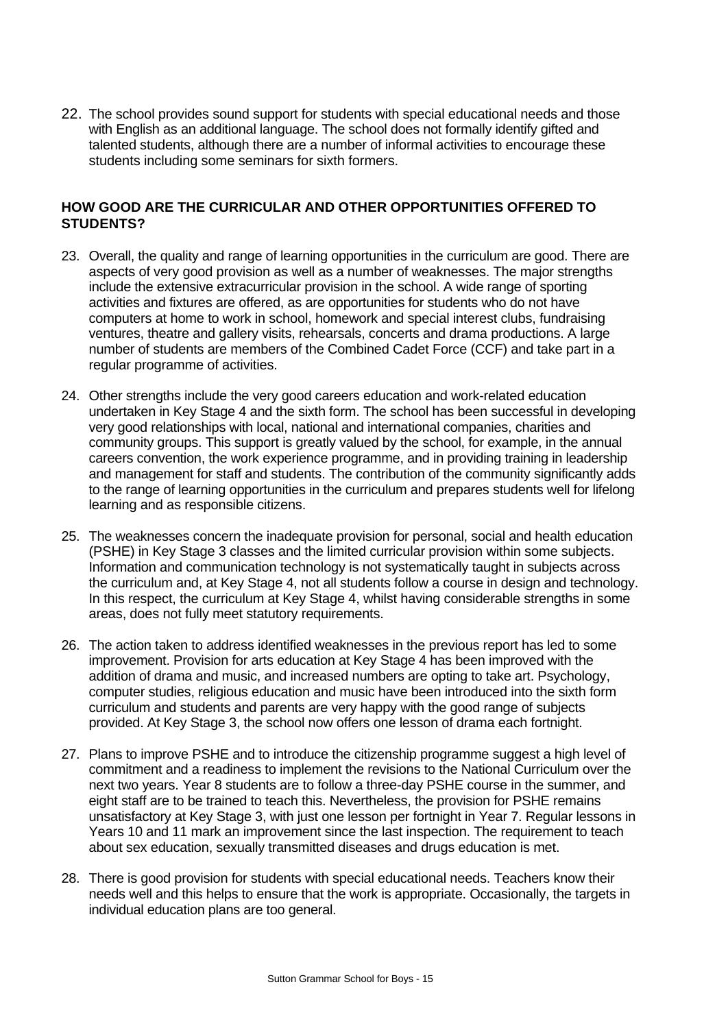22. The school provides sound support for students with special educational needs and those with English as an additional language. The school does not formally identify gifted and talented students, although there are a number of informal activities to encourage these students including some seminars for sixth formers.

### HOW GOOD ARE THE CURRICULAR AND OTHER OPPORTUNITIES OFFERED TO STUDENTS?

23. Overall, the quality and range of learning opportunities in the curriculum are good. There are aspects of very good provision as well as a number of weaknesses. The major strengths include the extensive extracurricular provision in the school. A wide range of sporting activities and fixtures are offered, as are opportunities for students who do not have computers at home to work in school, homework and special interest clubs, fundraising ventures, theatre and gallery visits, rehearsals, concerts and drama productions. A large number of students are members of the Combined Cadet Force (CCF) and take part in a regular programme of activities.

24. Other strengths include the very good careers education and work-related education undertaken in Key Stage 4 and the sixth form. The school has been successful in developing very good relationships with local, national and international companies, charities and community groups. This support is greatly valued by the school, for example, in the annual careers convention, the work experience programme, and in providing training in leadership and management for staff and students. The contribution of the community significantly adds to the range of learning opportunities in the curriculum and prepares students well for lifelong learning and as responsible citizens.

25. The weaknesses concern the inadequate provision for personal, social and health education (PSHE) in Key Stage 3 classes and the limited curricular provision within some subjects. Information and communication technology is not systematically taught in subjects across the curriculum and, at Key Stage 4, not all students follow a course in design and technology. In this respect, the curriculum at Key Stage 4, whilst having considerable strengths in some areas, does not fully meet statutory requirements.

26. The action taken to address identified weaknesses in the previous report has led to some improvement. Provision for arts education at Key Stage 4 has been improved with the addition of drama and music, and increased numbers are opting to take art. Psychology, computer studies, religious education and music have been introduced into the sixth form curriculum and students and parents are very happy with the good range of subjects provided. At Key Stage 3, the school now offers one lesson of drama each fortnight.

27. Plans to improve PSHE and to introduce the citizenship programme suggest a high level of commitment and a readiness to implement the revisions to the National Curriculum over the next two years. Year 8 students are to follow a three-day PSHE course in the summer, and eight staff are to be trained to teach this. Nevertheless, the provision for PSHE remains unsatisfactory at Key Stage 3, with just one lesson per fortnight in Year 7. Regular lessons in Years 10 and 11 mark an improvement since the last inspection. The requirement to teach about sex education, sexually transmitted diseases and drugs education is met.

28. There is good provision for students with special educational needs. Teachers know their needs well and this helps to ensure that the work is appropriate. Occasionally, the targets in individual education plans are too general.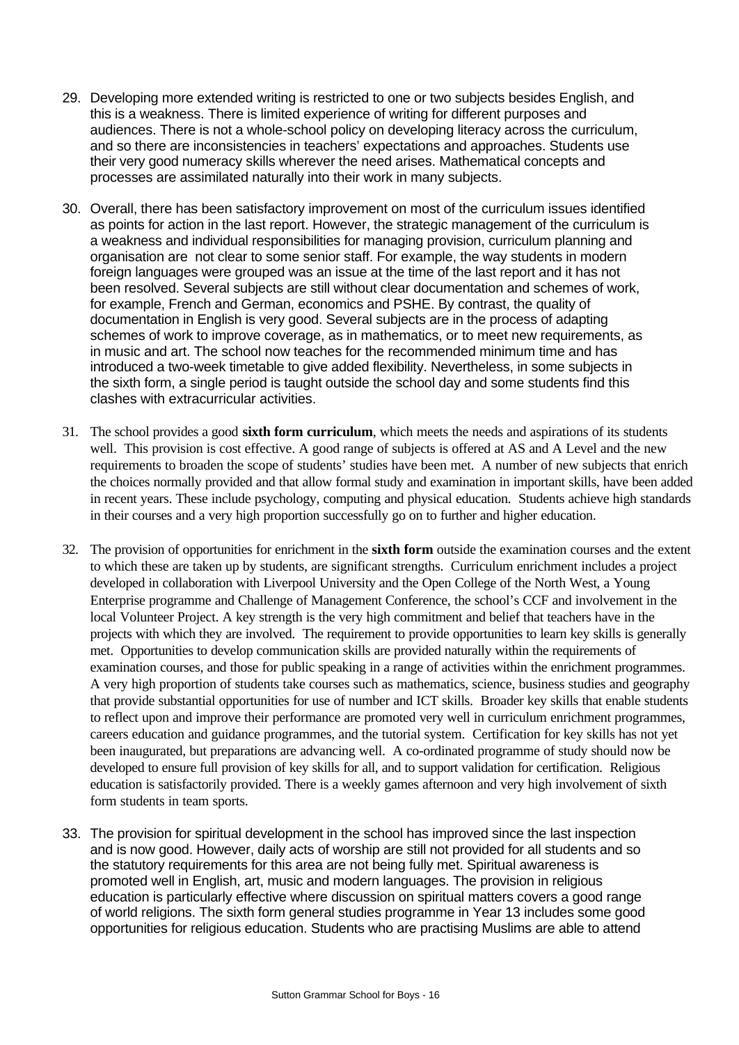29. Developing more extended writing is restricted to one or two subjects besides English, and this is a weakness. There is limited experience of writing for different purposes and audiences. There is not a whole-school policy on developing literacy across the curriculum, and so there are inconsistencies in teachers' expectations and approaches. Students use their very good numeracy skills wherever the need arises. Mathematical concepts and processes are assimilated naturally into their work in many subjects.

30. Overall, there has been satisfactory improvement on most of the curriculum issues identified as points for action in the last report. However, the strategic management of the curriculum is a weakness and individual responsibilities for managing provision, curriculum planning and organisation are not clear to some senior staff. For example, the way students in modern foreign languages were grouped was an issue at the time of the last report and it has not been resolved. Several subjects are still without clear documentation and schemes of work, for example, French and German, economics and PSHE. By contrast, the quality of documentation in English is very good. Several subjects are in the process of adapting schemes of work to improve coverage, as in mathematics, or to meet new requirements, as in music and art. The school now teaches for the recommended minimum time and has introduced a two-week timetable to give added flexibility. Nevertheless, in some subjects in the sixth form, a single period is taught outside the school day and some students find this clashes with extracurricular activities.

31. The school provides a good **sixth form curriculum**, which meets the needs and aspirations of its students well. This provision is cost effective. A good range of subjects is offered at AS and A Level and the new requirements to broaden the scope of students' studies have been met. A number of new subjects that enrich the choices normally provided and that allow formal study and examination in important skills, have been added in recent years. These include psychology, computing and physical education. Students achieve high standards in their courses and a very high proportion successfully go on to further and higher education.

32. The provision of opportunities for enrichment in the **sixth form** outside the examination courses and the extent to which these are taken up by students, are significant strengths. Curriculum enrichment includes a project developed in collaboration with Liverpool University and the Open College of the North West, a Young Enterprise programme and Challenge of Management Conference, the school's CCF and involvement in the local Volunteer Project. A key strength is the very high commitment and belief that teachers have in the projects with which they are involved. The requirement to provide opportunities to learn key skills is generally met. Opportunities to develop communication skills are provided naturally within the requirements of examination courses, and those for public speaking in a range of activities within the enrichment programmes. A very high proportion of students take courses such as mathematics, science, business studies and geography that provide substantial opportunities for use of number and ICT skills. Broader key skills that enable students to reflect upon and improve their performance are promoted very well in curriculum enrichment programmes, careers education and guidance programmes, and the tutorial system. Certification for key skills has not yet been inaugurated, but preparations are advancing well. A co-ordinated programme of study should now be developed to ensure full provision of key skills for all, and to support validation for certification. Religious education is satisfactorily provided. There is a weekly games afternoon and very high involvement of sixth form students in team sports.

33. The provision for spiritual development in the school has improved since the last inspection and is now good. However, daily acts of worship are still not provided for all students and so the statutory requirements for this area are not being fully met. Spiritual awareness is promoted well in English, art, music and modern languages. The provision in religious education is particularly effective where discussion on spiritual matters covers a good range of world religions. The sixth form general studies programme in Year 13 includes some good opportunities for religious education. Students who are practising Muslims are able to attend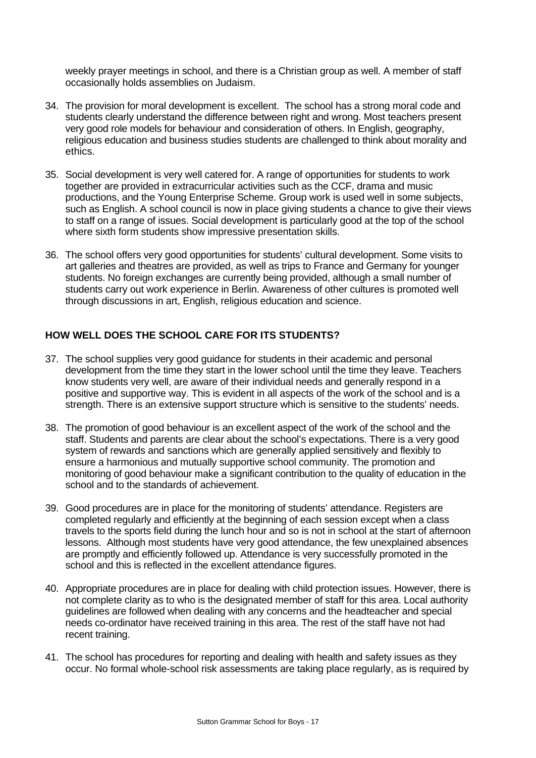weekly prayer meetings in school, and there is a Christian group as well. A member of staff occasionally holds assemblies on Judaism.

34. The provision for moral development is excellent. The school has a strong moral code and students clearly understand the difference between right and wrong. Most teachers present very good role models for behaviour and consideration of others. In English, geography, religious education and business studies students are challenged to think about morality and ethics.

35. Social development is very well catered for. A range of opportunities for students to work together are provided in extracurricular activities such as the CCF, drama and music productions, and the Young Enterprise Scheme. Group work is used well in some subjects, such as English. A school council is now in place giving students a chance to give their views to staff on a range of issues. Social development is particularly good at the top of the school where sixth form students show impressive presentation skills.

36. The school offers very good opportunities for students' cultural development. Some visits to art galleries and theatres are provided, as well as trips to France and Germany for younger students. No foreign exchanges are currently being provided, although a small number of students carry out work experience in Berlin. Awareness of other cultures is promoted well through discussions in art, English, religious education and science.

## HOW WELL DOES THE SCHOOL CARE FOR ITS STUDENTS?

37. The school supplies very good guidance for students in their academic and personal development from the time they start in the lower school until the time they leave. Teachers know students very well, are aware of their individual needs and generally respond in a positive and supportive way. This is evident in all aspects of the work of the school and is a strength. There is an extensive support structure which is sensitive to the students' needs.

38. The promotion of good behaviour is an excellent aspect of the work of the school and the staff. Students and parents are clear about the school's expectations. There is a very good system of rewards and sanctions which are generally applied sensitively and flexibly to ensure a harmonious and mutually supportive school community. The promotion and monitoring of good behaviour make a significant contribution to the quality of education in the school and to the standards of achievement.

39. Good procedures are in place for the monitoring of students' attendance. Registers are completed regularly and efficiently at the beginning of each session except when a class travels to the sports field during the lunch hour and so is not in school at the start of afternoon lessons. Although most students have very good attendance, the few unexplained absences are promptly and efficiently followed up. Attendance is very successfully promoted in the school and this is reflected in the excellent attendance figures.

40. Appropriate procedures are in place for dealing with child protection issues. However, there is not complete clarity as to who is the designated member of staff for this area. Local authority guidelines are followed when dealing with any concerns and the headteacher and special needs co-ordinator have received training in this area. The rest of the staff have not had recent training.

41. The school has procedures for reporting and dealing with health and safety issues as they occur. No formal whole-school risk assessments are taking place regularly, as is required by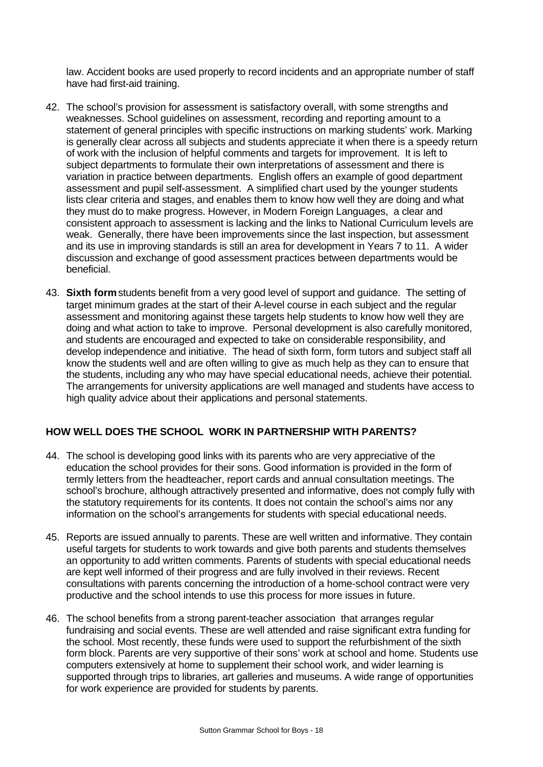law. Accident books are used properly to record incidents and an appropriate number of staff have had first-aid training.

42. The school's provision for assessment is satisfactory overall, with some strengths and weaknesses. School guidelines on assessment, recording and reporting amount to a statement of general principles with specific instructions on marking students' work. Marking is generally clear across all subjects and students appreciate it when there is a speedy return of work with the inclusion of helpful comments and targets for improvement. It is left to subject departments to formulate their own interpretations of assessment and there is variation in practice between departments. English offers an example of good department assessment and pupil self-assessment. A simplified chart used by the younger students lists clear criteria and stages, and enables them to know how well they are doing and what they must do to make progress. However, in Modern Foreign Languages, a clear and consistent approach to assessment is lacking and the links to National Curriculum levels are weak. Generally, there have been improvements since the last inspection, but assessment and its use in improving standards is still an area for development in Years 7 to 11. A wider discussion and exchange of good assessment practices between departments would be beneficial.

43. **Sixth form** students benefit from a very good level of support and guidance. The setting of target minimum grades at the start of their A-level course in each subject and the regular assessment and monitoring against these targets help students to know how well they are doing and what action to take to improve. Personal development is also carefully monitored, and students are encouraged and expected to take on considerable responsibility, and develop independence and initiative. The head of sixth form, form tutors and subject staff all know the students well and are often willing to give as much help as they can to ensure that the students, including any who may have special educational needs, achieve their potential. The arrangements for university applications are well managed and students have access to high quality advice about their applications and personal statements.

## HOW WELL DOES THE SCHOOL WORK IN PARTNERSHIP WITH PARENTS?

44. The school is developing good links with its parents who are very appreciative of the education the school provides for their sons. Good information is provided in the form of termly letters from the headteacher, report cards and annual consultation meetings. The school's brochure, although attractively presented and informative, does not comply fully with the statutory requirements for its contents. It does not contain the school's aims nor any information on the school's arrangements for students with special educational needs.

45. Reports are issued annually to parents. These are well written and informative. They contain useful targets for students to work towards and give both parents and students themselves an opportunity to add written comments. Parents of students with special educational needs are kept well informed of their progress and are fully involved in their reviews. Recent consultations with parents concerning the introduction of a home-school contract were very productive and the school intends to use this process for more issues in future.

46. The school benefits from a strong parent-teacher association that arranges regular fundraising and social events. These are well attended and raise significant extra funding for the school. Most recently, these funds were used to support the refurbishment of the sixth form block. Parents are very supportive of their sons' work at school and home. Students use computers extensively at home to supplement their school work, and wider learning is supported through trips to libraries, art galleries and museums. A wide range of opportunities for work experience are provided for students by parents.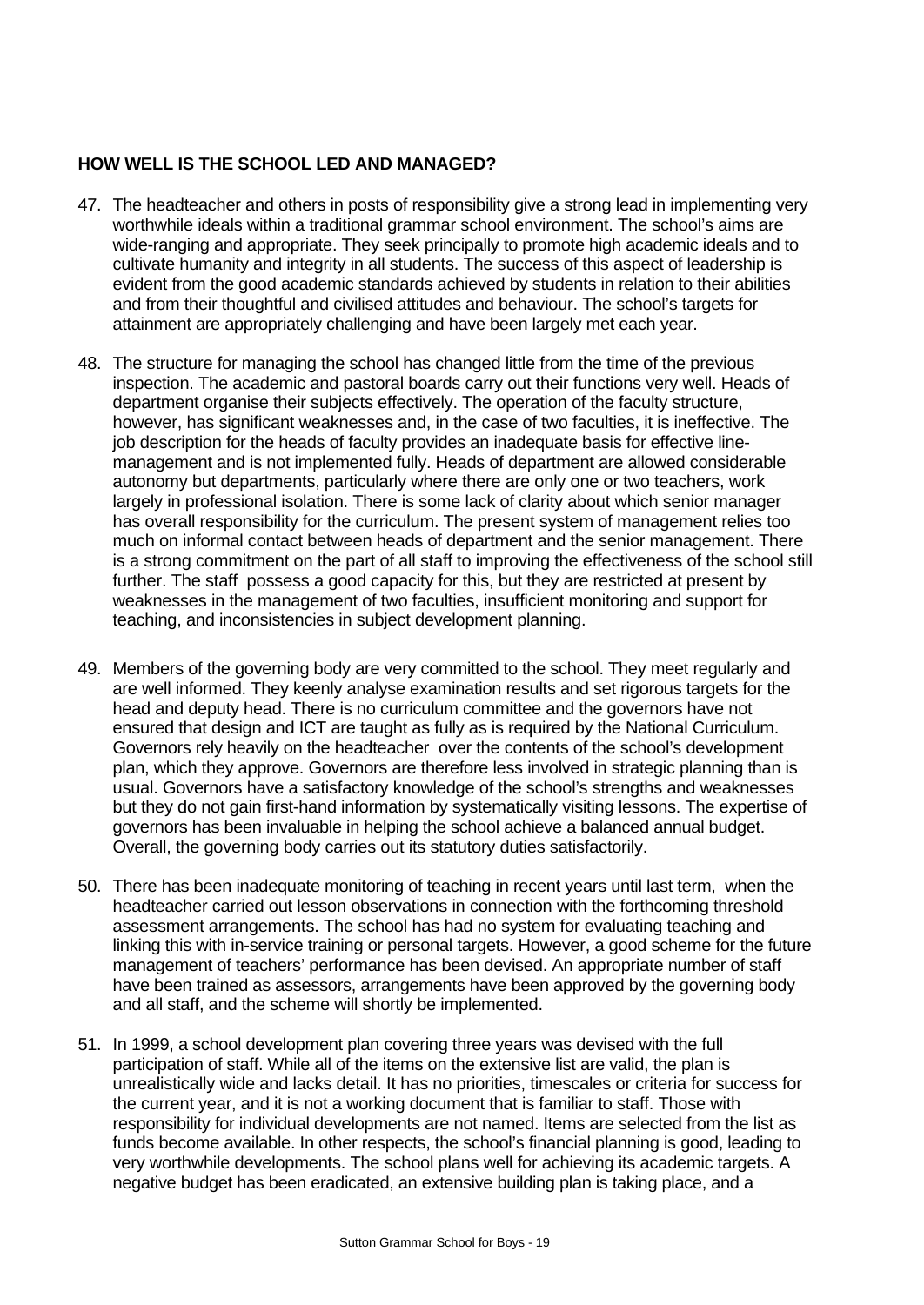## HOW WELL IS THE SCHOOL LED AND MANAGED?

47. The headteacher and others in posts of responsibility give a strong lead in implementing very worthwhile ideals within a traditional grammar school environment. The school's aims are wide-ranging and appropriate. They seek principally to promote high academic ideals and to cultivate humanity and integrity in all students. The success of this aspect of leadership is evident from the good academic standards achieved by students in relation to their abilities and from their thoughtful and civilised attitudes and behaviour. The school's targets for attainment are appropriately challenging and have been largely met each year.

48. The structure for managing the school has changed little from the time of the previous inspection. The academic and pastoral boards carry out their functions very well. Heads of department organise their subjects effectively. The operation of the faculty structure, however, has significant weaknesses and, in the case of two faculties, it is ineffective. The job description for the heads of faculty provides an inadequate basis for effective line-management and is not implemented fully. Heads of department are allowed considerable autonomy but departments, particularly where there are only one or two teachers, work largely in professional isolation. There is some lack of clarity about which senior manager has overall responsibility for the curriculum. The present system of management relies too much on informal contact between heads of department and the senior management. There is a strong commitment on the part of all staff to improving the effectiveness of the school still further. The staff possess a good capacity for this, but they are restricted at present by weaknesses in the management of two faculties, insufficient monitoring and support for teaching, and inconsistencies in subject development planning.

49. Members of the governing body are very committed to the school. They meet regularly and are well informed. They keenly analyse examination results and set rigorous targets for the head and deputy head. There is no curriculum committee and the governors have not ensured that design and ICT are taught as fully as is required by the National Curriculum. Governors rely heavily on the headteacher over the contents of the school's development plan, which they approve. Governors are therefore less involved in strategic planning than is usual. Governors have a satisfactory knowledge of the school's strengths and weaknesses but they do not gain first-hand information by systematically visiting lessons. The expertise of governors has been invaluable in helping the school achieve a balanced annual budget. Overall, the governing body carries out its statutory duties satisfactorily.

50. There has been inadequate monitoring of teaching in recent years until last term, when the headteacher carried out lesson observations in connection with the forthcoming threshold assessment arrangements. The school has had no system for evaluating teaching and linking this with in-service training or personal targets. However, a good scheme for the future management of teachers' performance has been devised. An appropriate number of staff have been trained as assessors, arrangements have been approved by the governing body and all staff, and the scheme will shortly be implemented.

51. In 1999, a school development plan covering three years was devised with the full participation of staff. While all of the items on the extensive list are valid, the plan is unrealistically wide and lacks detail. It has no priorities, timescales or criteria for success for the current year, and it is not a working document that is familiar to staff. Those with responsibility for individual developments are not named. Items are selected from the list as funds become available. In other respects, the school's financial planning is good, leading to very worthwhile developments. The school plans well for achieving its academic targets. A negative budget has been eradicated, an extensive building plan is taking place, and a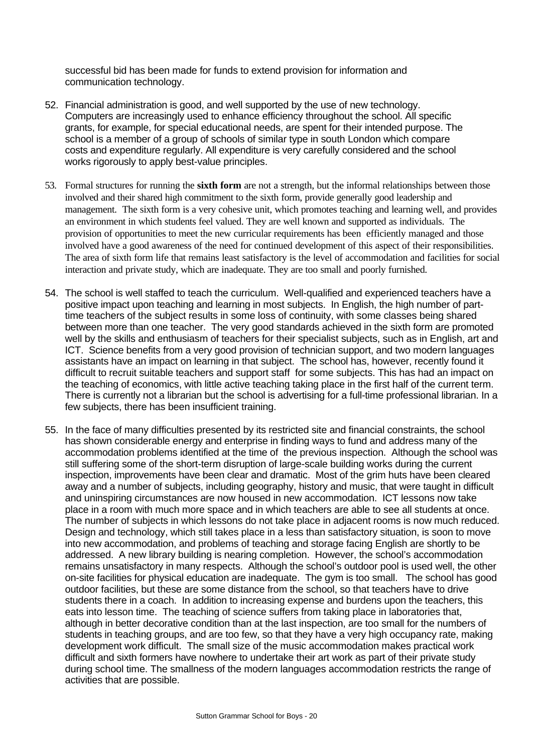successful bid has been made for funds to extend provision for information and communication technology.

52. Financial administration is good, and well supported by the use of new technology. Computers are increasingly used to enhance efficiency throughout the school. All specific grants, for example, for special educational needs, are spent for their intended purpose. The school is a member of a group of schools of similar type in south London which compare costs and expenditure regularly. All expenditure is very carefully considered and the school works rigorously to apply best-value principles.

53. Formal structures for running the **sixth form** are not a strength, but the informal relationships between those involved and their shared high commitment to the sixth form, provide generally good leadership and management. The sixth form is a very cohesive unit, which promotes teaching and learning well, and provides an environment in which students feel valued. They are well known and supported as individuals. The provision of opportunities to meet the new curricular requirements has been efficiently managed and those involved have a good awareness of the need for continued development of this aspect of their responsibilities. The area of sixth form life that remains least satisfactory is the level of accommodation and facilities for social interaction and private study, which are inadequate. They are too small and poorly furnished.

54. The school is well staffed to teach the curriculum. Well-qualified and experienced teachers have a positive impact upon teaching and learning in most subjects. In English, the high number of part-time teachers of the subject results in some loss of continuity, with some classes being shared between more than one teacher. The very good standards achieved in the sixth form are promoted well by the skills and enthusiasm of teachers for their specialist subjects, such as in English, art and ICT. Science benefits from a very good provision of technician support, and two modern languages assistants have an impact on learning in that subject. The school has, however, recently found it difficult to recruit suitable teachers and support staff for some subjects. This has had an impact on the teaching of economics, with little active teaching taking place in the first half of the current term. There is currently not a librarian but the school is advertising for a full-time professional librarian. In a few subjects, there has been insufficient training.

55. In the face of many difficulties presented by its restricted site and financial constraints, the school has shown considerable energy and enterprise in finding ways to fund and address many of the accommodation problems identified at the time of the previous inspection. Although the school was still suffering some of the short-term disruption of large-scale building works during the current inspection, improvements have been clear and dramatic. Most of the grim huts have been cleared away and a number of subjects, including geography, history and music, that were taught in difficult and uninspiring circumstances are now housed in new accommodation. ICT lessons now take place in a room with much more space and in which teachers are able to see all students at once. The number of subjects in which lessons do not take place in adjacent rooms is now much reduced. Design and technology, which still takes place in a less than satisfactory situation, is soon to move into new accommodation, and problems of teaching and storage facing English are shortly to be addressed. A new library building is nearing completion. However, the school's accommodation remains unsatisfactory in many respects. Although the school's outdoor pool is used well, the other on-site facilities for physical education are inadequate. The gym is too small. The school has good outdoor facilities, but these are some distance from the school, so that teachers have to drive students there in a coach. In addition to increasing expense and burdens upon the teachers, this eats into lesson time. The teaching of science suffers from taking place in laboratories that, although in better decorative condition than at the last inspection, are too small for the numbers of students in teaching groups, and are too few, so that they have a very high occupancy rate, making development work difficult. The small size of the music accommodation makes practical work difficult and sixth formers have nowhere to undertake their art work as part of their private study during school time. The smallness of the modern languages accommodation restricts the range of activities that are possible.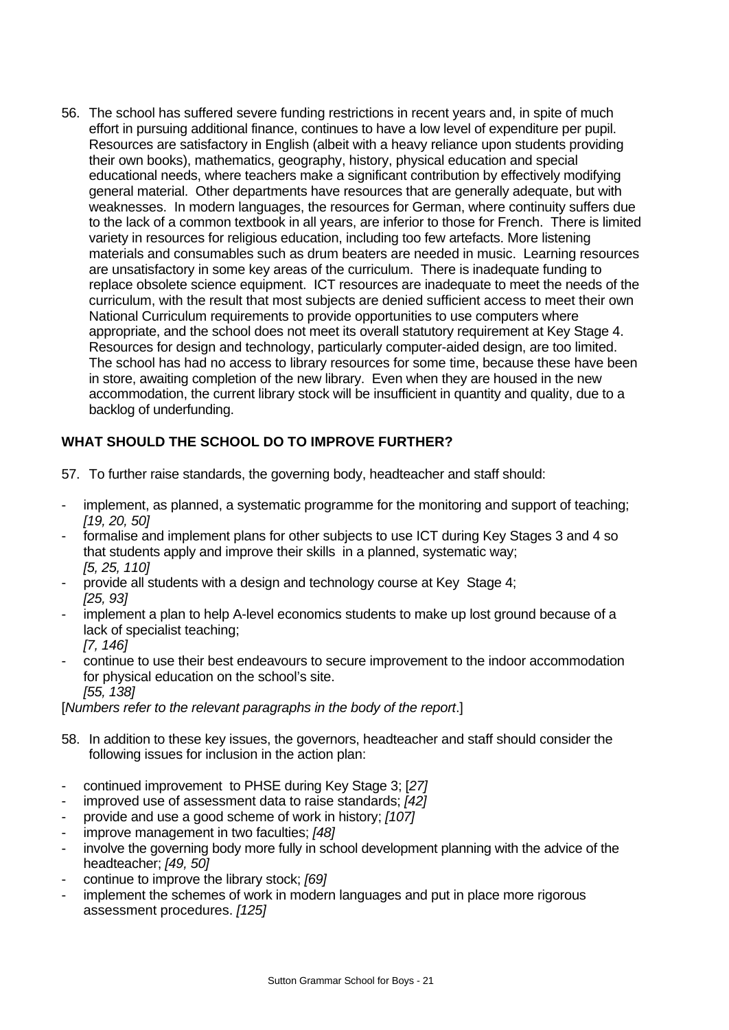56. The school has suffered severe funding restrictions in recent years and, in spite of much effort in pursuing additional finance, continues to have a low level of expenditure per pupil. Resources are satisfactory in English (albeit with a heavy reliance upon students providing their own books), mathematics, geography, history, physical education and special educational needs, where teachers make a significant contribution by effectively modifying general material. Other departments have resources that are generally adequate, but with weaknesses. In modern languages, the resources for German, where continuity suffers due to the lack of a common textbook in all years, are inferior to those for French. There is limited variety in resources for religious education, including too few artefacts. More listening materials and consumables such as drum beaters are needed in music. Learning resources are unsatisfactory in some key areas of the curriculum. There is inadequate funding to replace obsolete science equipment. ICT resources are inadequate to meet the needs of the curriculum, with the result that most subjects are denied sufficient access to meet their own National Curriculum requirements to provide opportunities to use computers where appropriate, and the school does not meet its overall statutory requirement at Key Stage 4. Resources for design and technology, particularly computer-aided design, are too limited. The school has had no access to library resources for some time, because these have been in store, awaiting completion of the new library. Even when they are housed in the new accommodation, the current library stock will be insufficient in quantity and quality, due to a backlog of underfunding.

## WHAT SHOULD THE SCHOOL DO TO IMPROVE FURTHER?

57. To further raise standards, the governing body, headteacher and staff should:

- implement, as planned, a systematic programme for the monitoring and support of teaching; *[19, 20, 50]*
- formalise and implement plans for other subjects to use ICT during Key Stages 3 and 4 so that students apply and improve their skills in a planned, systematic way; *[5, 25, 110]*
- provide all students with a design and technology course at Key Stage 4; *[25, 93]*
- implement a plan to help A-level economics students to make up lost ground because of a lack of specialist teaching; *[7, 146]*
- continue to use their best endeavours to secure improvement to the indoor accommodation for physical education on the school's site. *[55, 138]*

[*Numbers refer to the relevant paragraphs in the body of the report*.]

58. In addition to these key issues, the governors, headteacher and staff should consider the following issues for inclusion in the action plan:

- continued improvement to PHSE during Key Stage 3; [*27]*
- improved use of assessment data to raise standards; *[42]*
- provide and use a good scheme of work in history; *[107]*
- improve management in two faculties; *[48]*
- involve the governing body more fully in school development planning with the advice of the headteacher; *[49, 50]*
- continue to improve the library stock; *[69]*
- implement the schemes of work in modern languages and put in place more rigorous assessment procedures. *[125]*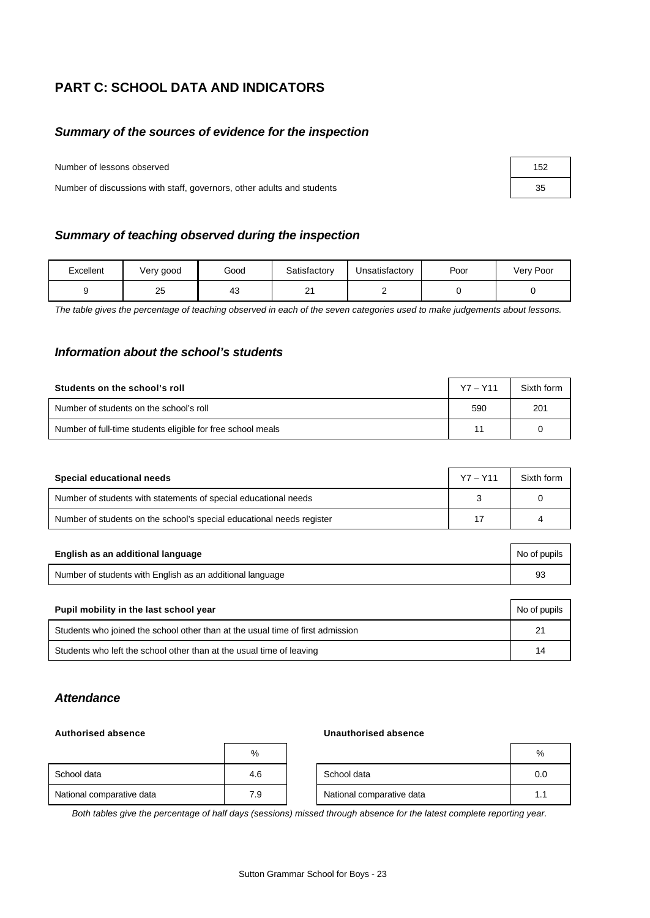# PART C: SCHOOL DATA AND INDICATORS

## *Summary of the sources of evidence for the inspection*

| | |
|---|---|
| Number of lessons observed | 152 |
| Number of discussions with staff, governors, other adults and students | 35 |

## *Summary of teaching observed during the inspection*

| Excellent | Very good | Good | Satisfactory | Unsatisfactory | Poor | Very Poor |
|---|---|---|---|---|---|---|
| 9 | 25 | 43 | 21 | 2 | 0 | 0 |

*The table gives the percentage of teaching observed in each of the seven categories used to make judgements about lessons.*

## *Information about the school's students*

| **Students on the school's roll** | Y7 – Y11 | Sixth form |
|---|---|---|
| Number of students on the school's roll | 590 | 201 |
| Number of full-time students eligible for free school meals | 11 | 0 |

| **Special educational needs** | Y7 – Y11 | Sixth form |
|---|---|---|
| Number of students with statements of special educational needs | 3 | 0 |
| Number of students on the school's special educational needs register | 17 | 4 |

| **English as an additional language** | No of pupils |
|---|---|
| Number of students with English as an additional language | 93 |

| **Pupil mobility in the last school year** | No of pupils |
|---|---|
| Students who joined the school other than at the usual time of first admission | 21 |
| Students who left the school other than at the usual time of leaving | 14 |

## *Attendance*

**Authorised absence**

| | % |
|---|---|
| School data | 4.6 |
| National comparative data | 7.9 |

**Unauthorised absence**

| | % |
|---|---|
| School data | 0.0 |
| National comparative data | 1.1 |

*Both tables give the percentage of half days (sessions) missed through absence for the latest complete reporting year.*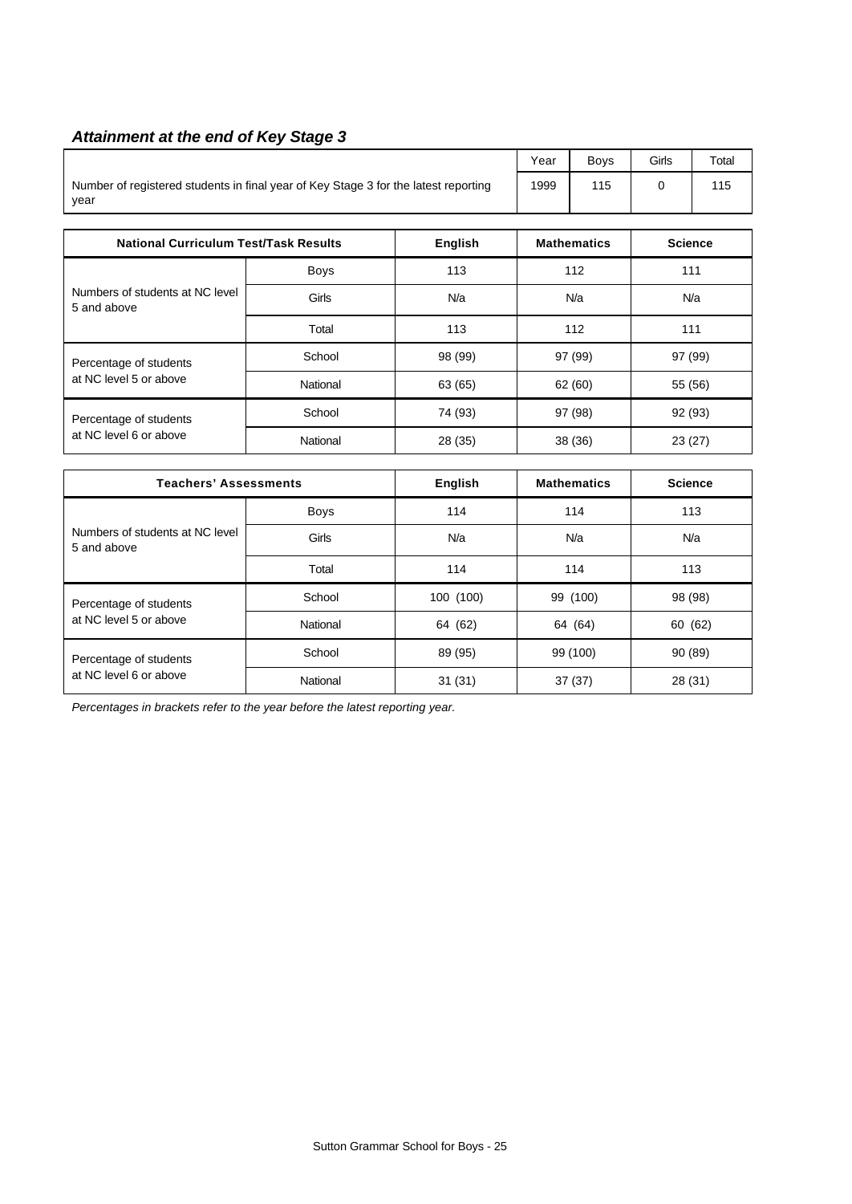## *Attainment at the end of Key Stage 3*

| | Year | Boys | Girls | Total |
|---|---|---|---|---|
| Number of registered students in final year of Key Stage 3 for the latest reporting year | 1999 | 115 | 0 | 115 |

| National Curriculum Test/Task Results | | English | Mathematics | Science |
|---|---|---|---|---|
| Numbers of students at NC level 5 and above | Boys | 113 | 112 | 111 |
| | Girls | N/a | N/a | N/a |
| | Total | 113 | 112 | 111 |
| Percentage of students at NC level 5 or above | School | 98 (99) | 97 (99) | 97 (99) |
| | National | 63 (65) | 62 (60) | 55 (56) |
| Percentage of students at NC level 6 or above | School | 74 (93) | 97 (98) | 92 (93) |
| | National | 28 (35) | 38 (36) | 23 (27) |

| Teachers' Assessments | | English | Mathematics | Science |
|---|---|---|---|---|
| Numbers of students at NC level 5 and above | Boys | 114 | 114 | 113 |
| | Girls | N/a | N/a | N/a |
| | Total | 114 | 114 | 113 |
| Percentage of students at NC level 5 or above | School | 100 (100) | 99 (100) | 98 (98) |
| | National | 64 (62) | 64 (64) | 60 (62) |
| Percentage of students at NC level 6 or above | School | 89 (95) | 99 (100) | 90 (89) |
| | National | 31 (31) | 37 (37) | 28 (31) |

*Percentages in brackets refer to the year before the latest reporting year.*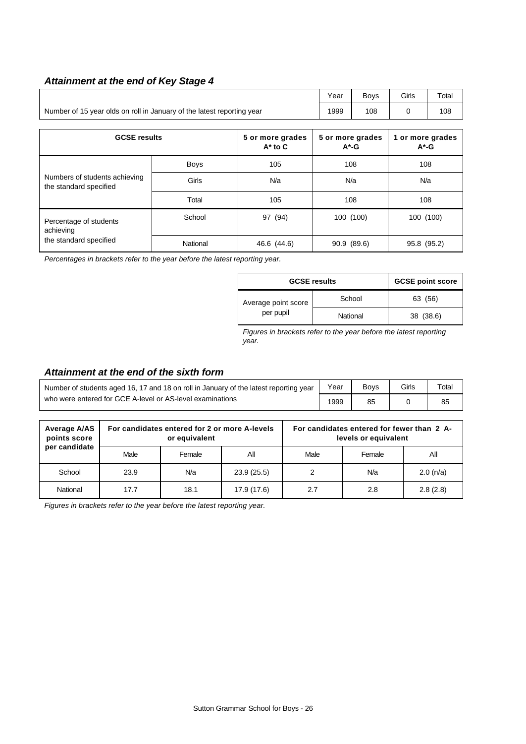### *Attainment at the end of Key Stage 4*

| | Year | Boys | Girls | Total |
|---|---|---|---|---|
| Number of 15 year olds on roll in January of the latest reporting year | 1999 | 108 | 0 | 108 |

| GCSE results | | 5 or more grades A* to C | 5 or more grades A*-G | 1 or more grades A*-G |
|---|---|---|---|---|
| Numbers of students achieving the standard specified | Boys | 105 | 108 | 108 |
| | Girls | N/a | N/a | N/a |
| | Total | 105 | 108 | 108 |
| Percentage of students achieving the standard specified | School | 97 (94) | 100 (100) | 100 (100) |
| | National | 46.6 (44.6) | 90.9 (89.6) | 95.8 (95.2) |

*Percentages in brackets refer to the year before the latest reporting year.*

| GCSE results | | GCSE point score |
|---|---|---|
| Average point score per pupil | School | 63 (56) |
| | National | 38 (38.6) |

*Figures in brackets refer to the year before the latest reporting year.*

### *Attainment at the end of the sixth form*

| | Year | Boys | Girls | Total |
|---|---|---|---|---|
| Number of students aged 16, 17 and 18 on roll in January of the latest reporting year who were entered for GCE A-level or AS-level examinations | 1999 | 85 | 0 | 85 |

| Average A/AS points score per candidate | For candidates entered for 2 or more A-levels or equivalent | | | For candidates entered for fewer than 2 A-levels or equivalent | | |
|---|---|---|---|---|---|---|
| | Male | Female | All | Male | Female | All |
| School | 23.9 | N/a | 23.9 (25.5) | 2 | N/a | 2.0 (n/a) |
| National | 17.7 | 18.1 | 17.9 (17.6) | 2.7 | 2.8 | 2.8 (2.8) |

*Figures in brackets refer to the year before the latest reporting year.*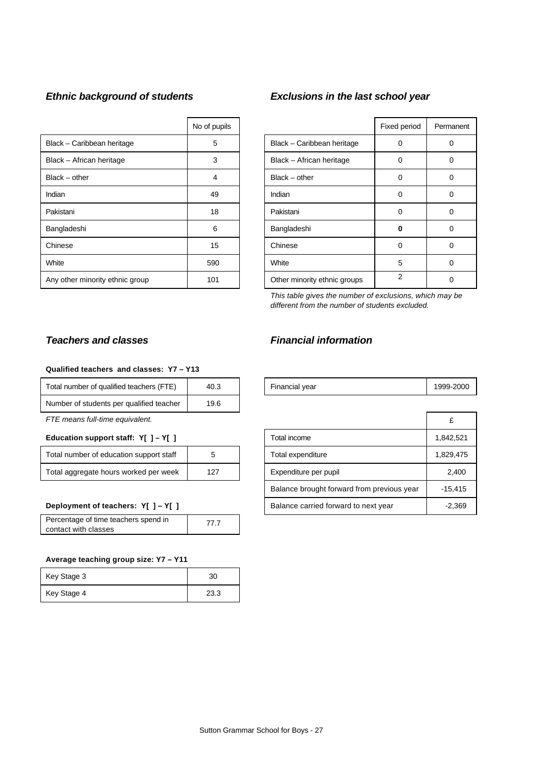### *Ethnic background of students*

| | No of pupils |
|---|---|
| Black – Caribbean heritage | 5 |
| Black – African heritage | 3 |
| Black – other | 4 |
| Indian | 49 |
| Pakistani | 18 |
| Bangladeshi | 6 |
| Chinese | 15 |
| White | 590 |
| Any other minority ethnic group | 101 |

### *Exclusions in the last school year*

| | Fixed period | Permanent |
|---|---|---|
| Black – Caribbean heritage | 0 | 0 |
| Black – African heritage | 0 | 0 |
| Black – other | 0 | 0 |
| Indian | 0 | 0 |
| Pakistani | 0 | 0 |
| Bangladeshi | **0** | 0 |
| Chinese | 0 | 0 |
| White | 5 | 0 |
| Other minority ethnic groups | 2 | 0 |

*This table gives the number of exclusions, which may be different from the number of students excluded.*

### *Teachers and classes*

**Qualified teachers and classes: Y7 – Y13**

| | |
|---|---|
| Total number of qualified teachers (FTE) | 40.3 |
| Number of students per qualified teacher | 19.6 |

*FTE means full-time equivalent.*

**Education support staff: Y[ ] – Y[ ]**

| | |
|---|---|
| Total number of education support staff | 5 |
| Total aggregate hours worked per week | 127 |

**Deployment of teachers: Y[ ] – Y[ ]**

| | |
|---|---|
| Percentage of time teachers spend in contact with classes | 77.7 |

**Average teaching group size: Y7 – Y11**

| | |
|---|---|
| Key Stage 3 | 30 |
| Key Stage 4 | 23.3 |

### *Financial information*

| | |
|---|---|
| Financial year | 1999-2000 |

| | £ |
|---|---|
| Total income | 1,842,521 |
| Total expenditure | 1,829,475 |
| Expenditure per pupil | 2,400 |
| Balance brought forward from previous year | -15,415 |
| Balance carried forward to next year | -2,369 |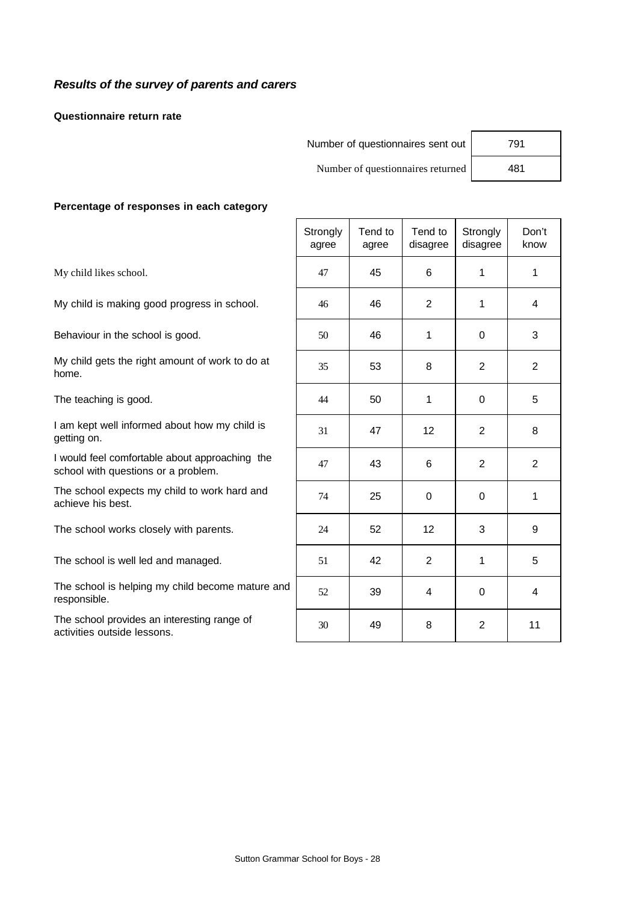### *Results of the survey of parents and carers*

**Questionnaire return rate**

| | |
|---|---|
| Number of questionnaires sent out | 791 |
| Number of questionnaires returned | 481 |

**Percentage of responses in each category**

| | Strongly agree | Tend to agree | Tend to disagree | Strongly disagree | Don't know |
|---|---|---|---|---|---|
| My child likes school. | 47 | 45 | 6 | 1 | 1 |
| My child is making good progress in school. | 46 | 46 | 2 | 1 | 4 |
| Behaviour in the school is good. | 50 | 46 | 1 | 0 | 3 |
| My child gets the right amount of work to do at home. | 35 | 53 | 8 | 2 | 2 |
| The teaching is good. | 44 | 50 | 1 | 0 | 5 |
| I am kept well informed about how my child is getting on. | 31 | 47 | 12 | 2 | 8 |
| I would feel comfortable about approaching the school with questions or a problem. | 47 | 43 | 6 | 2 | 2 |
| The school expects my child to work hard and achieve his best. | 74 | 25 | 0 | 0 | 1 |
| The school works closely with parents. | 24 | 52 | 12 | 3 | 9 |
| The school is well led and managed. | 51 | 42 | 2 | 1 | 5 |
| The school is helping my child become mature and responsible. | 52 | 39 | 4 | 0 | 4 |
| The school provides an interesting range of activities outside lessons. | 30 | 49 | 8 | 2 | 11 |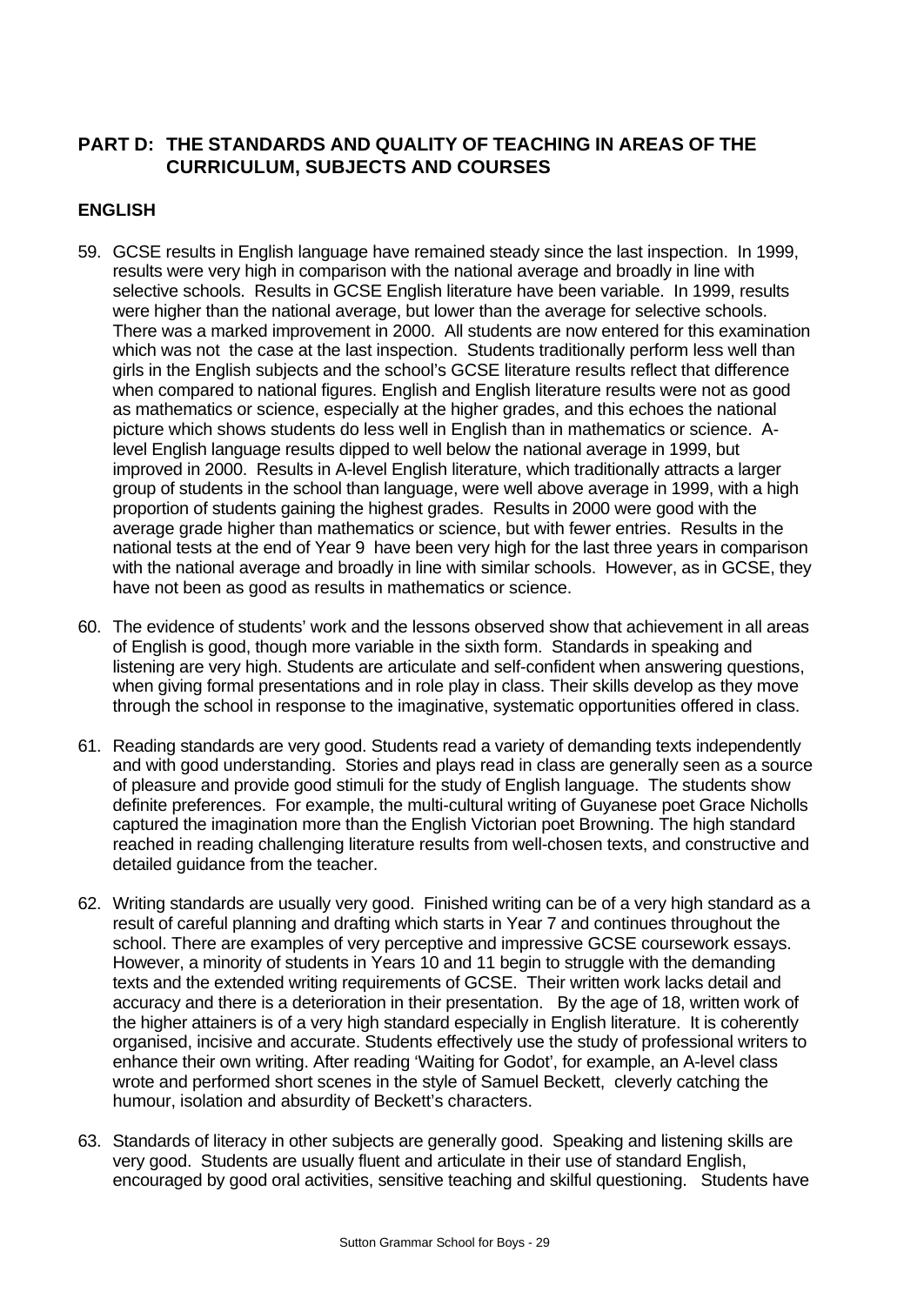## PART D: THE STANDARDS AND QUALITY OF TEACHING IN AREAS OF THE CURRICULUM, SUBJECTS AND COURSES

### ENGLISH

59. GCSE results in English language have remained steady since the last inspection. In 1999, results were very high in comparison with the national average and broadly in line with selective schools. Results in GCSE English literature have been variable. In 1999, results were higher than the national average, but lower than the average for selective schools. There was a marked improvement in 2000. All students are now entered for this examination which was not the case at the last inspection. Students traditionally perform less well than girls in the English subjects and the school's GCSE literature results reflect that difference when compared to national figures. English and English literature results were not as good as mathematics or science, especially at the higher grades, and this echoes the national picture which shows students do less well in English than in mathematics or science. A-level English language results dipped to well below the national average in 1999, but improved in 2000. Results in A-level English literature, which traditionally attracts a larger group of students in the school than language, were well above average in 1999, with a high proportion of students gaining the highest grades. Results in 2000 were good with the average grade higher than mathematics or science, but with fewer entries. Results in the national tests at the end of Year 9 have been very high for the last three years in comparison with the national average and broadly in line with similar schools. However, as in GCSE, they have not been as good as results in mathematics or science.

60. The evidence of students' work and the lessons observed show that achievement in all areas of English is good, though more variable in the sixth form. Standards in speaking and listening are very high. Students are articulate and self-confident when answering questions, when giving formal presentations and in role play in class. Their skills develop as they move through the school in response to the imaginative, systematic opportunities offered in class.

61. Reading standards are very good. Students read a variety of demanding texts independently and with good understanding. Stories and plays read in class are generally seen as a source of pleasure and provide good stimuli for the study of English language. The students show definite preferences. For example, the multi-cultural writing of Guyanese poet Grace Nicholls captured the imagination more than the English Victorian poet Browning. The high standard reached in reading challenging literature results from well-chosen texts, and constructive and detailed guidance from the teacher.

62. Writing standards are usually very good. Finished writing can be of a very high standard as a result of careful planning and drafting which starts in Year 7 and continues throughout the school. There are examples of very perceptive and impressive GCSE coursework essays. However, a minority of students in Years 10 and 11 begin to struggle with the demanding texts and the extended writing requirements of GCSE. Their written work lacks detail and accuracy and there is a deterioration in their presentation. By the age of 18, written work of the higher attainers is of a very high standard especially in English literature. It is coherently organised, incisive and accurate. Students effectively use the study of professional writers to enhance their own writing. After reading 'Waiting for Godot', for example, an A-level class wrote and performed short scenes in the style of Samuel Beckett, cleverly catching the humour, isolation and absurdity of Beckett's characters.

63. Standards of literacy in other subjects are generally good. Speaking and listening skills are very good. Students are usually fluent and articulate in their use of standard English, encouraged by good oral activities, sensitive teaching and skilful questioning. Students have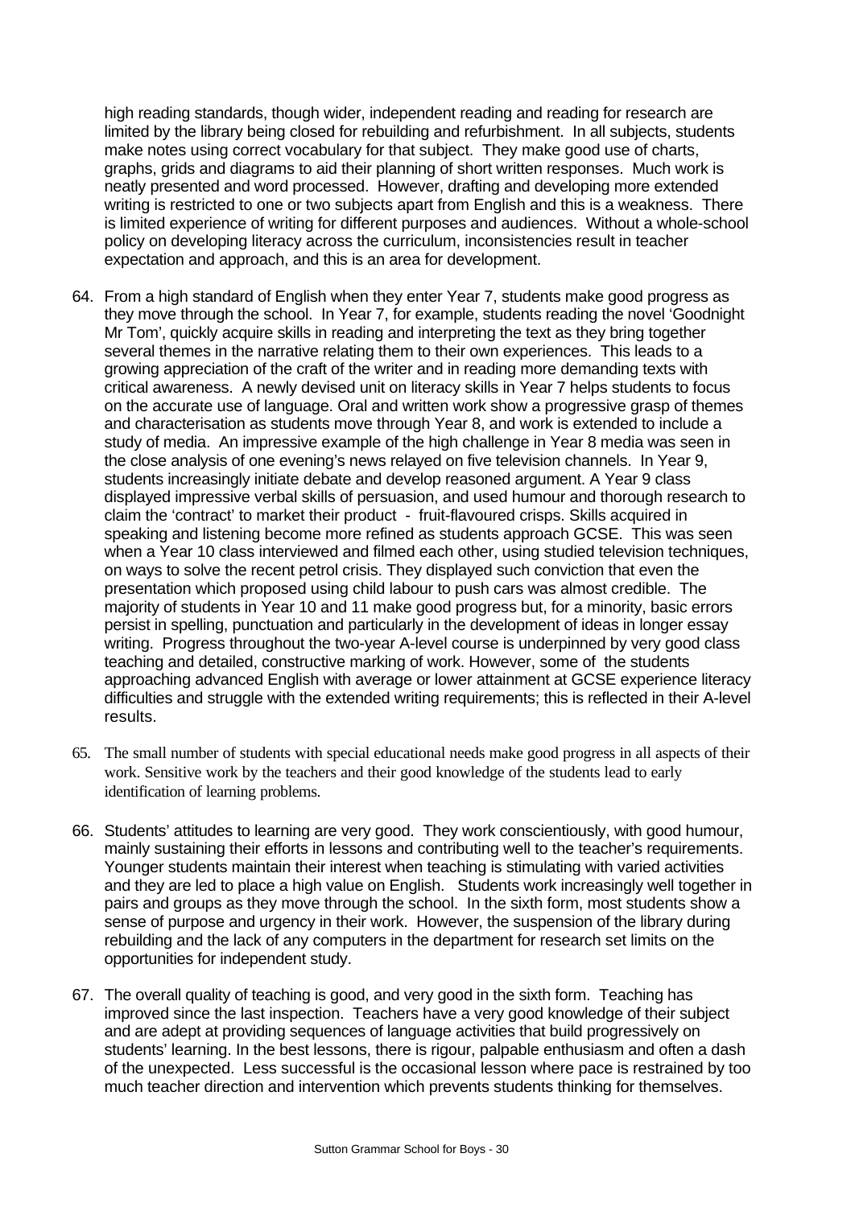high reading standards, though wider, independent reading and reading for research are limited by the library being closed for rebuilding and refurbishment. In all subjects, students make notes using correct vocabulary for that subject. They make good use of charts, graphs, grids and diagrams to aid their planning of short written responses. Much work is neatly presented and word processed. However, drafting and developing more extended writing is restricted to one or two subjects apart from English and this is a weakness. There is limited experience of writing for different purposes and audiences. Without a whole-school policy on developing literacy across the curriculum, inconsistencies result in teacher expectation and approach, and this is an area for development.

64. From a high standard of English when they enter Year 7, students make good progress as they move through the school. In Year 7, for example, students reading the novel 'Goodnight Mr Tom', quickly acquire skills in reading and interpreting the text as they bring together several themes in the narrative relating them to their own experiences. This leads to a growing appreciation of the craft of the writer and in reading more demanding texts with critical awareness. A newly devised unit on literacy skills in Year 7 helps students to focus on the accurate use of language. Oral and written work show a progressive grasp of themes and characterisation as students move through Year 8, and work is extended to include a study of media. An impressive example of the high challenge in Year 8 media was seen in the close analysis of one evening's news relayed on five television channels. In Year 9, students increasingly initiate debate and develop reasoned argument. A Year 9 class displayed impressive verbal skills of persuasion, and used humour and thorough research to claim the 'contract' to market their product - fruit-flavoured crisps. Skills acquired in speaking and listening become more refined as students approach GCSE. This was seen when a Year 10 class interviewed and filmed each other, using studied television techniques, on ways to solve the recent petrol crisis. They displayed such conviction that even the presentation which proposed using child labour to push cars was almost credible. The majority of students in Year 10 and 11 make good progress but, for a minority, basic errors persist in spelling, punctuation and particularly in the development of ideas in longer essay writing. Progress throughout the two-year A-level course is underpinned by very good class teaching and detailed, constructive marking of work. However, some of the students approaching advanced English with average or lower attainment at GCSE experience literacy difficulties and struggle with the extended writing requirements; this is reflected in their A-level results.

65. The small number of students with special educational needs make good progress in all aspects of their work. Sensitive work by the teachers and their good knowledge of the students lead to early identification of learning problems.

66. Students' attitudes to learning are very good. They work conscientiously, with good humour, mainly sustaining their efforts in lessons and contributing well to the teacher's requirements. Younger students maintain their interest when teaching is stimulating with varied activities and they are led to place a high value on English. Students work increasingly well together in pairs and groups as they move through the school. In the sixth form, most students show a sense of purpose and urgency in their work. However, the suspension of the library during rebuilding and the lack of any computers in the department for research set limits on the opportunities for independent study.

67. The overall quality of teaching is good, and very good in the sixth form. Teaching has improved since the last inspection. Teachers have a very good knowledge of their subject and are adept at providing sequences of language activities that build progressively on students' learning. In the best lessons, there is rigour, palpable enthusiasm and often a dash of the unexpected. Less successful is the occasional lesson where pace is restrained by too much teacher direction and intervention which prevents students thinking for themselves.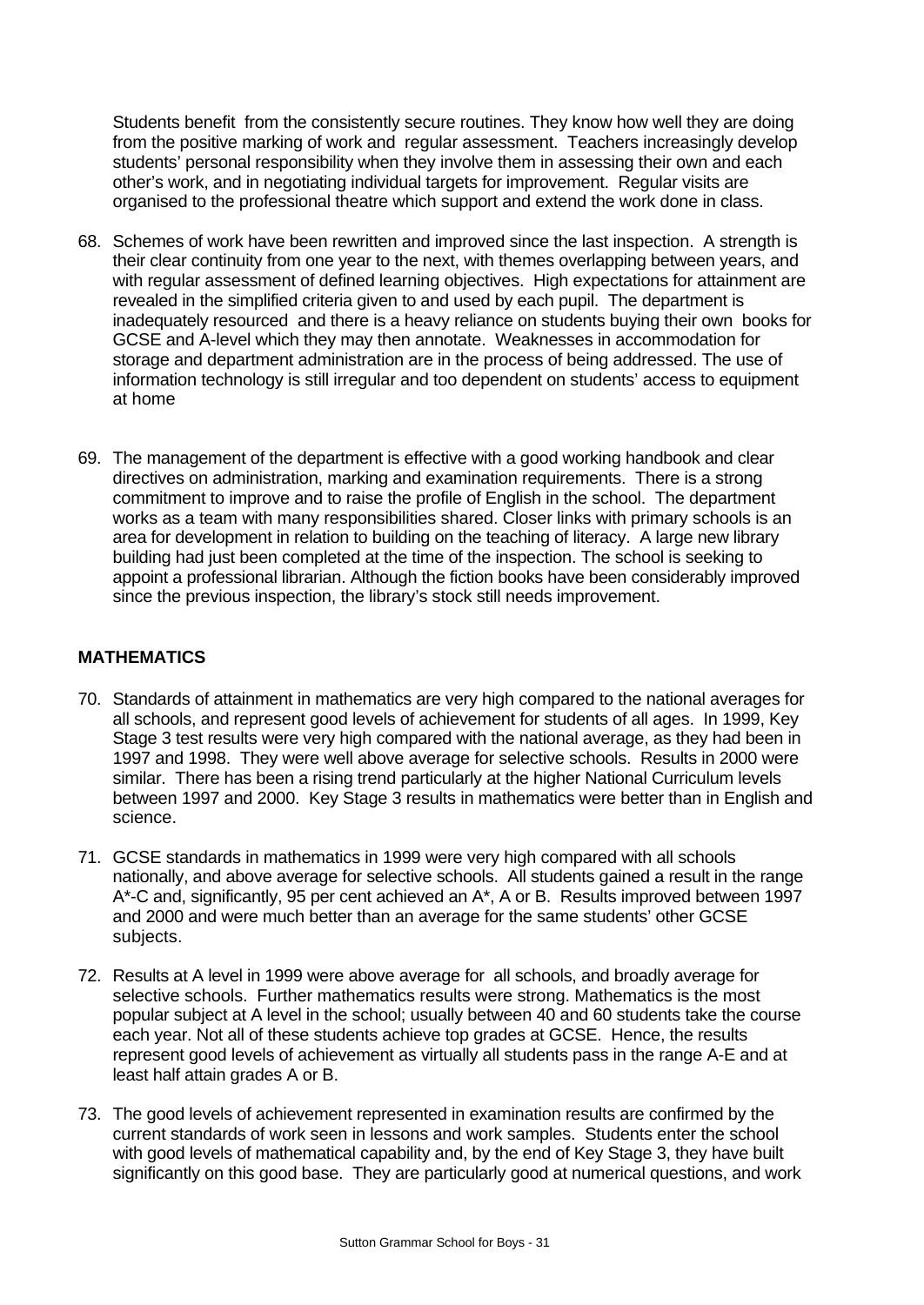Students benefit from the consistently secure routines. They know how well they are doing from the positive marking of work and regular assessment. Teachers increasingly develop students' personal responsibility when they involve them in assessing their own and each other's work, and in negotiating individual targets for improvement. Regular visits are organised to the professional theatre which support and extend the work done in class.

68. Schemes of work have been rewritten and improved since the last inspection. A strength is their clear continuity from one year to the next, with themes overlapping between years, and with regular assessment of defined learning objectives. High expectations for attainment are revealed in the simplified criteria given to and used by each pupil. The department is inadequately resourced and there is a heavy reliance on students buying their own books for GCSE and A-level which they may then annotate. Weaknesses in accommodation for storage and department administration are in the process of being addressed. The use of information technology is still irregular and too dependent on students' access to equipment at home

69. The management of the department is effective with a good working handbook and clear directives on administration, marking and examination requirements. There is a strong commitment to improve and to raise the profile of English in the school. The department works as a team with many responsibilities shared. Closer links with primary schools is an area for development in relation to building on the teaching of literacy. A large new library building had just been completed at the time of the inspection. The school is seeking to appoint a professional librarian. Although the fiction books have been considerably improved since the previous inspection, the library's stock still needs improvement.

## MATHEMATICS

70. Standards of attainment in mathematics are very high compared to the national averages for all schools, and represent good levels of achievement for students of all ages. In 1999, Key Stage 3 test results were very high compared with the national average, as they had been in 1997 and 1998. They were well above average for selective schools. Results in 2000 were similar. There has been a rising trend particularly at the higher National Curriculum levels between 1997 and 2000. Key Stage 3 results in mathematics were better than in English and science.

71. GCSE standards in mathematics in 1999 were very high compared with all schools nationally, and above average for selective schools. All students gained a result in the range A*-C and, significantly, 95 per cent achieved an A*, A or B. Results improved between 1997 and 2000 and were much better than an average for the same students' other GCSE subjects.

72. Results at A level in 1999 were above average for all schools, and broadly average for selective schools. Further mathematics results were strong. Mathematics is the most popular subject at A level in the school; usually between 40 and 60 students take the course each year. Not all of these students achieve top grades at GCSE. Hence, the results represent good levels of achievement as virtually all students pass in the range A-E and at least half attain grades A or B.

73. The good levels of achievement represented in examination results are confirmed by the current standards of work seen in lessons and work samples. Students enter the school with good levels of mathematical capability and, by the end of Key Stage 3, they have built significantly on this good base. They are particularly good at numerical questions, and work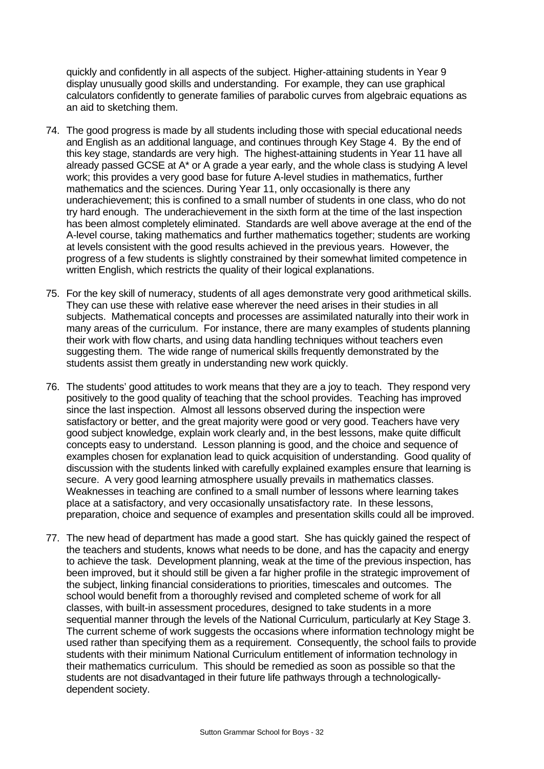quickly and confidently in all aspects of the subject. Higher-attaining students in Year 9 display unusually good skills and understanding. For example, they can use graphical calculators confidently to generate families of parabolic curves from algebraic equations as an aid to sketching them.

74. The good progress is made by all students including those with special educational needs and English as an additional language, and continues through Key Stage 4. By the end of this key stage, standards are very high. The highest-attaining students in Year 11 have all already passed GCSE at A* or A grade a year early, and the whole class is studying A level work; this provides a very good base for future A-level studies in mathematics, further mathematics and the sciences. During Year 11, only occasionally is there any underachievement; this is confined to a small number of students in one class, who do not try hard enough. The underachievement in the sixth form at the time of the last inspection has been almost completely eliminated. Standards are well above average at the end of the A-level course, taking mathematics and further mathematics together; students are working at levels consistent with the good results achieved in the previous years. However, the progress of a few students is slightly constrained by their somewhat limited competence in written English, which restricts the quality of their logical explanations.

75. For the key skill of numeracy, students of all ages demonstrate very good arithmetical skills. They can use these with relative ease wherever the need arises in their studies in all subjects. Mathematical concepts and processes are assimilated naturally into their work in many areas of the curriculum. For instance, there are many examples of students planning their work with flow charts, and using data handling techniques without teachers even suggesting them. The wide range of numerical skills frequently demonstrated by the students assist them greatly in understanding new work quickly.

76. The students' good attitudes to work means that they are a joy to teach. They respond very positively to the good quality of teaching that the school provides. Teaching has improved since the last inspection. Almost all lessons observed during the inspection were satisfactory or better, and the great majority were good or very good. Teachers have very good subject knowledge, explain work clearly and, in the best lessons, make quite difficult concepts easy to understand. Lesson planning is good, and the choice and sequence of examples chosen for explanation lead to quick acquisition of understanding. Good quality of discussion with the students linked with carefully explained examples ensure that learning is secure. A very good learning atmosphere usually prevails in mathematics classes. Weaknesses in teaching are confined to a small number of lessons where learning takes place at a satisfactory, and very occasionally unsatisfactory rate. In these lessons, preparation, choice and sequence of examples and presentation skills could all be improved.

77. The new head of department has made a good start. She has quickly gained the respect of the teachers and students, knows what needs to be done, and has the capacity and energy to achieve the task. Development planning, weak at the time of the previous inspection, has been improved, but it should still be given a far higher profile in the strategic improvement of the subject, linking financial considerations to priorities, timescales and outcomes. The school would benefit from a thoroughly revised and completed scheme of work for all classes, with built-in assessment procedures, designed to take students in a more sequential manner through the levels of the National Curriculum, particularly at Key Stage 3. The current scheme of work suggests the occasions where information technology might be used rather than specifying them as a requirement. Consequently, the school fails to provide students with their minimum National Curriculum entitlement of information technology in their mathematics curriculum. This should be remedied as soon as possible so that the students are not disadvantaged in their future life pathways through a technologically-dependent society.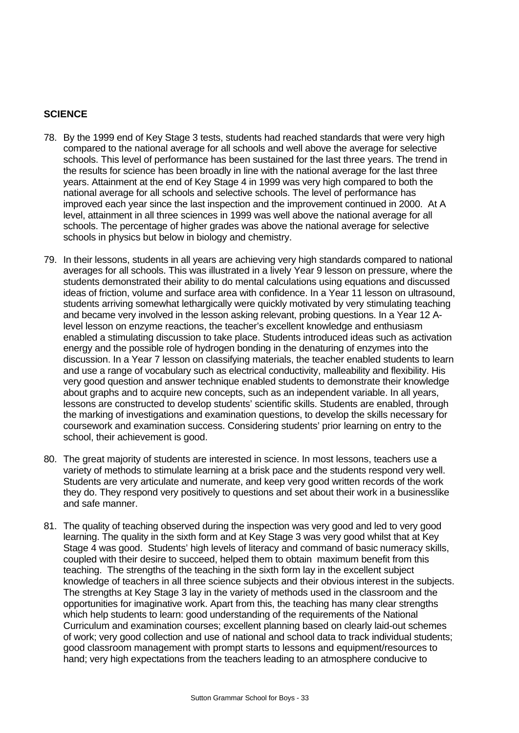## SCIENCE

78. By the 1999 end of Key Stage 3 tests, students had reached standards that were very high compared to the national average for all schools and well above the average for selective schools. This level of performance has been sustained for the last three years. The trend in the results for science has been broadly in line with the national average for the last three years. Attainment at the end of Key Stage 4 in 1999 was very high compared to both the national average for all schools and selective schools. The level of performance has improved each year since the last inspection and the improvement continued in 2000. At A level, attainment in all three sciences in 1999 was well above the national average for all schools. The percentage of higher grades was above the national average for selective schools in physics but below in biology and chemistry.

79. In their lessons, students in all years are achieving very high standards compared to national averages for all schools. This was illustrated in a lively Year 9 lesson on pressure, where the students demonstrated their ability to do mental calculations using equations and discussed ideas of friction, volume and surface area with confidence. In a Year 11 lesson on ultrasound, students arriving somewhat lethargically were quickly motivated by very stimulating teaching and became very involved in the lesson asking relevant, probing questions. In a Year 12 A-level lesson on enzyme reactions, the teacher's excellent knowledge and enthusiasm enabled a stimulating discussion to take place. Students introduced ideas such as activation energy and the possible role of hydrogen bonding in the denaturing of enzymes into the discussion. In a Year 7 lesson on classifying materials, the teacher enabled students to learn and use a range of vocabulary such as electrical conductivity, malleability and flexibility. His very good question and answer technique enabled students to demonstrate their knowledge about graphs and to acquire new concepts, such as an independent variable. In all years, lessons are constructed to develop students' scientific skills. Students are enabled, through the marking of investigations and examination questions, to develop the skills necessary for coursework and examination success. Considering students' prior learning on entry to the school, their achievement is good.

80. The great majority of students are interested in science. In most lessons, teachers use a variety of methods to stimulate learning at a brisk pace and the students respond very well. Students are very articulate and numerate, and keep very good written records of the work they do. They respond very positively to questions and set about their work in a businesslike and safe manner.

81. The quality of teaching observed during the inspection was very good and led to very good learning. The quality in the sixth form and at Key Stage 3 was very good whilst that at Key Stage 4 was good. Students' high levels of literacy and command of basic numeracy skills, coupled with their desire to succeed, helped them to obtain maximum benefit from this teaching. The strengths of the teaching in the sixth form lay in the excellent subject knowledge of teachers in all three science subjects and their obvious interest in the subjects. The strengths at Key Stage 3 lay in the variety of methods used in the classroom and the opportunities for imaginative work. Apart from this, the teaching has many clear strengths which help students to learn: good understanding of the requirements of the National Curriculum and examination courses; excellent planning based on clearly laid-out schemes of work; very good collection and use of national and school data to track individual students; good classroom management with prompt starts to lessons and equipment/resources to hand; very high expectations from the teachers leading to an atmosphere conducive to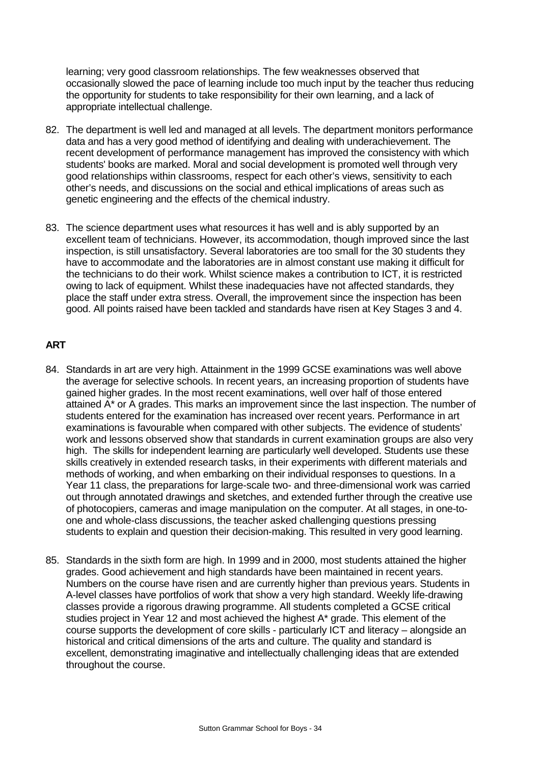learning; very good classroom relationships. The few weaknesses observed that occasionally slowed the pace of learning include too much input by the teacher thus reducing the opportunity for students to take responsibility for their own learning, and a lack of appropriate intellectual challenge.

82. The department is well led and managed at all levels. The department monitors performance data and has a very good method of identifying and dealing with underachievement. The recent development of performance management has improved the consistency with which students' books are marked. Moral and social development is promoted well through very good relationships within classrooms, respect for each other's views, sensitivity to each other's needs, and discussions on the social and ethical implications of areas such as genetic engineering and the effects of the chemical industry.

83. The science department uses what resources it has well and is ably supported by an excellent team of technicians. However, its accommodation, though improved since the last inspection, is still unsatisfactory. Several laboratories are too small for the 30 students they have to accommodate and the laboratories are in almost constant use making it difficult for the technicians to do their work. Whilst science makes a contribution to ICT, it is restricted owing to lack of equipment. Whilst these inadequacies have not affected standards, they place the staff under extra stress. Overall, the improvement since the inspection has been good. All points raised have been tackled and standards have risen at Key Stages 3 and 4.

## ART

84. Standards in art are very high. Attainment in the 1999 GCSE examinations was well above the average for selective schools. In recent years, an increasing proportion of students have gained higher grades. In the most recent examinations, well over half of those entered attained A* or A grades. This marks an improvement since the last inspection. The number of students entered for the examination has increased over recent years. Performance in art examinations is favourable when compared with other subjects. The evidence of students' work and lessons observed show that standards in current examination groups are also very high. The skills for independent learning are particularly well developed. Students use these skills creatively in extended research tasks, in their experiments with different materials and methods of working, and when embarking on their individual responses to questions. In a Year 11 class, the preparations for large-scale two- and three-dimensional work was carried out through annotated drawings and sketches, and extended further through the creative use of photocopiers, cameras and image manipulation on the computer. At all stages, in one-to-one and whole-class discussions, the teacher asked challenging questions pressing students to explain and question their decision-making. This resulted in very good learning.

85. Standards in the sixth form are high. In 1999 and in 2000, most students attained the higher grades. Good achievement and high standards have been maintained in recent years. Numbers on the course have risen and are currently higher than previous years. Students in A-level classes have portfolios of work that show a very high standard. Weekly life-drawing classes provide a rigorous drawing programme. All students completed a GCSE critical studies project in Year 12 and most achieved the highest A* grade. This element of the course supports the development of core skills - particularly ICT and literacy – alongside an historical and critical dimensions of the arts and culture. The quality and standard is excellent, demonstrating imaginative and intellectually challenging ideas that are extended throughout the course.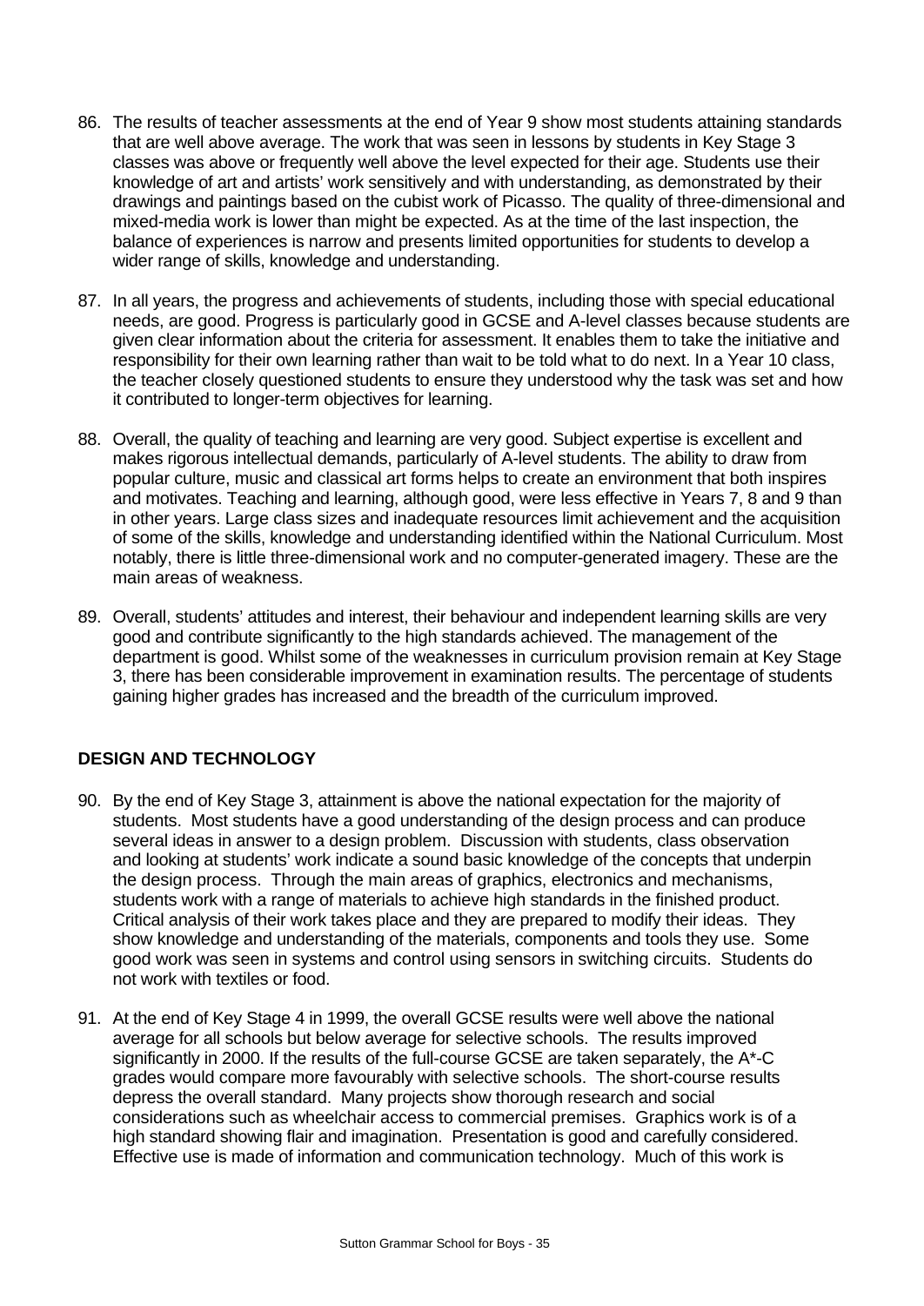86. The results of teacher assessments at the end of Year 9 show most students attaining standards that are well above average. The work that was seen in lessons by students in Key Stage 3 classes was above or frequently well above the level expected for their age. Students use their knowledge of art and artists' work sensitively and with understanding, as demonstrated by their drawings and paintings based on the cubist work of Picasso. The quality of three-dimensional and mixed-media work is lower than might be expected. As at the time of the last inspection, the balance of experiences is narrow and presents limited opportunities for students to develop a wider range of skills, knowledge and understanding.

87. In all years, the progress and achievements of students, including those with special educational needs, are good. Progress is particularly good in GCSE and A-level classes because students are given clear information about the criteria for assessment. It enables them to take the initiative and responsibility for their own learning rather than wait to be told what to do next. In a Year 10 class, the teacher closely questioned students to ensure they understood why the task was set and how it contributed to longer-term objectives for learning.

88. Overall, the quality of teaching and learning are very good. Subject expertise is excellent and makes rigorous intellectual demands, particularly of A-level students. The ability to draw from popular culture, music and classical art forms helps to create an environment that both inspires and motivates. Teaching and learning, although good, were less effective in Years 7, 8 and 9 than in other years. Large class sizes and inadequate resources limit achievement and the acquisition of some of the skills, knowledge and understanding identified within the National Curriculum. Most notably, there is little three-dimensional work and no computer-generated imagery. These are the main areas of weakness.

89. Overall, students' attitudes and interest, their behaviour and independent learning skills are very good and contribute significantly to the high standards achieved. The management of the department is good. Whilst some of the weaknesses in curriculum provision remain at Key Stage 3, there has been considerable improvement in examination results. The percentage of students gaining higher grades has increased and the breadth of the curriculum improved.

## DESIGN AND TECHNOLOGY

90. By the end of Key Stage 3, attainment is above the national expectation for the majority of students. Most students have a good understanding of the design process and can produce several ideas in answer to a design problem. Discussion with students, class observation and looking at students' work indicate a sound basic knowledge of the concepts that underpin the design process. Through the main areas of graphics, electronics and mechanisms, students work with a range of materials to achieve high standards in the finished product. Critical analysis of their work takes place and they are prepared to modify their ideas. They show knowledge and understanding of the materials, components and tools they use. Some good work was seen in systems and control using sensors in switching circuits. Students do not work with textiles or food.

91. At the end of Key Stage 4 in 1999, the overall GCSE results were well above the national average for all schools but below average for selective schools. The results improved significantly in 2000. If the results of the full-course GCSE are taken separately, the A*-C grades would compare more favourably with selective schools. The short-course results depress the overall standard. Many projects show thorough research and social considerations such as wheelchair access to commercial premises. Graphics work is of a high standard showing flair and imagination. Presentation is good and carefully considered. Effective use is made of information and communication technology. Much of this work is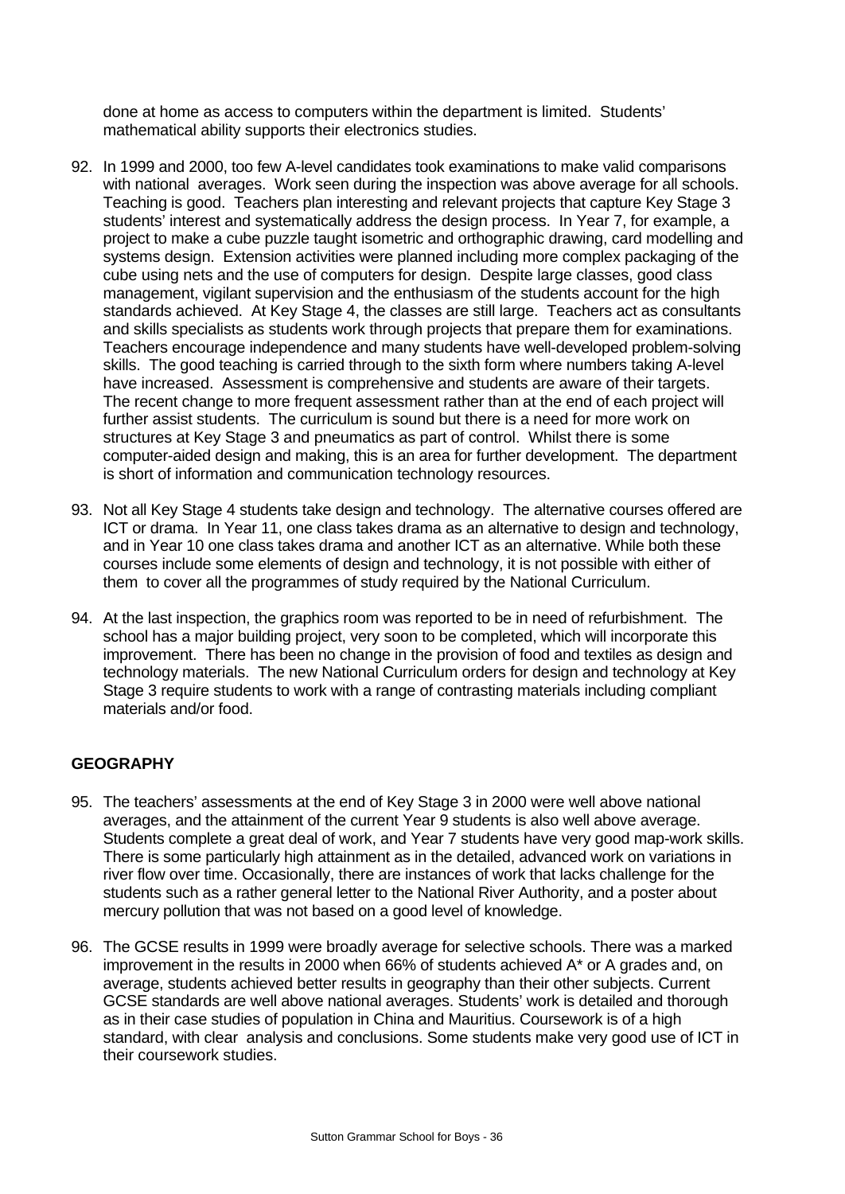done at home as access to computers within the department is limited. Students' mathematical ability supports their electronics studies.

92. In 1999 and 2000, too few A-level candidates took examinations to make valid comparisons with national averages. Work seen during the inspection was above average for all schools. Teaching is good. Teachers plan interesting and relevant projects that capture Key Stage 3 students' interest and systematically address the design process. In Year 7, for example, a project to make a cube puzzle taught isometric and orthographic drawing, card modelling and systems design. Extension activities were planned including more complex packaging of the cube using nets and the use of computers for design. Despite large classes, good class management, vigilant supervision and the enthusiasm of the students account for the high standards achieved. At Key Stage 4, the classes are still large. Teachers act as consultants and skills specialists as students work through projects that prepare them for examinations. Teachers encourage independence and many students have well-developed problem-solving skills. The good teaching is carried through to the sixth form where numbers taking A-level have increased. Assessment is comprehensive and students are aware of their targets. The recent change to more frequent assessment rather than at the end of each project will further assist students. The curriculum is sound but there is a need for more work on structures at Key Stage 3 and pneumatics as part of control. Whilst there is some computer-aided design and making, this is an area for further development. The department is short of information and communication technology resources.

93. Not all Key Stage 4 students take design and technology. The alternative courses offered are ICT or drama. In Year 11, one class takes drama as an alternative to design and technology, and in Year 10 one class takes drama and another ICT as an alternative. While both these courses include some elements of design and technology, it is not possible with either of them to cover all the programmes of study required by the National Curriculum.

94. At the last inspection, the graphics room was reported to be in need of refurbishment. The school has a major building project, very soon to be completed, which will incorporate this improvement. There has been no change in the provision of food and textiles as design and technology materials. The new National Curriculum orders for design and technology at Key Stage 3 require students to work with a range of contrasting materials including compliant materials and/or food.

## GEOGRAPHY

95. The teachers' assessments at the end of Key Stage 3 in 2000 were well above national averages, and the attainment of the current Year 9 students is also well above average. Students complete a great deal of work, and Year 7 students have very good map-work skills. There is some particularly high attainment as in the detailed, advanced work on variations in river flow over time. Occasionally, there are instances of work that lacks challenge for the students such as a rather general letter to the National River Authority, and a poster about mercury pollution that was not based on a good level of knowledge.

96. The GCSE results in 1999 were broadly average for selective schools. There was a marked improvement in the results in 2000 when 66% of students achieved A* or A grades and, on average, students achieved better results in geography than their other subjects. Current GCSE standards are well above national averages. Students' work is detailed and thorough as in their case studies of population in China and Mauritius. Coursework is of a high standard, with clear analysis and conclusions. Some students make very good use of ICT in their coursework studies.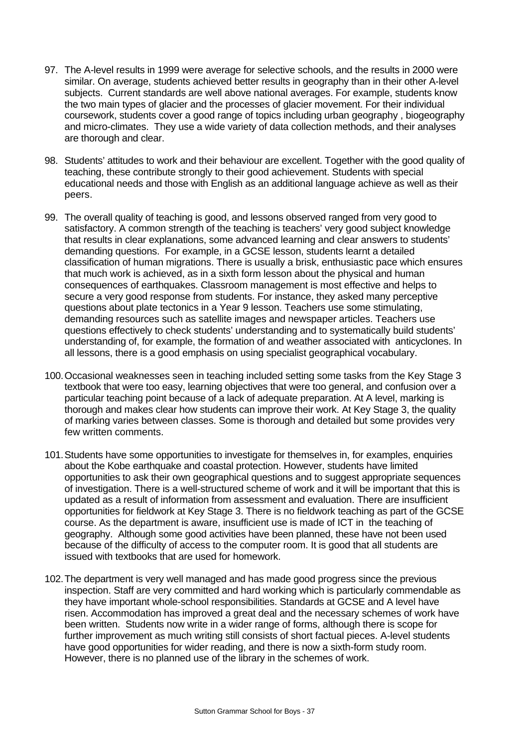97. The A-level results in 1999 were average for selective schools, and the results in 2000 were similar. On average, students achieved better results in geography than in their other A-level subjects. Current standards are well above national averages. For example, students know the two main types of glacier and the processes of glacier movement. For their individual coursework, students cover a good range of topics including urban geography , biogeography and micro-climates. They use a wide variety of data collection methods, and their analyses are thorough and clear.

98. Students' attitudes to work and their behaviour are excellent. Together with the good quality of teaching, these contribute strongly to their good achievement. Students with special educational needs and those with English as an additional language achieve as well as their peers.

99. The overall quality of teaching is good, and lessons observed ranged from very good to satisfactory. A common strength of the teaching is teachers' very good subject knowledge that results in clear explanations, some advanced learning and clear answers to students' demanding questions. For example, in a GCSE lesson, students learnt a detailed classification of human migrations. There is usually a brisk, enthusiastic pace which ensures that much work is achieved, as in a sixth form lesson about the physical and human consequences of earthquakes. Classroom management is most effective and helps to secure a very good response from students. For instance, they asked many perceptive questions about plate tectonics in a Year 9 lesson. Teachers use some stimulating, demanding resources such as satellite images and newspaper articles. Teachers use questions effectively to check students' understanding and to systematically build students' understanding of, for example, the formation of and weather associated with anticyclones. In all lessons, there is a good emphasis on using specialist geographical vocabulary.

100. Occasional weaknesses seen in teaching included setting some tasks from the Key Stage 3 textbook that were too easy, learning objectives that were too general, and confusion over a particular teaching point because of a lack of adequate preparation. At A level, marking is thorough and makes clear how students can improve their work. At Key Stage 3, the quality of marking varies between classes. Some is thorough and detailed but some provides very few written comments.

101. Students have some opportunities to investigate for themselves in, for examples, enquiries about the Kobe earthquake and coastal protection. However, students have limited opportunities to ask their own geographical questions and to suggest appropriate sequences of investigation. There is a well-structured scheme of work and it will be important that this is updated as a result of information from assessment and evaluation. There are insufficient opportunities for fieldwork at Key Stage 3. There is no fieldwork teaching as part of the GCSE course. As the department is aware, insufficient use is made of ICT in the teaching of geography. Although some good activities have been planned, these have not been used because of the difficulty of access to the computer room. It is good that all students are issued with textbooks that are used for homework.

102. The department is very well managed and has made good progress since the previous inspection. Staff are very committed and hard working which is particularly commendable as they have important whole-school responsibilities. Standards at GCSE and A level have risen. Accommodation has improved a great deal and the necessary schemes of work have been written. Students now write in a wider range of forms, although there is scope for further improvement as much writing still consists of short factual pieces. A-level students have good opportunities for wider reading, and there is now a sixth-form study room. However, there is no planned use of the library in the schemes of work.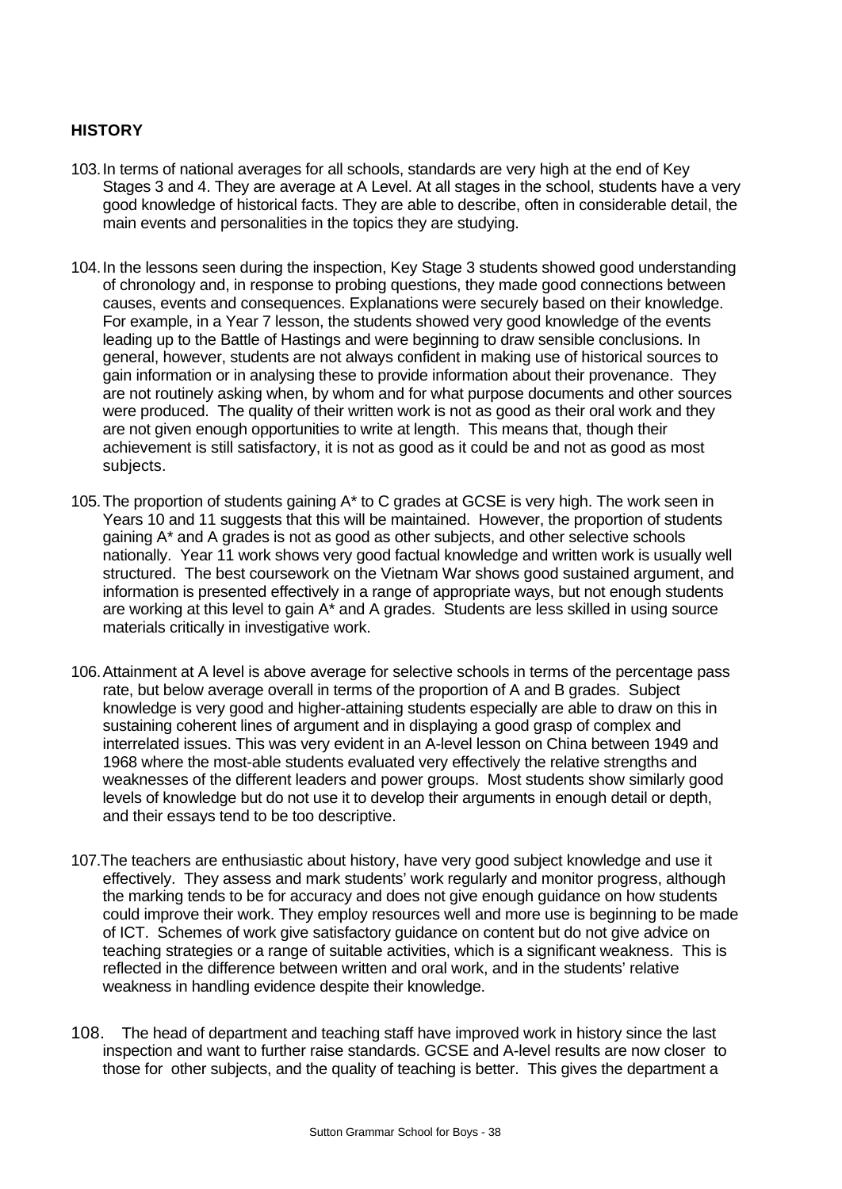## HISTORY

103. In terms of national averages for all schools, standards are very high at the end of Key Stages 3 and 4. They are average at A Level. At all stages in the school, students have a very good knowledge of historical facts. They are able to describe, often in considerable detail, the main events and personalities in the topics they are studying.

104. In the lessons seen during the inspection, Key Stage 3 students showed good understanding of chronology and, in response to probing questions, they made good connections between causes, events and consequences. Explanations were securely based on their knowledge. For example, in a Year 7 lesson, the students showed very good knowledge of the events leading up to the Battle of Hastings and were beginning to draw sensible conclusions. In general, however, students are not always confident in making use of historical sources to gain information or in analysing these to provide information about their provenance. They are not routinely asking when, by whom and for what purpose documents and other sources were produced. The quality of their written work is not as good as their oral work and they are not given enough opportunities to write at length. This means that, though their achievement is still satisfactory, it is not as good as it could be and not as good as most subjects.

105. The proportion of students gaining A* to C grades at GCSE is very high. The work seen in Years 10 and 11 suggests that this will be maintained. However, the proportion of students gaining A* and A grades is not as good as other subjects, and other selective schools nationally. Year 11 work shows very good factual knowledge and written work is usually well structured. The best coursework on the Vietnam War shows good sustained argument, and information is presented effectively in a range of appropriate ways, but not enough students are working at this level to gain A* and A grades. Students are less skilled in using source materials critically in investigative work.

106. Attainment at A level is above average for selective schools in terms of the percentage pass rate, but below average overall in terms of the proportion of A and B grades. Subject knowledge is very good and higher-attaining students especially are able to draw on this in sustaining coherent lines of argument and in displaying a good grasp of complex and interrelated issues. This was very evident in an A-level lesson on China between 1949 and 1968 where the most-able students evaluated very effectively the relative strengths and weaknesses of the different leaders and power groups. Most students show similarly good levels of knowledge but do not use it to develop their arguments in enough detail or depth, and their essays tend to be too descriptive.

107. The teachers are enthusiastic about history, have very good subject knowledge and use it effectively. They assess and mark students' work regularly and monitor progress, although the marking tends to be for accuracy and does not give enough guidance on how students could improve their work. They employ resources well and more use is beginning to be made of ICT. Schemes of work give satisfactory guidance on content but do not give advice on teaching strategies or a range of suitable activities, which is a significant weakness. This is reflected in the difference between written and oral work, and in the students' relative weakness in handling evidence despite their knowledge.

108. The head of department and teaching staff have improved work in history since the last inspection and want to further raise standards. GCSE and A-level results are now closer to those for other subjects, and the quality of teaching is better. This gives the department a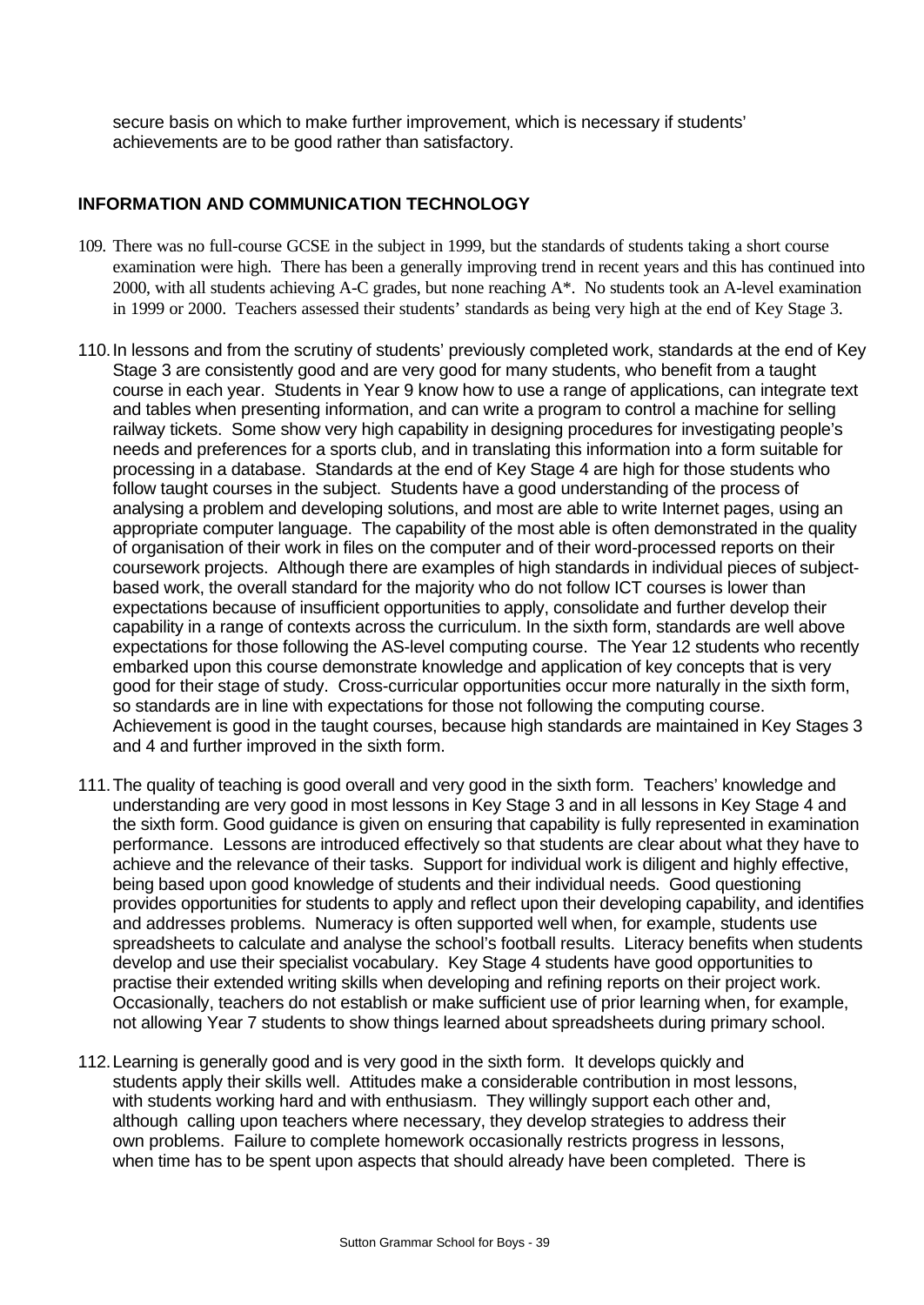secure basis on which to make further improvement, which is necessary if students' achievements are to be good rather than satisfactory.

## INFORMATION AND COMMUNICATION TECHNOLOGY

109. There was no full-course GCSE in the subject in 1999, but the standards of students taking a short course examination were high. There has been a generally improving trend in recent years and this has continued into 2000, with all students achieving A-C grades, but none reaching A*. No students took an A-level examination in 1999 or 2000. Teachers assessed their students' standards as being very high at the end of Key Stage 3.

110. In lessons and from the scrutiny of students' previously completed work, standards at the end of Key Stage 3 are consistently good and are very good for many students, who benefit from a taught course in each year. Students in Year 9 know how to use a range of applications, can integrate text and tables when presenting information, and can write a program to control a machine for selling railway tickets. Some show very high capability in designing procedures for investigating people's needs and preferences for a sports club, and in translating this information into a form suitable for processing in a database. Standards at the end of Key Stage 4 are high for those students who follow taught courses in the subject. Students have a good understanding of the process of analysing a problem and developing solutions, and most are able to write Internet pages, using an appropriate computer language. The capability of the most able is often demonstrated in the quality of organisation of their work in files on the computer and of their word-processed reports on their coursework projects. Although there are examples of high standards in individual pieces of subject-based work, the overall standard for the majority who do not follow ICT courses is lower than expectations because of insufficient opportunities to apply, consolidate and further develop their capability in a range of contexts across the curriculum. In the sixth form, standards are well above expectations for those following the AS-level computing course. The Year 12 students who recently embarked upon this course demonstrate knowledge and application of key concepts that is very good for their stage of study. Cross-curricular opportunities occur more naturally in the sixth form, so standards are in line with expectations for those not following the computing course. Achievement is good in the taught courses, because high standards are maintained in Key Stages 3 and 4 and further improved in the sixth form.

111. The quality of teaching is good overall and very good in the sixth form. Teachers' knowledge and understanding are very good in most lessons in Key Stage 3 and in all lessons in Key Stage 4 and the sixth form. Good guidance is given on ensuring that capability is fully represented in examination performance. Lessons are introduced effectively so that students are clear about what they have to achieve and the relevance of their tasks. Support for individual work is diligent and highly effective, being based upon good knowledge of students and their individual needs. Good questioning provides opportunities for students to apply and reflect upon their developing capability, and identifies and addresses problems. Numeracy is often supported well when, for example, students use spreadsheets to calculate and analyse the school's football results. Literacy benefits when students develop and use their specialist vocabulary. Key Stage 4 students have good opportunities to practise their extended writing skills when developing and refining reports on their project work. Occasionally, teachers do not establish or make sufficient use of prior learning when, for example, not allowing Year 7 students to show things learned about spreadsheets during primary school.

112. Learning is generally good and is very good in the sixth form. It develops quickly and students apply their skills well. Attitudes make a considerable contribution in most lessons, with students working hard and with enthusiasm. They willingly support each other and, although calling upon teachers where necessary, they develop strategies to address their own problems. Failure to complete homework occasionally restricts progress in lessons, when time has to be spent upon aspects that should already have been completed. There is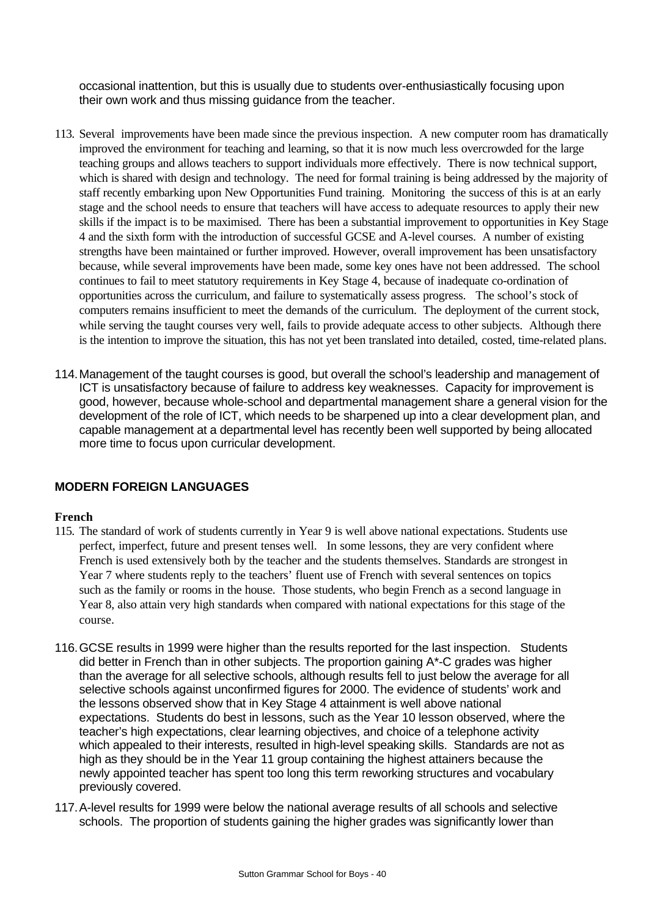occasional inattention, but this is usually due to students over-enthusiastically focusing upon their own work and thus missing guidance from the teacher.

113. Several improvements have been made since the previous inspection. A new computer room has dramatically improved the environment for teaching and learning, so that it is now much less overcrowded for the large teaching groups and allows teachers to support individuals more effectively. There is now technical support, which is shared with design and technology. The need for formal training is being addressed by the majority of staff recently embarking upon New Opportunities Fund training. Monitoring the success of this is at an early stage and the school needs to ensure that teachers will have access to adequate resources to apply their new skills if the impact is to be maximised. There has been a substantial improvement to opportunities in Key Stage 4 and the sixth form with the introduction of successful GCSE and A-level courses. A number of existing strengths have been maintained or further improved. However, overall improvement has been unsatisfactory because, while several improvements have been made, some key ones have not been addressed. The school continues to fail to meet statutory requirements in Key Stage 4, because of inadequate co-ordination of opportunities across the curriculum, and failure to systematically assess progress. The school's stock of computers remains insufficient to meet the demands of the curriculum. The deployment of the current stock, while serving the taught courses very well, fails to provide adequate access to other subjects. Although there is the intention to improve the situation, this has not yet been translated into detailed, costed, time-related plans.

114. Management of the taught courses is good, but overall the school's leadership and management of ICT is unsatisfactory because of failure to address key weaknesses. Capacity for improvement is good, however, because whole-school and departmental management share a general vision for the development of the role of ICT, which needs to be sharpened up into a clear development plan, and capable management at a departmental level has recently been well supported by being allocated more time to focus upon curricular development.

## MODERN FOREIGN LANGUAGES

### French

115. The standard of work of students currently in Year 9 is well above national expectations. Students use perfect, imperfect, future and present tenses well. In some lessons, they are very confident where French is used extensively both by the teacher and the students themselves. Standards are strongest in Year 7 where students reply to the teachers' fluent use of French with several sentences on topics such as the family or rooms in the house. Those students, who begin French as a second language in Year 8, also attain very high standards when compared with national expectations for this stage of the course.

116. GCSE results in 1999 were higher than the results reported for the last inspection. Students did better in French than in other subjects. The proportion gaining A*-C grades was higher than the average for all selective schools, although results fell to just below the average for all selective schools against unconfirmed figures for 2000. The evidence of students' work and the lessons observed show that in Key Stage 4 attainment is well above national expectations. Students do best in lessons, such as the Year 10 lesson observed, where the teacher's high expectations, clear learning objectives, and choice of a telephone activity which appealed to their interests, resulted in high-level speaking skills. Standards are not as high as they should be in the Year 11 group containing the highest attainers because the newly appointed teacher has spent too long this term reworking structures and vocabulary previously covered.

117. A-level results for 1999 were below the national average results of all schools and selective schools. The proportion of students gaining the higher grades was significantly lower than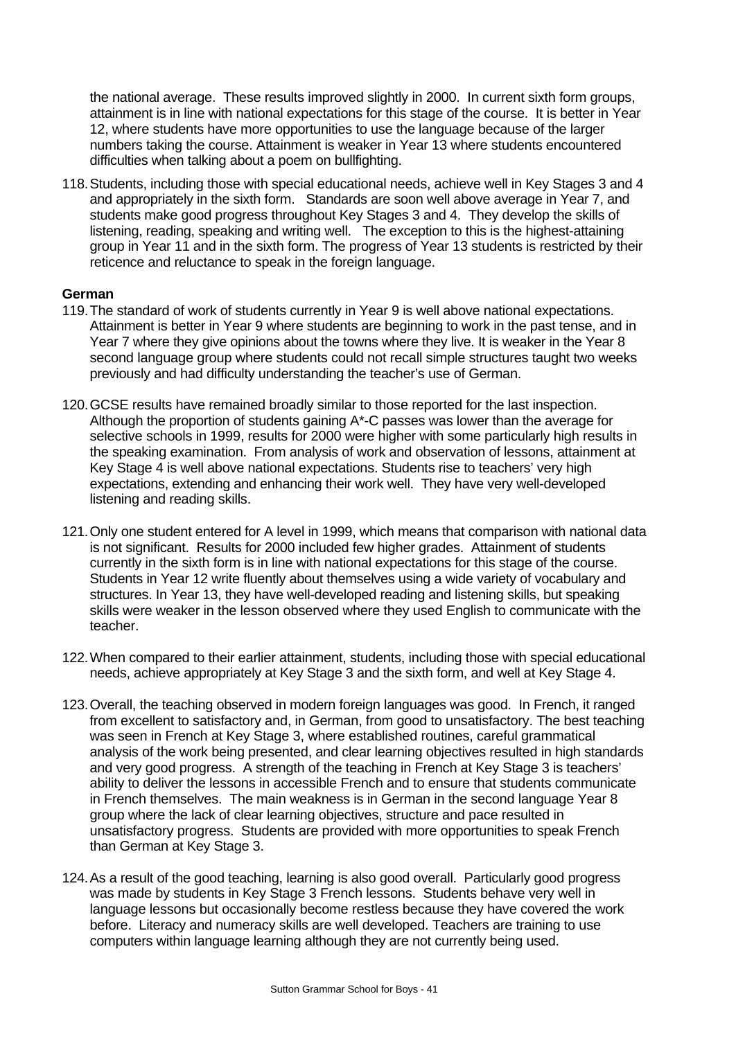the national average. These results improved slightly in 2000. In current sixth form groups, attainment is in line with national expectations for this stage of the course. It is better in Year 12, where students have more opportunities to use the language because of the larger numbers taking the course. Attainment is weaker in Year 13 where students encountered difficulties when talking about a poem on bullfighting.

118. Students, including those with special educational needs, achieve well in Key Stages 3 and 4 and appropriately in the sixth form. Standards are soon well above average in Year 7, and students make good progress throughout Key Stages 3 and 4. They develop the skills of listening, reading, speaking and writing well. The exception to this is the highest-attaining group in Year 11 and in the sixth form. The progress of Year 13 students is restricted by their reticence and reluctance to speak in the foreign language.

**German**

119. The standard of work of students currently in Year 9 is well above national expectations. Attainment is better in Year 9 where students are beginning to work in the past tense, and in Year 7 where they give opinions about the towns where they live. It is weaker in the Year 8 second language group where students could not recall simple structures taught two weeks previously and had difficulty understanding the teacher's use of German.

120. GCSE results have remained broadly similar to those reported for the last inspection. Although the proportion of students gaining A*-C passes was lower than the average for selective schools in 1999, results for 2000 were higher with some particularly high results in the speaking examination. From analysis of work and observation of lessons, attainment at Key Stage 4 is well above national expectations. Students rise to teachers' very high expectations, extending and enhancing their work well. They have very well-developed listening and reading skills.

121. Only one student entered for A level in 1999, which means that comparison with national data is not significant. Results for 2000 included few higher grades. Attainment of students currently in the sixth form is in line with national expectations for this stage of the course. Students in Year 12 write fluently about themselves using a wide variety of vocabulary and structures. In Year 13, they have well-developed reading and listening skills, but speaking skills were weaker in the lesson observed where they used English to communicate with the teacher.

122. When compared to their earlier attainment, students, including those with special educational needs, achieve appropriately at Key Stage 3 and the sixth form, and well at Key Stage 4.

123. Overall, the teaching observed in modern foreign languages was good. In French, it ranged from excellent to satisfactory and, in German, from good to unsatisfactory. The best teaching was seen in French at Key Stage 3, where established routines, careful grammatical analysis of the work being presented, and clear learning objectives resulted in high standards and very good progress. A strength of the teaching in French at Key Stage 3 is teachers' ability to deliver the lessons in accessible French and to ensure that students communicate in French themselves. The main weakness is in German in the second language Year 8 group where the lack of clear learning objectives, structure and pace resulted in unsatisfactory progress. Students are provided with more opportunities to speak French than German at Key Stage 3.

124. As a result of the good teaching, learning is also good overall. Particularly good progress was made by students in Key Stage 3 French lessons. Students behave very well in language lessons but occasionally become restless because they have covered the work before. Literacy and numeracy skills are well developed. Teachers are training to use computers within language learning although they are not currently being used.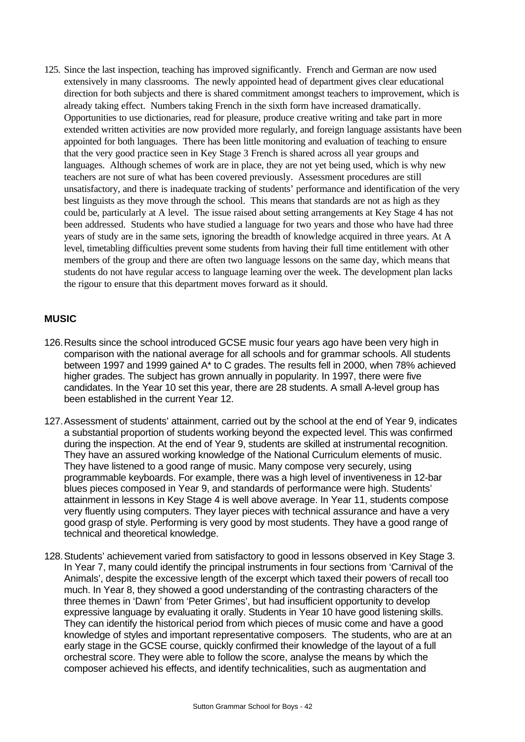125. Since the last inspection, teaching has improved significantly. French and German are now used extensively in many classrooms. The newly appointed head of department gives clear educational direction for both subjects and there is shared commitment amongst teachers to improvement, which is already taking effect. Numbers taking French in the sixth form have increased dramatically. Opportunities to use dictionaries, read for pleasure, produce creative writing and take part in more extended written activities are now provided more regularly, and foreign language assistants have been appointed for both languages. There has been little monitoring and evaluation of teaching to ensure that the very good practice seen in Key Stage 3 French is shared across all year groups and languages. Although schemes of work are in place, they are not yet being used, which is why new teachers are not sure of what has been covered previously. Assessment procedures are still unsatisfactory, and there is inadequate tracking of students' performance and identification of the very best linguists as they move through the school. This means that standards are not as high as they could be, particularly at A level. The issue raised about setting arrangements at Key Stage 4 has not been addressed. Students who have studied a language for two years and those who have had three years of study are in the same sets, ignoring the breadth of knowledge acquired in three years. At A level, timetabling difficulties prevent some students from having their full time entitlement with other members of the group and there are often two language lessons on the same day, which means that students do not have regular access to language learning over the week. The development plan lacks the rigour to ensure that this department moves forward as it should.

## MUSIC

126. Results since the school introduced GCSE music four years ago have been very high in comparison with the national average for all schools and for grammar schools. All students between 1997 and 1999 gained A* to C grades. The results fell in 2000, when 78% achieved higher grades. The subject has grown annually in popularity. In 1997, there were five candidates. In the Year 10 set this year, there are 28 students. A small A-level group has been established in the current Year 12.

127. Assessment of students' attainment, carried out by the school at the end of Year 9, indicates a substantial proportion of students working beyond the expected level. This was confirmed during the inspection. At the end of Year 9, students are skilled at instrumental recognition. They have an assured working knowledge of the National Curriculum elements of music. They have listened to a good range of music. Many compose very securely, using programmable keyboards. For example, there was a high level of inventiveness in 12-bar blues pieces composed in Year 9, and standards of performance were high. Students' attainment in lessons in Key Stage 4 is well above average. In Year 11, students compose very fluently using computers. They layer pieces with technical assurance and have a very good grasp of style. Performing is very good by most students. They have a good range of technical and theoretical knowledge.

128. Students' achievement varied from satisfactory to good in lessons observed in Key Stage 3. In Year 7, many could identify the principal instruments in four sections from 'Carnival of the Animals', despite the excessive length of the excerpt which taxed their powers of recall too much. In Year 8, they showed a good understanding of the contrasting characters of the three themes in 'Dawn' from 'Peter Grimes', but had insufficient opportunity to develop expressive language by evaluating it orally. Students in Year 10 have good listening skills. They can identify the historical period from which pieces of music come and have a good knowledge of styles and important representative composers. The students, who are at an early stage in the GCSE course, quickly confirmed their knowledge of the layout of a full orchestral score. They were able to follow the score, analyse the means by which the composer achieved his effects, and identify technicalities, such as augmentation and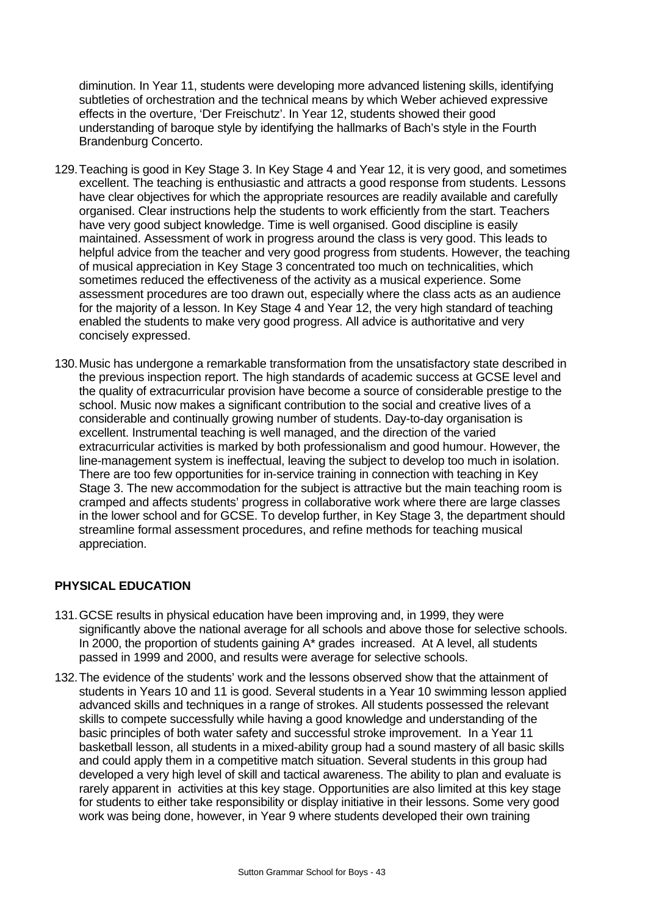diminution. In Year 11, students were developing more advanced listening skills, identifying subtleties of orchestration and the technical means by which Weber achieved expressive effects in the overture, 'Der Freischutz'. In Year 12, students showed their good understanding of baroque style by identifying the hallmarks of Bach's style in the Fourth Brandenburg Concerto.

129. Teaching is good in Key Stage 3. In Key Stage 4 and Year 12, it is very good, and sometimes excellent. The teaching is enthusiastic and attracts a good response from students. Lessons have clear objectives for which the appropriate resources are readily available and carefully organised. Clear instructions help the students to work efficiently from the start. Teachers have very good subject knowledge. Time is well organised. Good discipline is easily maintained. Assessment of work in progress around the class is very good. This leads to helpful advice from the teacher and very good progress from students. However, the teaching of musical appreciation in Key Stage 3 concentrated too much on technicalities, which sometimes reduced the effectiveness of the activity as a musical experience. Some assessment procedures are too drawn out, especially where the class acts as an audience for the majority of a lesson. In Key Stage 4 and Year 12, the very high standard of teaching enabled the students to make very good progress. All advice is authoritative and very concisely expressed.

130. Music has undergone a remarkable transformation from the unsatisfactory state described in the previous inspection report. The high standards of academic success at GCSE level and the quality of extracurricular provision have become a source of considerable prestige to the school. Music now makes a significant contribution to the social and creative lives of a considerable and continually growing number of students. Day-to-day organisation is excellent. Instrumental teaching is well managed, and the direction of the varied extracurricular activities is marked by both professionalism and good humour. However, the line-management system is ineffectual, leaving the subject to develop too much in isolation. There are too few opportunities for in-service training in connection with teaching in Key Stage 3. The new accommodation for the subject is attractive but the main teaching room is cramped and affects students' progress in collaborative work where there are large classes in the lower school and for GCSE. To develop further, in Key Stage 3, the department should streamline formal assessment procedures, and refine methods for teaching musical appreciation.

## PHYSICAL EDUCATION

131. GCSE results in physical education have been improving and, in 1999, they were significantly above the national average for all schools and above those for selective schools. In 2000, the proportion of students gaining A* grades increased. At A level, all students passed in 1999 and 2000, and results were average for selective schools.

132. The evidence of the students' work and the lessons observed show that the attainment of students in Years 10 and 11 is good. Several students in a Year 10 swimming lesson applied advanced skills and techniques in a range of strokes. All students possessed the relevant skills to compete successfully while having a good knowledge and understanding of the basic principles of both water safety and successful stroke improvement. In a Year 11 basketball lesson, all students in a mixed-ability group had a sound mastery of all basic skills and could apply them in a competitive match situation. Several students in this group had developed a very high level of skill and tactical awareness. The ability to plan and evaluate is rarely apparent in activities at this key stage. Opportunities are also limited at this key stage for students to either take responsibility or display initiative in their lessons. Some very good work was being done, however, in Year 9 where students developed their own training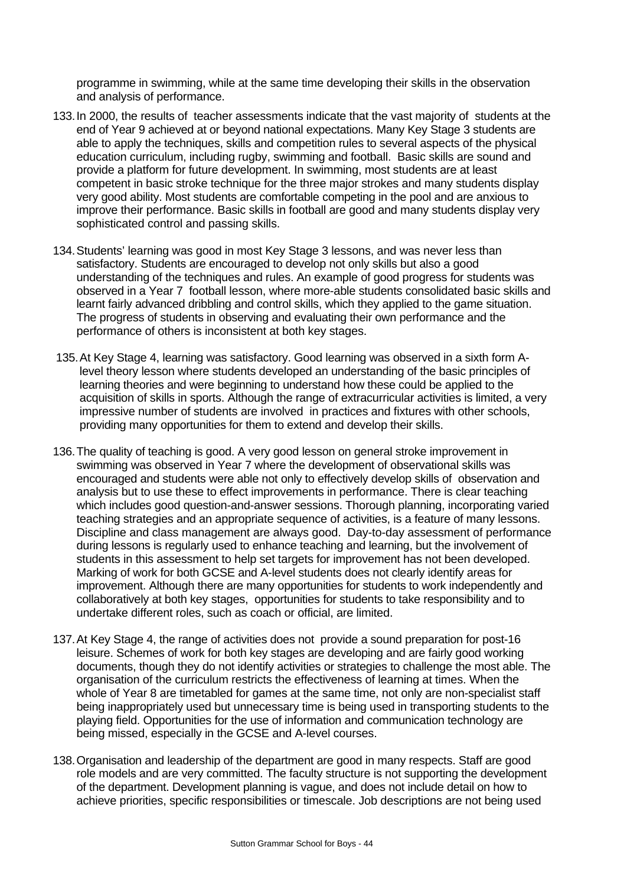programme in swimming, while at the same time developing their skills in the observation and analysis of performance.

133. In 2000, the results of teacher assessments indicate that the vast majority of students at the end of Year 9 achieved at or beyond national expectations. Many Key Stage 3 students are able to apply the techniques, skills and competition rules to several aspects of the physical education curriculum, including rugby, swimming and football. Basic skills are sound and provide a platform for future development. In swimming, most students are at least competent in basic stroke technique for the three major strokes and many students display very good ability. Most students are comfortable competing in the pool and are anxious to improve their performance. Basic skills in football are good and many students display very sophisticated control and passing skills.

134. Students' learning was good in most Key Stage 3 lessons, and was never less than satisfactory. Students are encouraged to develop not only skills but also a good understanding of the techniques and rules. An example of good progress for students was observed in a Year 7 football lesson, where more-able students consolidated basic skills and learnt fairly advanced dribbling and control skills, which they applied to the game situation. The progress of students in observing and evaluating their own performance and the performance of others is inconsistent at both key stages.

135. At Key Stage 4, learning was satisfactory. Good learning was observed in a sixth form A-level theory lesson where students developed an understanding of the basic principles of learning theories and were beginning to understand how these could be applied to the acquisition of skills in sports. Although the range of extracurricular activities is limited, a very impressive number of students are involved in practices and fixtures with other schools, providing many opportunities for them to extend and develop their skills.

136. The quality of teaching is good. A very good lesson on general stroke improvement in swimming was observed in Year 7 where the development of observational skills was encouraged and students were able not only to effectively develop skills of observation and analysis but to use these to effect improvements in performance. There is clear teaching which includes good question-and-answer sessions. Thorough planning, incorporating varied teaching strategies and an appropriate sequence of activities, is a feature of many lessons. Discipline and class management are always good. Day-to-day assessment of performance during lessons is regularly used to enhance teaching and learning, but the involvement of students in this assessment to help set targets for improvement has not been developed. Marking of work for both GCSE and A-level students does not clearly identify areas for improvement. Although there are many opportunities for students to work independently and collaboratively at both key stages, opportunities for students to take responsibility and to undertake different roles, such as coach or official, are limited.

137. At Key Stage 4, the range of activities does not provide a sound preparation for post-16 leisure. Schemes of work for both key stages are developing and are fairly good working documents, though they do not identify activities or strategies to challenge the most able. The organisation of the curriculum restricts the effectiveness of learning at times. When the whole of Year 8 are timetabled for games at the same time, not only are non-specialist staff being inappropriately used but unnecessary time is being used in transporting students to the playing field. Opportunities for the use of information and communication technology are being missed, especially in the GCSE and A-level courses.

138. Organisation and leadership of the department are good in many respects. Staff are good role models and are very committed. The faculty structure is not supporting the development of the department. Development planning is vague, and does not include detail on how to achieve priorities, specific responsibilities or timescale. Job descriptions are not being used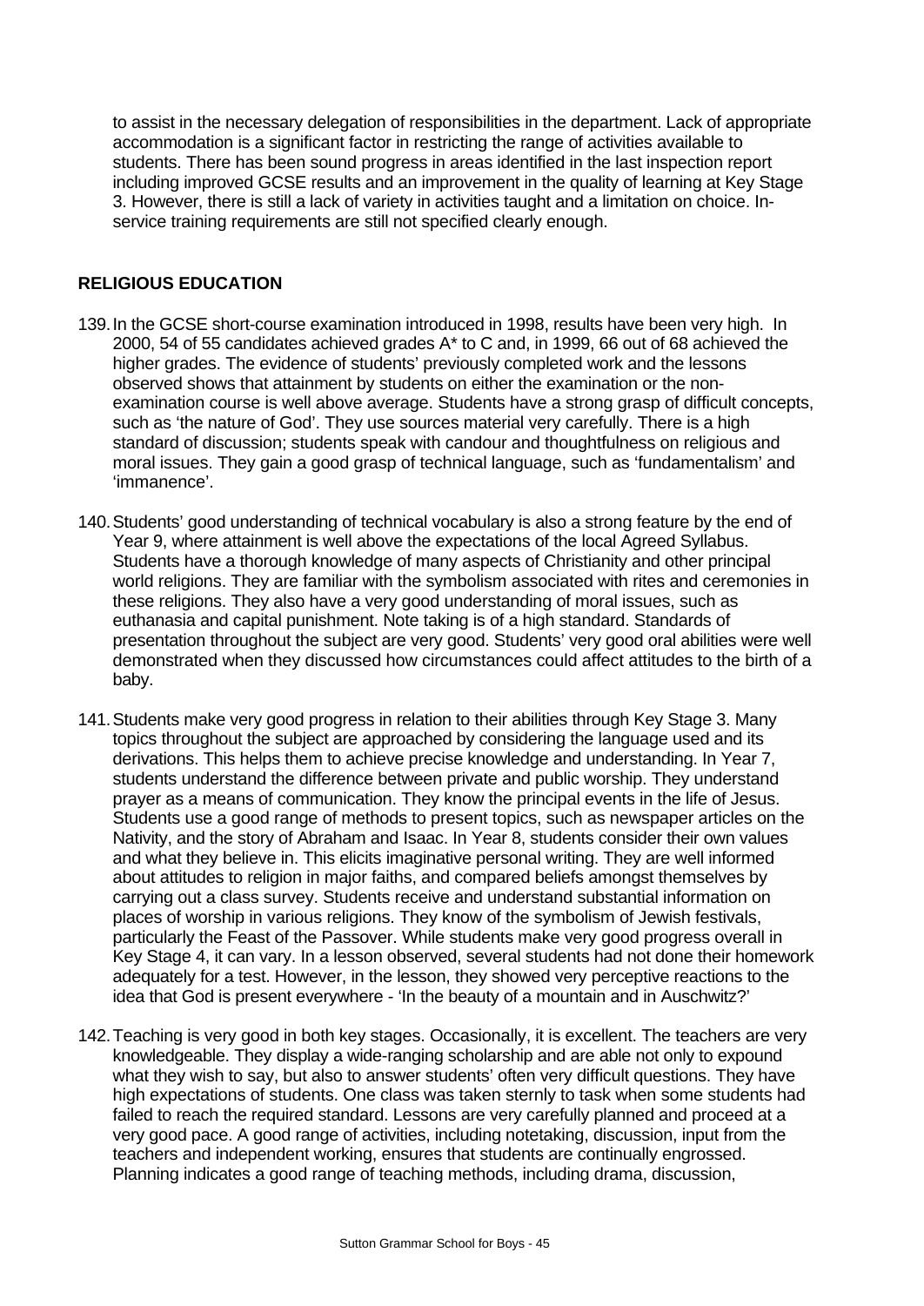to assist in the necessary delegation of responsibilities in the department. Lack of appropriate accommodation is a significant factor in restricting the range of activities available to students. There has been sound progress in areas identified in the last inspection report including improved GCSE results and an improvement in the quality of learning at Key Stage 3. However, there is still a lack of variety in activities taught and a limitation on choice. In-service training requirements are still not specified clearly enough.

## RELIGIOUS EDUCATION

139. In the GCSE short-course examination introduced in 1998, results have been very high. In 2000, 54 of 55 candidates achieved grades A* to C and, in 1999, 66 out of 68 achieved the higher grades. The evidence of students' previously completed work and the lessons observed shows that attainment by students on either the examination or the non-examination course is well above average. Students have a strong grasp of difficult concepts, such as 'the nature of God'. They use sources material very carefully. There is a high standard of discussion; students speak with candour and thoughtfulness on religious and moral issues. They gain a good grasp of technical language, such as 'fundamentalism' and 'immanence'.

140. Students' good understanding of technical vocabulary is also a strong feature by the end of Year 9, where attainment is well above the expectations of the local Agreed Syllabus. Students have a thorough knowledge of many aspects of Christianity and other principal world religions. They are familiar with the symbolism associated with rites and ceremonies in these religions. They also have a very good understanding of moral issues, such as euthanasia and capital punishment. Note taking is of a high standard. Standards of presentation throughout the subject are very good. Students' very good oral abilities were well demonstrated when they discussed how circumstances could affect attitudes to the birth of a baby.

141. Students make very good progress in relation to their abilities through Key Stage 3. Many topics throughout the subject are approached by considering the language used and its derivations. This helps them to achieve precise knowledge and understanding. In Year 7, students understand the difference between private and public worship. They understand prayer as a means of communication. They know the principal events in the life of Jesus. Students use a good range of methods to present topics, such as newspaper articles on the Nativity, and the story of Abraham and Isaac. In Year 8, students consider their own values and what they believe in. This elicits imaginative personal writing. They are well informed about attitudes to religion in major faiths, and compared beliefs amongst themselves by carrying out a class survey. Students receive and understand substantial information on places of worship in various religions. They know of the symbolism of Jewish festivals, particularly the Feast of the Passover. While students make very good progress overall in Key Stage 4, it can vary. In a lesson observed, several students had not done their homework adequately for a test. However, in the lesson, they showed very perceptive reactions to the idea that God is present everywhere - 'In the beauty of a mountain and in Auschwitz?'

142. Teaching is very good in both key stages. Occasionally, it is excellent. The teachers are very knowledgeable. They display a wide-ranging scholarship and are able not only to expound what they wish to say, but also to answer students' often very difficult questions. They have high expectations of students. One class was taken sternly to task when some students had failed to reach the required standard. Lessons are very carefully planned and proceed at a very good pace. A good range of activities, including notetaking, discussion, input from the teachers and independent working, ensures that students are continually engrossed. Planning indicates a good range of teaching methods, including drama, discussion,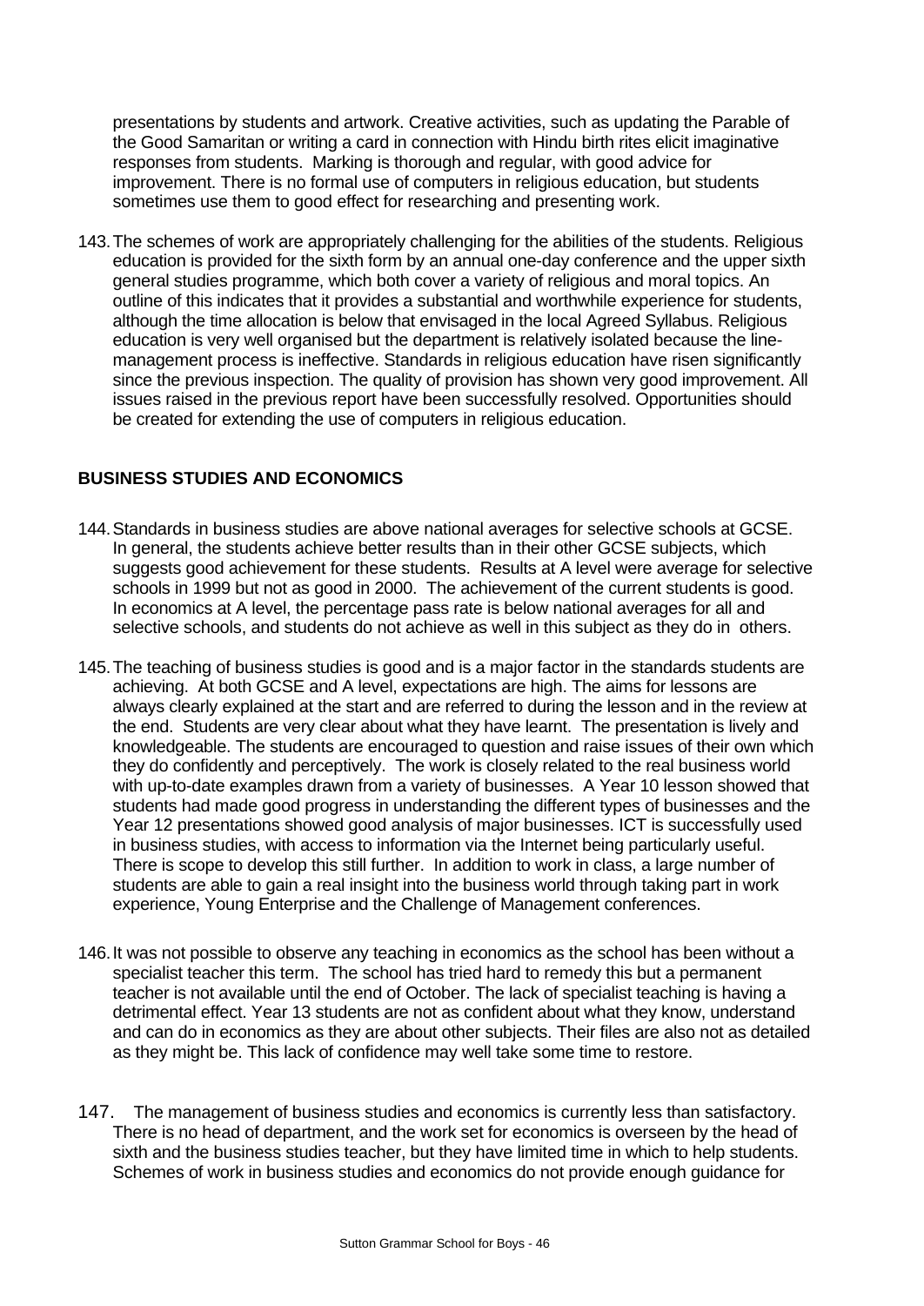presentations by students and artwork. Creative activities, such as updating the Parable of the Good Samaritan or writing a card in connection with Hindu birth rites elicit imaginative responses from students. Marking is thorough and regular, with good advice for improvement. There is no formal use of computers in religious education, but students sometimes use them to good effect for researching and presenting work.

143. The schemes of work are appropriately challenging for the abilities of the students. Religious education is provided for the sixth form by an annual one-day conference and the upper sixth general studies programme, which both cover a variety of religious and moral topics. An outline of this indicates that it provides a substantial and worthwhile experience for students, although the time allocation is below that envisaged in the local Agreed Syllabus. Religious education is very well organised but the department is relatively isolated because the line-management process is ineffective. Standards in religious education have risen significantly since the previous inspection. The quality of provision has shown very good improvement. All issues raised in the previous report have been successfully resolved. Opportunities should be created for extending the use of computers in religious education.

## BUSINESS STUDIES AND ECONOMICS

144. Standards in business studies are above national averages for selective schools at GCSE. In general, the students achieve better results than in their other GCSE subjects, which suggests good achievement for these students. Results at A level were average for selective schools in 1999 but not as good in 2000. The achievement of the current students is good. In economics at A level, the percentage pass rate is below national averages for all and selective schools, and students do not achieve as well in this subject as they do in others.

145. The teaching of business studies is good and is a major factor in the standards students are achieving. At both GCSE and A level, expectations are high. The aims for lessons are always clearly explained at the start and are referred to during the lesson and in the review at the end. Students are very clear about what they have learnt. The presentation is lively and knowledgeable. The students are encouraged to question and raise issues of their own which they do confidently and perceptively. The work is closely related to the real business world with up-to-date examples drawn from a variety of businesses. A Year 10 lesson showed that students had made good progress in understanding the different types of businesses and the Year 12 presentations showed good analysis of major businesses. ICT is successfully used in business studies, with access to information via the Internet being particularly useful. There is scope to develop this still further. In addition to work in class, a large number of students are able to gain a real insight into the business world through taking part in work experience, Young Enterprise and the Challenge of Management conferences.

146. It was not possible to observe any teaching in economics as the school has been without a specialist teacher this term. The school has tried hard to remedy this but a permanent teacher is not available until the end of October. The lack of specialist teaching is having a detrimental effect. Year 13 students are not as confident about what they know, understand and can do in economics as they are about other subjects. Their files are also not as detailed as they might be. This lack of confidence may well take some time to restore.

147. The management of business studies and economics is currently less than satisfactory. There is no head of department, and the work set for economics is overseen by the head of sixth and the business studies teacher, but they have limited time in which to help students. Schemes of work in business studies and economics do not provide enough guidance for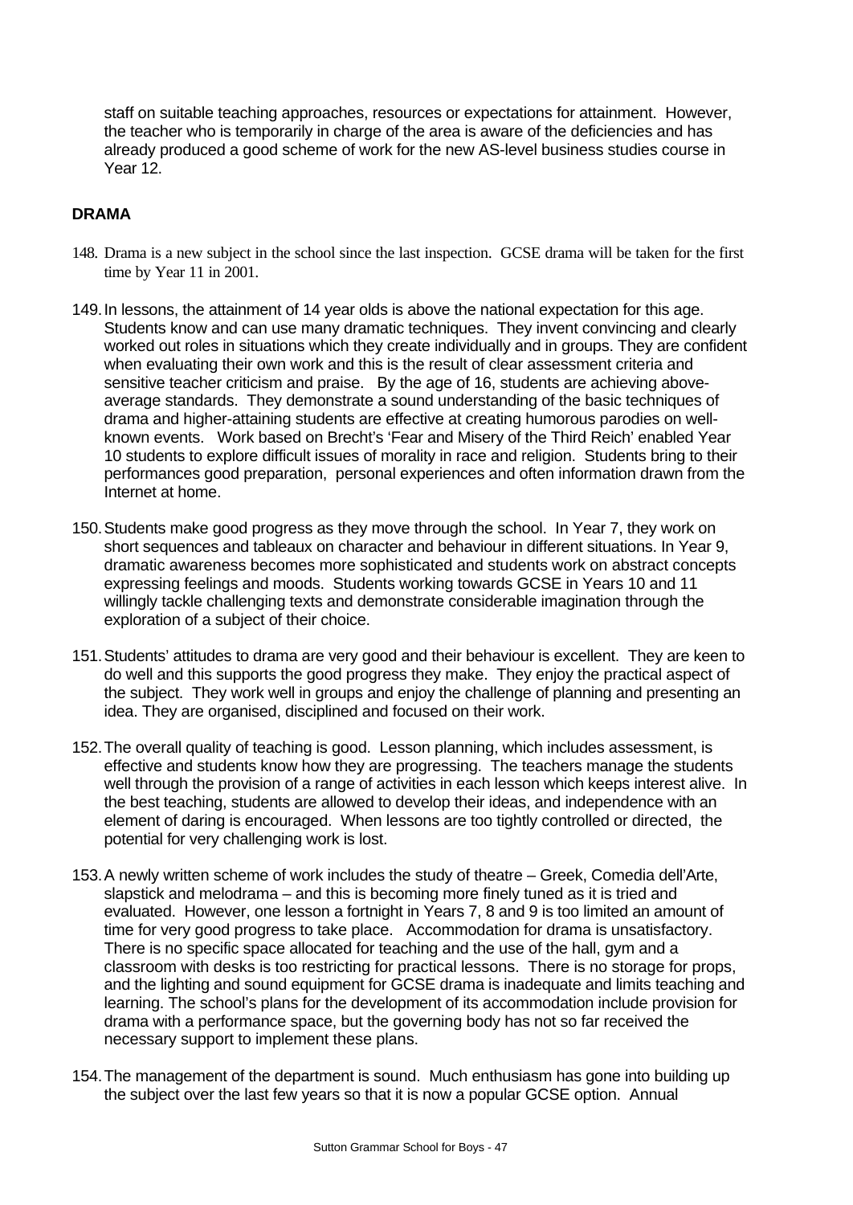staff on suitable teaching approaches, resources or expectations for attainment. However, the teacher who is temporarily in charge of the area is aware of the deficiencies and has already produced a good scheme of work for the new AS-level business studies course in Year 12.

## DRAMA

148. Drama is a new subject in the school since the last inspection. GCSE drama will be taken for the first time by Year 11 in 2001.

149. In lessons, the attainment of 14 year olds is above the national expectation for this age. Students know and can use many dramatic techniques. They invent convincing and clearly worked out roles in situations which they create individually and in groups. They are confident when evaluating their own work and this is the result of clear assessment criteria and sensitive teacher criticism and praise. By the age of 16, students are achieving above-average standards. They demonstrate a sound understanding of the basic techniques of drama and higher-attaining students are effective at creating humorous parodies on well-known events. Work based on Brecht's 'Fear and Misery of the Third Reich' enabled Year 10 students to explore difficult issues of morality in race and religion. Students bring to their performances good preparation, personal experiences and often information drawn from the Internet at home.

150. Students make good progress as they move through the school. In Year 7, they work on short sequences and tableaux on character and behaviour in different situations. In Year 9, dramatic awareness becomes more sophisticated and students work on abstract concepts expressing feelings and moods. Students working towards GCSE in Years 10 and 11 willingly tackle challenging texts and demonstrate considerable imagination through the exploration of a subject of their choice.

151. Students' attitudes to drama are very good and their behaviour is excellent. They are keen to do well and this supports the good progress they make. They enjoy the practical aspect of the subject. They work well in groups and enjoy the challenge of planning and presenting an idea. They are organised, disciplined and focused on their work.

152. The overall quality of teaching is good. Lesson planning, which includes assessment, is effective and students know how they are progressing. The teachers manage the students well through the provision of a range of activities in each lesson which keeps interest alive. In the best teaching, students are allowed to develop their ideas, and independence with an element of daring is encouraged. When lessons are too tightly controlled or directed, the potential for very challenging work is lost.

153. A newly written scheme of work includes the study of theatre – Greek, Comedia dell'Arte, slapstick and melodrama – and this is becoming more finely tuned as it is tried and evaluated. However, one lesson a fortnight in Years 7, 8 and 9 is too limited an amount of time for very good progress to take place. Accommodation for drama is unsatisfactory. There is no specific space allocated for teaching and the use of the hall, gym and a classroom with desks is too restricting for practical lessons. There is no storage for props, and the lighting and sound equipment for GCSE drama is inadequate and limits teaching and learning. The school's plans for the development of its accommodation include provision for drama with a performance space, but the governing body has not so far received the necessary support to implement these plans.

154. The management of the department is sound. Much enthusiasm has gone into building up the subject over the last few years so that it is now a popular GCSE option. Annual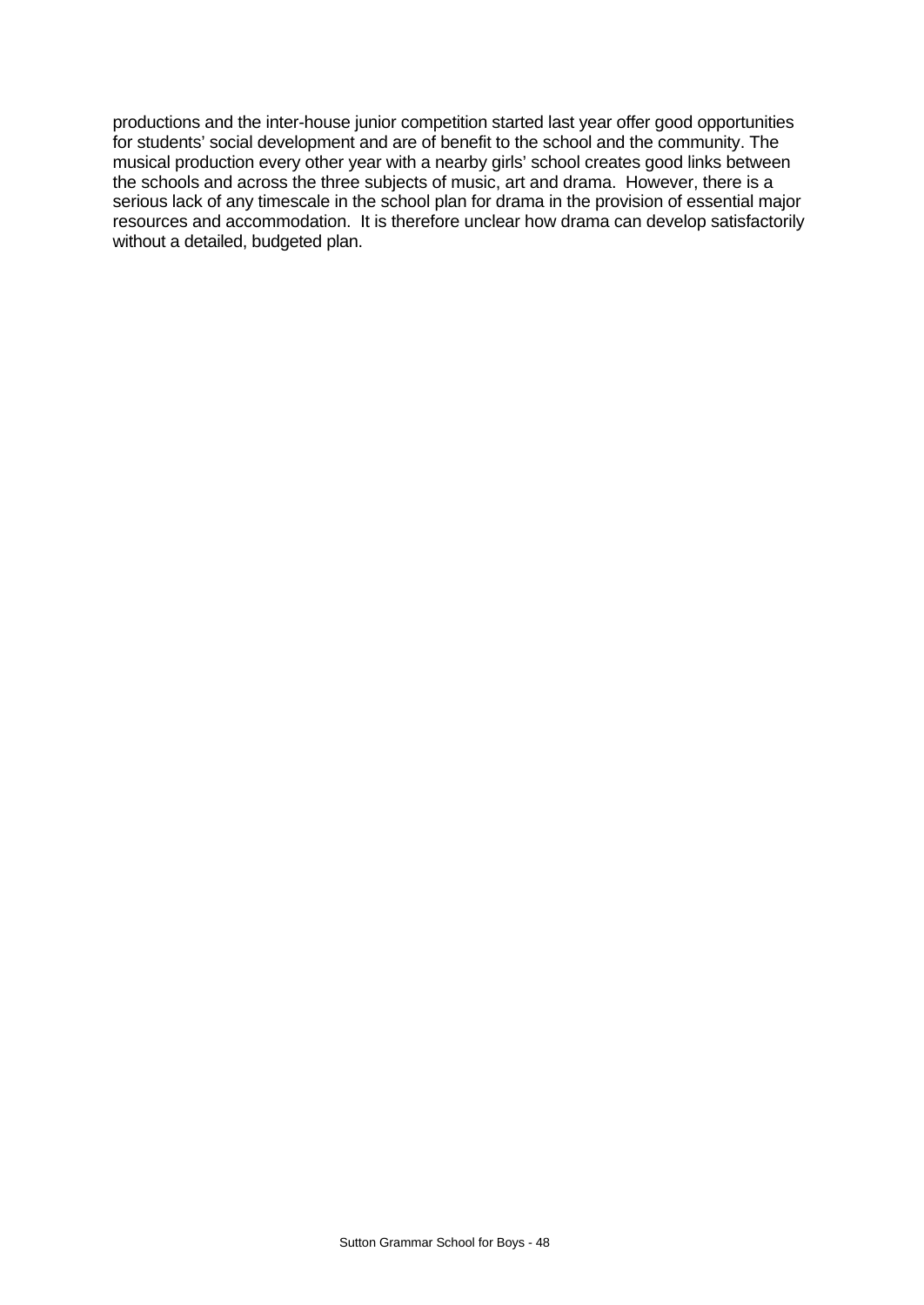productions and the inter-house junior competition started last year offer good opportunities for students' social development and are of benefit to the school and the community. The musical production every other year with a nearby girls' school creates good links between the schools and across the three subjects of music, art and drama. However, there is a serious lack of any timescale in the school plan for drama in the provision of essential major resources and accommodation. It is therefore unclear how drama can develop satisfactorily without a detailed, budgeted plan.